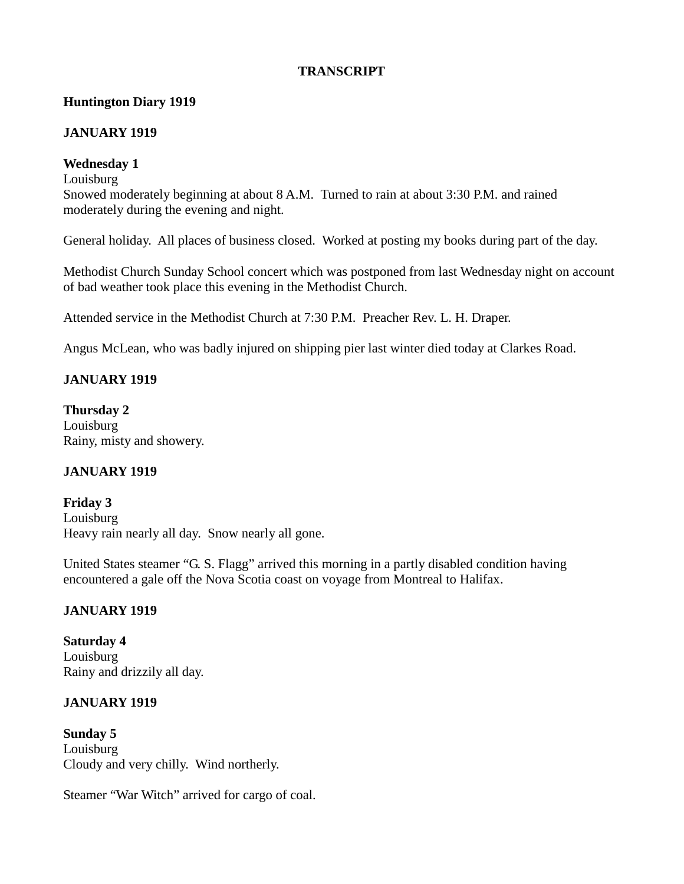**TRANSCRIPT**

**Huntington Diary 1919**

**JANUARY 1919**

**Wednesday 1**
Louisburg
Snowed moderately beginning at about 8 A.M. Turned to rain at about 3:30 P.M. and rained moderately during the evening and night.

General holiday. All places of business closed. Worked at posting my books during part of the day.

Methodist Church Sunday School concert which was postponed from last Wednesday night on account of bad weather took place this evening in the Methodist Church.

Attended service in the Methodist Church at 7:30 P.M. Preacher Rev. L. H. Draper.

Angus McLean, who was badly injured on shipping pier last winter died today at Clarkes Road.

**JANUARY 1919**

**Thursday 2**
Louisburg
Rainy, misty and showery.

**JANUARY 1919**

**Friday 3**
Louisburg
Heavy rain nearly all day. Snow nearly all gone.

United States steamer "G. S. Flagg" arrived this morning in a partly disabled condition having encountered a gale off the Nova Scotia coast on voyage from Montreal to Halifax.

**JANUARY 1919**

**Saturday 4**
Louisburg
Rainy and drizzily all day.

**JANUARY 1919**

**Sunday 5**
Louisburg
Cloudy and very chilly. Wind northerly.

Steamer "War Witch" arrived for cargo of coal.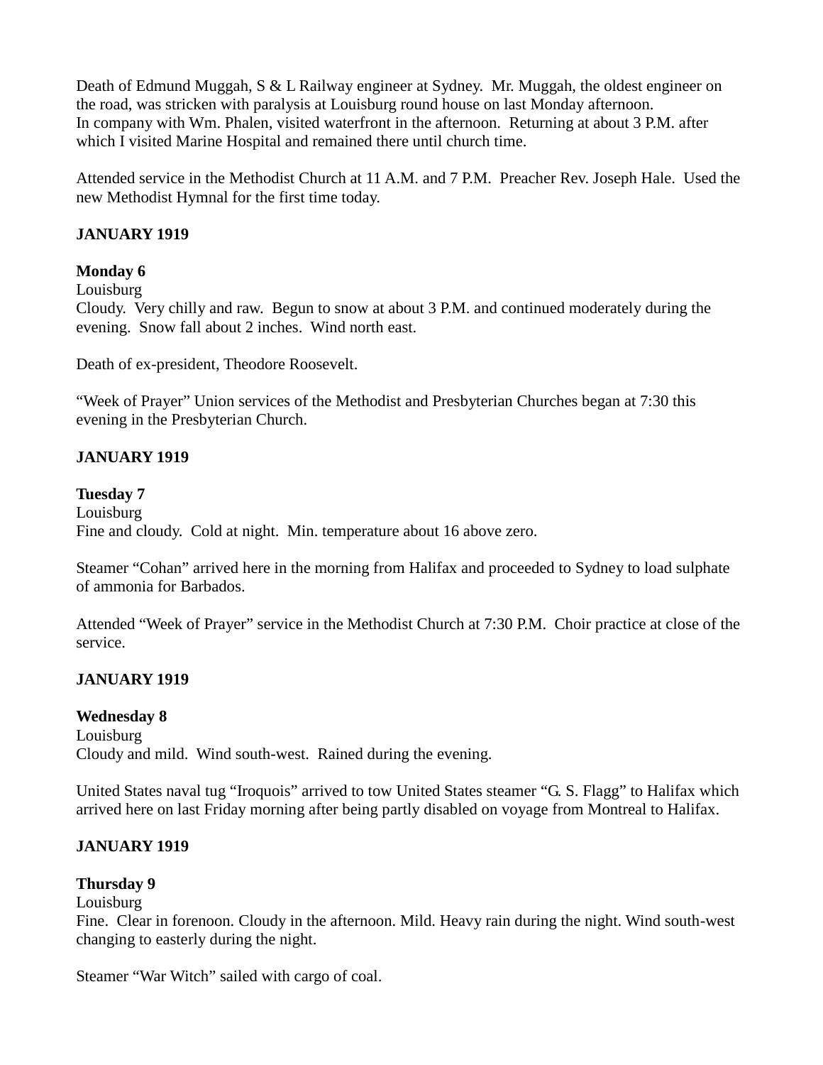Death of Edmund Muggah, S & L Railway engineer at Sydney. Mr. Muggah, the oldest engineer on the road, was stricken with paralysis at Louisburg round house on last Monday afternoon.
In company with Wm. Phalen, visited waterfront in the afternoon. Returning at about 3 P.M. after which I visited Marine Hospital and remained there until church time.

Attended service in the Methodist Church at 11 A.M. and 7 P.M. Preacher Rev. Joseph Hale. Used the new Methodist Hymnal for the first time today.

**JANUARY 1919**

**Monday 6**
Louisburg
Cloudy. Very chilly and raw. Begun to snow at about 3 P.M. and continued moderately during the evening. Snow fall about 2 inches. Wind north east.

Death of ex-president, Theodore Roosevelt.

"Week of Prayer" Union services of the Methodist and Presbyterian Churches began at 7:30 this evening in the Presbyterian Church.

**JANUARY 1919**

**Tuesday 7**
Louisburg
Fine and cloudy. Cold at night. Min. temperature about 16 above zero.

Steamer "Cohan" arrived here in the morning from Halifax and proceeded to Sydney to load sulphate of ammonia for Barbados.

Attended "Week of Prayer" service in the Methodist Church at 7:30 P.M. Choir practice at close of the service.

**JANUARY 1919**

**Wednesday 8**
Louisburg
Cloudy and mild. Wind south-west. Rained during the evening.

United States naval tug "Iroquois" arrived to tow United States steamer "G. S. Flagg" to Halifax which arrived here on last Friday morning after being partly disabled on voyage from Montreal to Halifax.

**JANUARY 1919**

**Thursday 9**
Louisburg
Fine. Clear in forenoon. Cloudy in the afternoon. Mild. Heavy rain during the night. Wind south-west changing to easterly during the night.

Steamer "War Witch" sailed with cargo of coal.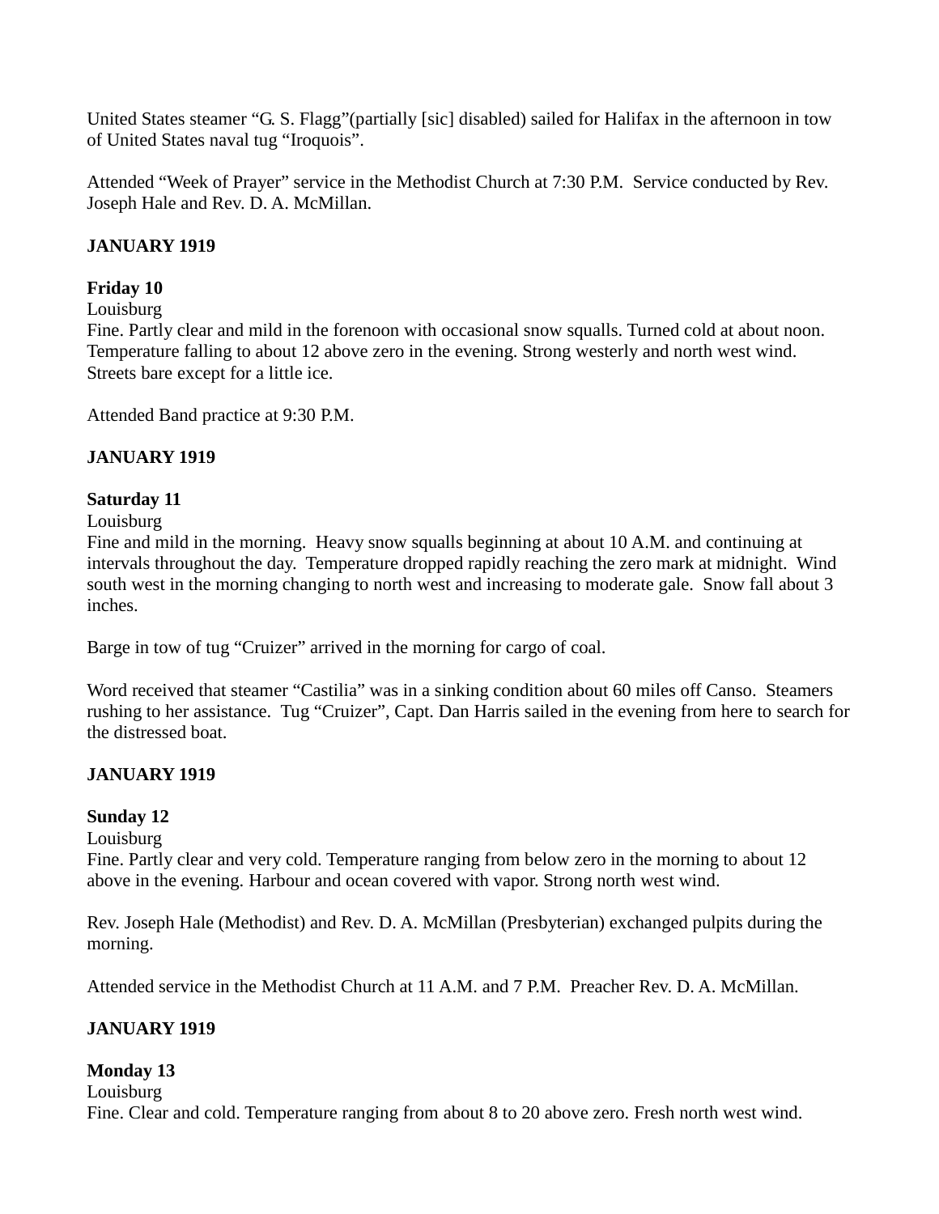United States steamer “G. S. Flagg”(partially [sic] disabled) sailed for Halifax in the afternoon in tow of United States naval tug “Iroquois”.

Attended “Week of Prayer” service in the Methodist Church at 7:30 P.M. Service conducted by Rev. Joseph Hale and Rev. D. A. McMillan.

**JANUARY 1919**

**Friday 10**
Louisburg
Fine. Partly clear and mild in the forenoon with occasional snow squalls. Turned cold at about noon. Temperature falling to about 12 above zero in the evening. Strong westerly and north west wind. Streets bare except for a little ice.

Attended Band practice at 9:30 P.M.

**JANUARY 1919**

**Saturday 11**
Louisburg
Fine and mild in the morning. Heavy snow squalls beginning at about 10 A.M. and continuing at intervals throughout the day. Temperature dropped rapidly reaching the zero mark at midnight. Wind south west in the morning changing to north west and increasing to moderate gale. Snow fall about 3 inches.

Barge in tow of tug “Cruizer” arrived in the morning for cargo of coal.

Word received that steamer “Castilia” was in a sinking condition about 60 miles off Canso. Steamers rushing to her assistance. Tug “Cruizer”, Capt. Dan Harris sailed in the evening from here to search for the distressed boat.

**JANUARY 1919**

**Sunday 12**
Louisburg
Fine. Partly clear and very cold. Temperature ranging from below zero in the morning to about 12 above in the evening. Harbour and ocean covered with vapor. Strong north west wind.

Rev. Joseph Hale (Methodist) and Rev. D. A. McMillan (Presbyterian) exchanged pulpits during the morning.

Attended service in the Methodist Church at 11 A.M. and 7 P.M. Preacher Rev. D. A. McMillan.

**JANUARY 1919**

**Monday 13**
Louisburg
Fine. Clear and cold. Temperature ranging from about 8 to 20 above zero. Fresh north west wind.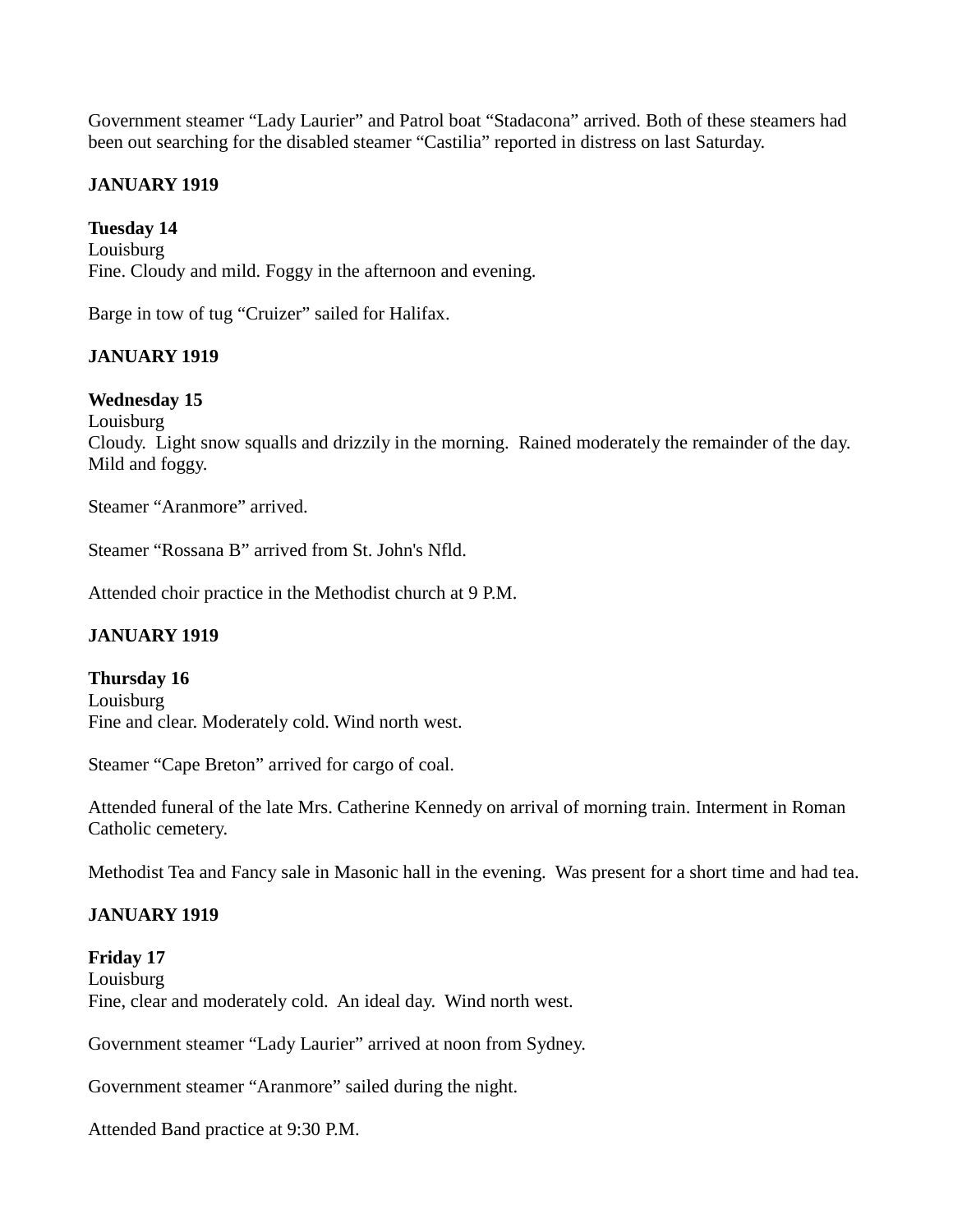Government steamer “Lady Laurier” and Patrol boat “Stadacona” arrived. Both of these steamers had been out searching for the disabled steamer “Castilia” reported in distress on last Saturday.

**JANUARY 1919**

**Tuesday 14**
Louisburg
Fine. Cloudy and mild. Foggy in the afternoon and evening.

Barge in tow of tug “Cruizer” sailed for Halifax.

**JANUARY 1919**

**Wednesday 15**
Louisburg
Cloudy. Light snow squalls and drizzily in the morning. Rained moderately the remainder of the day. Mild and foggy.

Steamer “Aranmore” arrived.

Steamer “Rossana B” arrived from St. John's Nfld.

Attended choir practice in the Methodist church at 9 P.M.

**JANUARY 1919**

**Thursday 16**
Louisburg
Fine and clear. Moderately cold. Wind north west.

Steamer “Cape Breton” arrived for cargo of coal.

Attended funeral of the late Mrs. Catherine Kennedy on arrival of morning train. Interment in Roman Catholic cemetery.

Methodist Tea and Fancy sale in Masonic hall in the evening. Was present for a short time and had tea.

**JANUARY 1919**

**Friday 17**
Louisburg
Fine, clear and moderately cold. An ideal day. Wind north west.

Government steamer “Lady Laurier” arrived at noon from Sydney.

Government steamer “Aranmore” sailed during the night.

Attended Band practice at 9:30 P.M.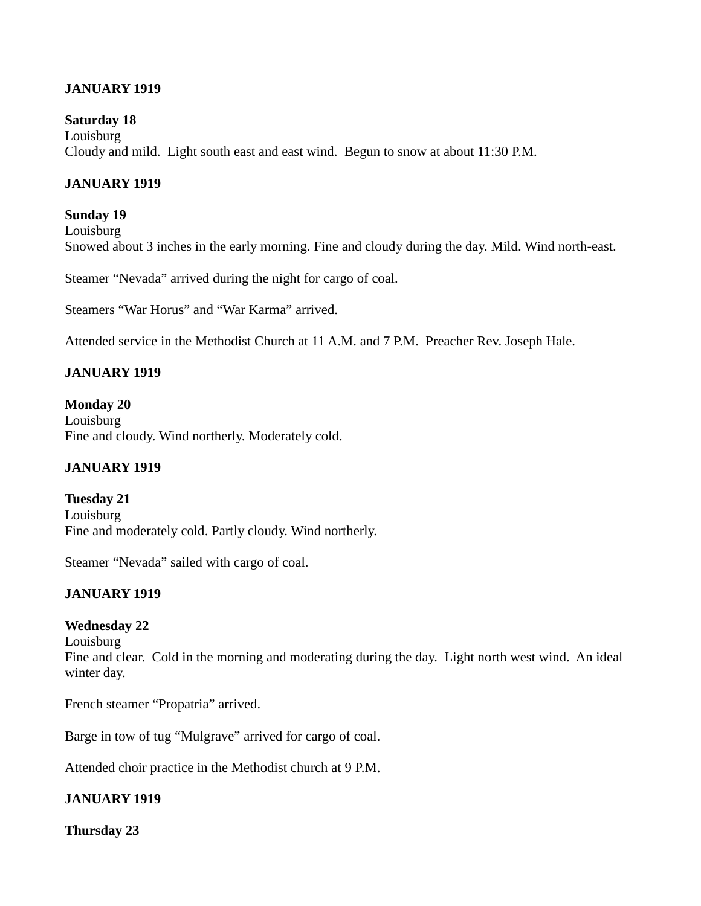**JANUARY 1919**

**Saturday 18**
Louisburg
Cloudy and mild. Light south east and east wind. Begun to snow at about 11:30 P.M.

**JANUARY 1919**

**Sunday 19**
Louisburg
Snowed about 3 inches in the early morning. Fine and cloudy during the day. Mild. Wind north-east.

Steamer "Nevada" arrived during the night for cargo of coal.

Steamers "War Horus" and "War Karma" arrived.

Attended service in the Methodist Church at 11 A.M. and 7 P.M. Preacher Rev. Joseph Hale.

**JANUARY 1919**

**Monday 20**
Louisburg
Fine and cloudy. Wind northerly. Moderately cold.

**JANUARY 1919**

**Tuesday 21**
Louisburg
Fine and moderately cold. Partly cloudy. Wind northerly.

Steamer "Nevada" sailed with cargo of coal.

**JANUARY 1919**

**Wednesday 22**
Louisburg
Fine and clear. Cold in the morning and moderating during the day. Light north west wind. An ideal winter day.

French steamer "Propatria" arrived.

Barge in tow of tug "Mulgrave" arrived for cargo of coal.

Attended choir practice in the Methodist church at 9 P.M.

**JANUARY 1919**

**Thursday 23**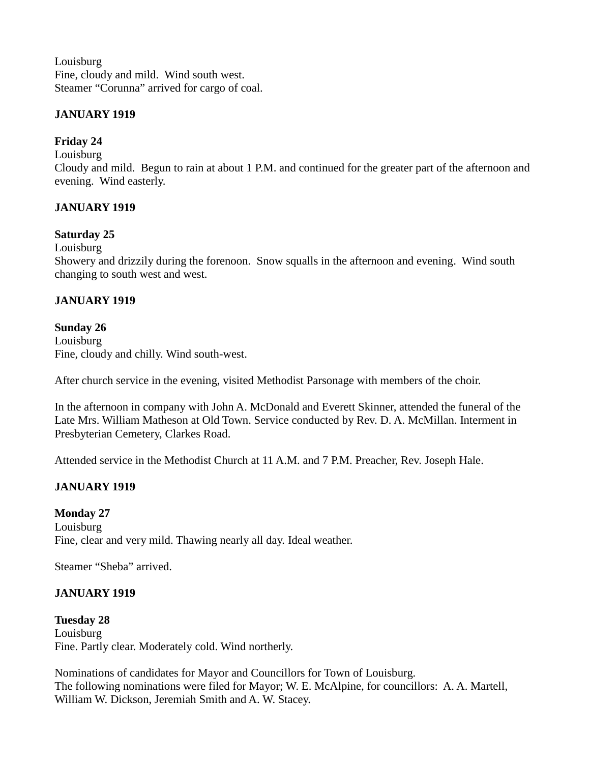Louisburg
Fine, cloudy and mild.  Wind south west.
Steamer "Corunna" arrived for cargo of coal.

**JANUARY 1919**

**Friday 24**
Louisburg
Cloudy and mild.  Begun to rain at about 1 P.M. and continued for the greater part of the afternoon and evening.  Wind easterly.

**JANUARY 1919**

**Saturday 25**
Louisburg
Showery and drizzily during the forenoon.  Snow squalls in the afternoon and evening.  Wind south changing to south west and west.

**JANUARY 1919**

**Sunday 26**
Louisburg
Fine, cloudy and chilly. Wind south-west.

After church service in the evening, visited Methodist Parsonage with members of the choir.

In the afternoon in company with John A. McDonald and Everett Skinner, attended the funeral of the Late Mrs. William Matheson at Old Town. Service conducted by Rev. D. A. McMillan. Interment in Presbyterian Cemetery, Clarkes Road.

Attended service in the Methodist Church at 11 A.M. and 7 P.M. Preacher, Rev. Joseph Hale.

**JANUARY 1919**

**Monday 27**
Louisburg
Fine, clear and very mild. Thawing nearly all day. Ideal weather.

Steamer "Sheba" arrived.

**JANUARY 1919**

**Tuesday 28**
Louisburg
Fine. Partly clear. Moderately cold. Wind northerly.

Nominations of candidates for Mayor and Councillors for Town of Louisburg.
The following nominations were filed for Mayor; W. E. McAlpine, for councillors:  A. A. Martell, William W. Dickson, Jeremiah Smith and A. W. Stacey.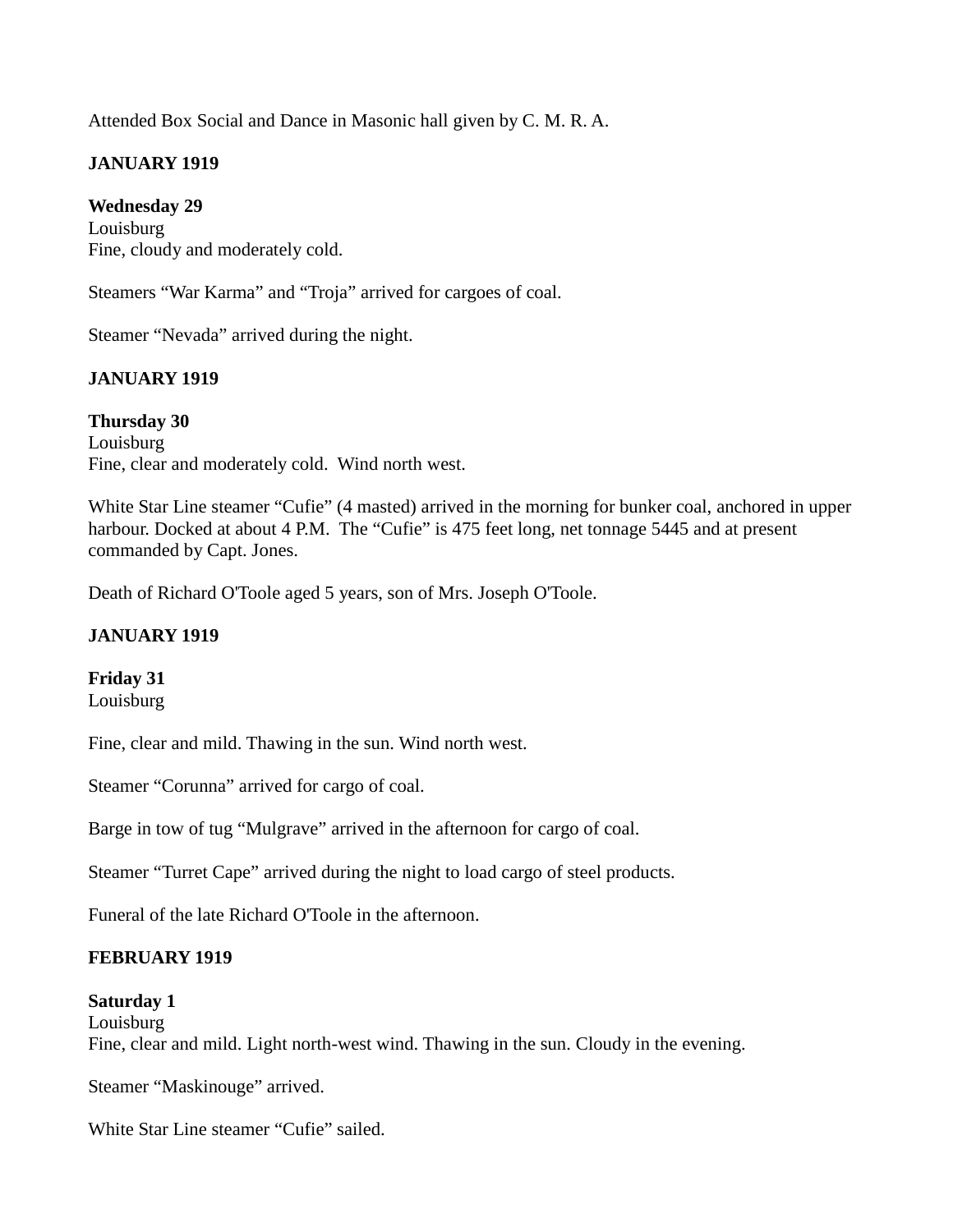Attended Box Social and Dance in Masonic hall given by C. M. R. A.

**JANUARY 1919**

**Wednesday 29**
Louisburg
Fine, cloudy and moderately cold.

Steamers “War Karma” and “Troja” arrived for cargoes of coal.

Steamer “Nevada” arrived during the night.

**JANUARY 1919**

**Thursday 30**
Louisburg
Fine, clear and moderately cold. Wind north west.

White Star Line steamer “Cufie” (4 masted) arrived in the morning for bunker coal, anchored in upper harbour. Docked at about 4 P.M. The “Cufie” is 475 feet long, net tonnage 5445 and at present commanded by Capt. Jones.

Death of Richard O'Toole aged 5 years, son of Mrs. Joseph O'Toole.

**JANUARY 1919**

**Friday 31**
Louisburg

Fine, clear and mild. Thawing in the sun. Wind north west.

Steamer “Corunna” arrived for cargo of coal.

Barge in tow of tug “Mulgrave” arrived in the afternoon for cargo of coal.

Steamer “Turret Cape” arrived during the night to load cargo of steel products.

Funeral of the late Richard O'Toole in the afternoon.

**FEBRUARY 1919**

**Saturday 1**
Louisburg
Fine, clear and mild. Light north-west wind. Thawing in the sun. Cloudy in the evening.

Steamer “Maskinouge” arrived.

White Star Line steamer “Cufie” sailed.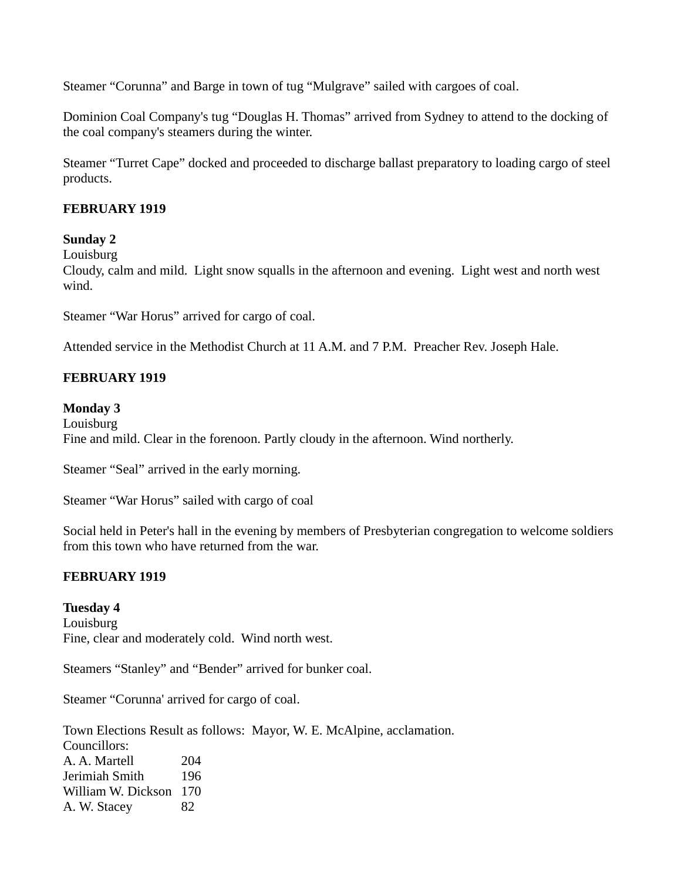Steamer “Corunna” and Barge in town of tug “Mulgrave” sailed with cargoes of coal.

Dominion Coal Company's tug “Douglas H. Thomas” arrived from Sydney to attend to the docking of the coal company's steamers during the winter.

Steamer “Turret Cape” docked and proceeded to discharge ballast preparatory to loading cargo of steel products.

**FEBRUARY 1919**

**Sunday 2**
Louisburg
Cloudy, calm and mild. Light snow squalls in the afternoon and evening. Light west and north west wind.

Steamer “War Horus” arrived for cargo of coal.

Attended service in the Methodist Church at 11 A.M. and 7 P.M. Preacher Rev. Joseph Hale.

**FEBRUARY 1919**

**Monday 3**
Louisburg
Fine and mild. Clear in the forenoon. Partly cloudy in the afternoon. Wind northerly.

Steamer “Seal” arrived in the early morning.

Steamer “War Horus” sailed with cargo of coal

Social held in Peter's hall in the evening by members of Presbyterian congregation to welcome soldiers from this town who have returned from the war.

**FEBRUARY 1919**

**Tuesday 4**
Louisburg
Fine, clear and moderately cold. Wind north west.

Steamers “Stanley” and “Bender” arrived for bunker coal.

Steamer “Corunna' arrived for cargo of coal.

Town Elections Result as follows: Mayor, W. E. McAlpine, acclamation.
Councillors:

| | |
|---|---|
| A. A. Martell | 204 |
| Jerimiah Smith | 196 |
| William W. Dickson | 170 |
| A. W. Stacey | 82 |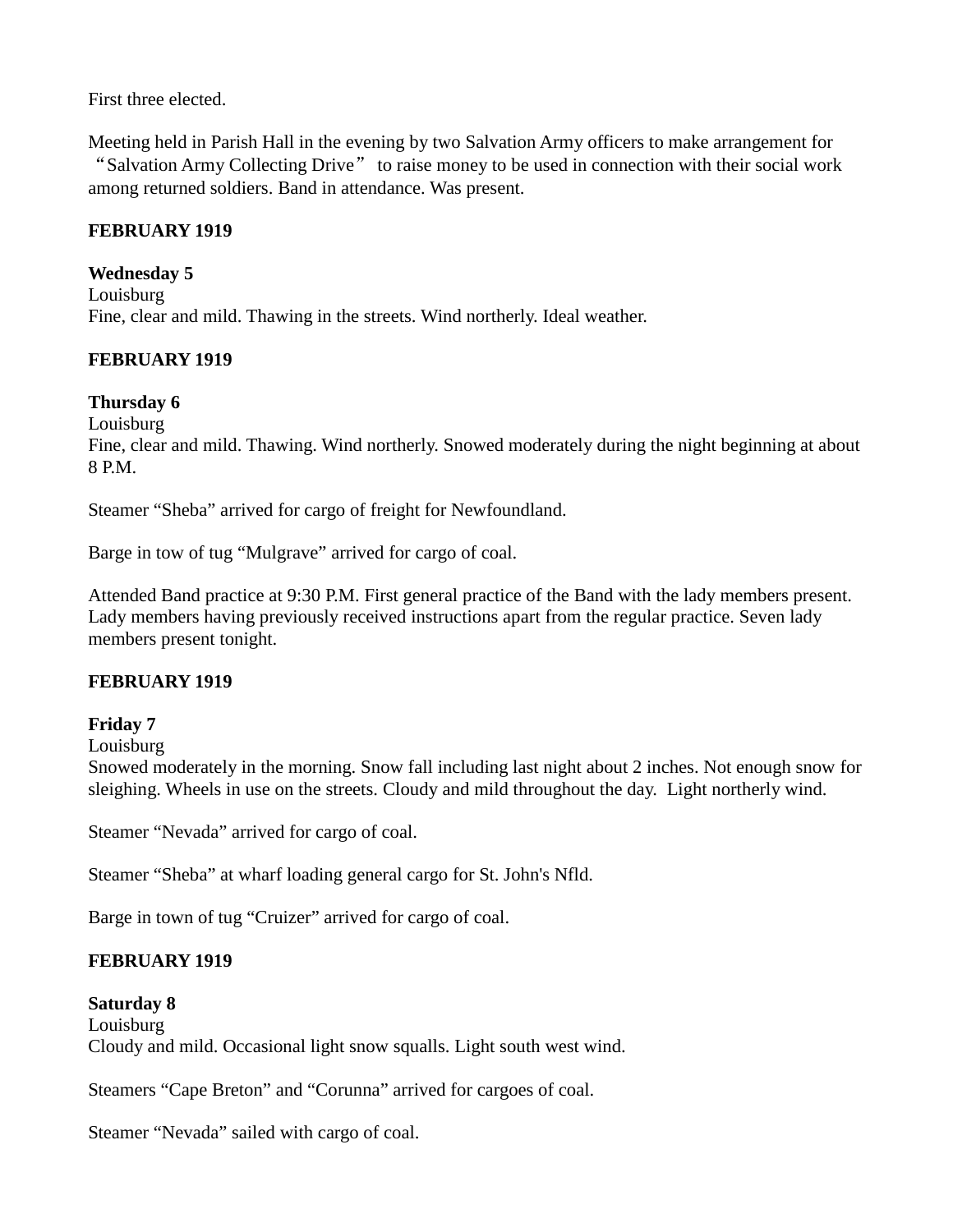First three elected.

Meeting held in Parish Hall in the evening by two Salvation Army officers to make arrangement for "Salvation Army Collecting Drive" to raise money to be used in connection with their social work among returned soldiers. Band in attendance. Was present.

**FEBRUARY 1919**

**Wednesday 5**
Louisburg
Fine, clear and mild. Thawing in the streets. Wind northerly. Ideal weather.

**FEBRUARY 1919**

**Thursday 6**
Louisburg
Fine, clear and mild. Thawing. Wind northerly. Snowed moderately during the night beginning at about 8 P.M.

Steamer "Sheba" arrived for cargo of freight for Newfoundland.

Barge in tow of tug "Mulgrave" arrived for cargo of coal.

Attended Band practice at 9:30 P.M. First general practice of the Band with the lady members present. Lady members having previously received instructions apart from the regular practice. Seven lady members present tonight.

**FEBRUARY 1919**

**Friday 7**
Louisburg
Snowed moderately in the morning. Snow fall including last night about 2 inches. Not enough snow for sleighing. Wheels in use on the streets. Cloudy and mild throughout the day. Light northerly wind.

Steamer "Nevada" arrived for cargo of coal.

Steamer "Sheba" at wharf loading general cargo for St. John's Nfld.

Barge in town of tug "Cruizer" arrived for cargo of coal.

**FEBRUARY 1919**

**Saturday 8**
Louisburg
Cloudy and mild. Occasional light snow squalls. Light south west wind.

Steamers "Cape Breton" and "Corunna" arrived for cargoes of coal.

Steamer "Nevada" sailed with cargo of coal.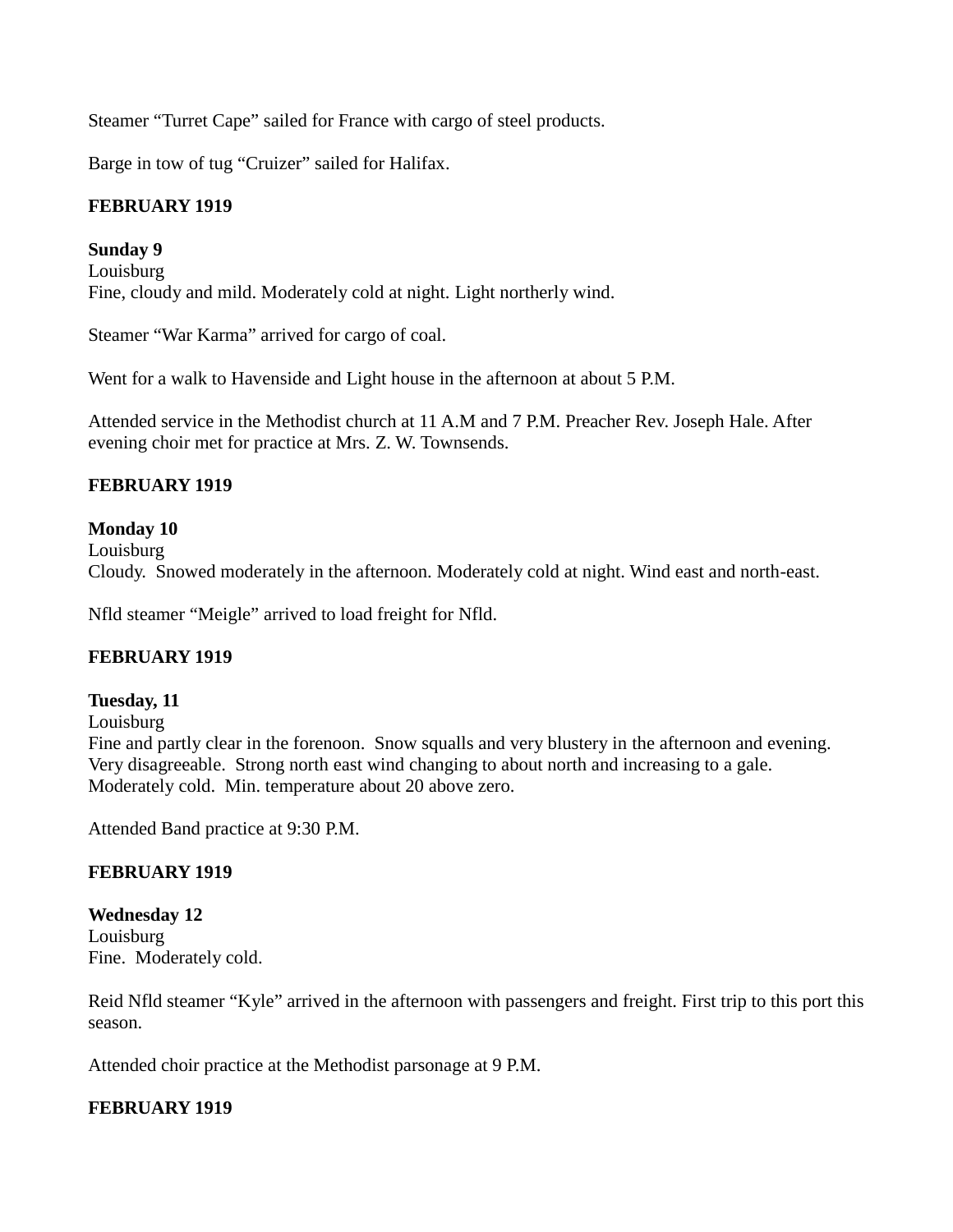Steamer “Turret Cape” sailed for France with cargo of steel products.

Barge in tow of tug “Cruizer” sailed for Halifax.

**FEBRUARY 1919**

**Sunday 9**
Louisburg
Fine, cloudy and mild. Moderately cold at night. Light northerly wind.

Steamer “War Karma” arrived for cargo of coal.

Went for a walk to Havenside and Light house in the afternoon at about 5 P.M.

Attended service in the Methodist church at 11 A.M and 7 P.M. Preacher Rev. Joseph Hale. After evening choir met for practice at Mrs. Z. W. Townsends.

**FEBRUARY 1919**

**Monday 10**
Louisburg
Cloudy. Snowed moderately in the afternoon. Moderately cold at night. Wind east and north-east.

Nfld steamer “Meigle” arrived to load freight for Nfld.

**FEBRUARY 1919**

**Tuesday, 11**
Louisburg
Fine and partly clear in the forenoon. Snow squalls and very blustery in the afternoon and evening. Very disagreeable. Strong north east wind changing to about north and increasing to a gale. Moderately cold. Min. temperature about 20 above zero.

Attended Band practice at 9:30 P.M.

**FEBRUARY 1919**

**Wednesday 12**
Louisburg
Fine. Moderately cold.

Reid Nfld steamer “Kyle” arrived in the afternoon with passengers and freight. First trip to this port this season.

Attended choir practice at the Methodist parsonage at 9 P.M.

**FEBRUARY 1919**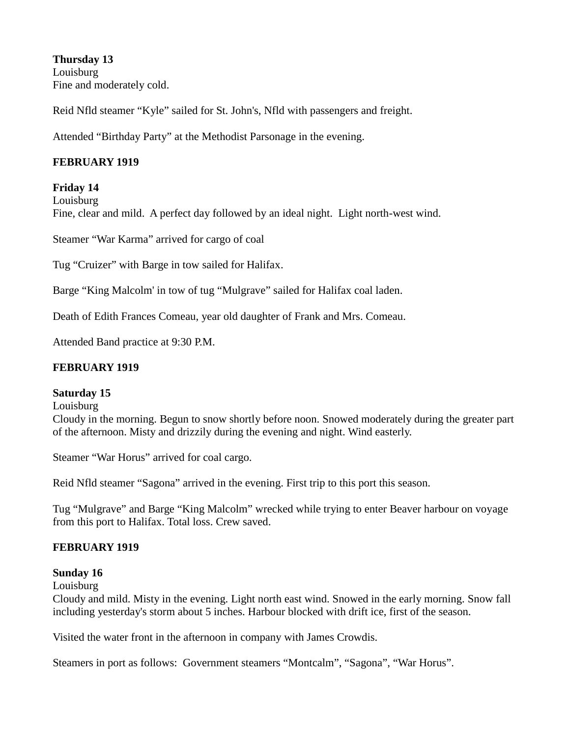**Thursday 13**
Louisburg
Fine and moderately cold.

Reid Nfld steamer “Kyle” sailed for St. John's, Nfld with passengers and freight.

Attended “Birthday Party” at the Methodist Parsonage in the evening.

**FEBRUARY 1919**

**Friday 14**
Louisburg
Fine, clear and mild. A perfect day followed by an ideal night. Light north-west wind.

Steamer “War Karma” arrived for cargo of coal

Tug “Cruizer” with Barge in tow sailed for Halifax.

Barge “King Malcolm' in tow of tug “Mulgrave” sailed for Halifax coal laden.

Death of Edith Frances Comeau, year old daughter of Frank and Mrs. Comeau.

Attended Band practice at 9:30 P.M.

**FEBRUARY 1919**

**Saturday 15**
Louisburg
Cloudy in the morning. Begun to snow shortly before noon. Snowed moderately during the greater part of the afternoon. Misty and drizzily during the evening and night. Wind easterly.

Steamer “War Horus” arrived for coal cargo.

Reid Nfld steamer “Sagona” arrived in the evening. First trip to this port this season.

Tug “Mulgrave” and Barge “King Malcolm” wrecked while trying to enter Beaver harbour on voyage from this port to Halifax. Total loss. Crew saved.

**FEBRUARY 1919**

**Sunday 16**
Louisburg
Cloudy and mild. Misty in the evening. Light north east wind. Snowed in the early morning. Snow fall including yesterday's storm about 5 inches. Harbour blocked with drift ice, first of the season.

Visited the water front in the afternoon in company with James Crowdis.

Steamers in port as follows: Government steamers “Montcalm”, “Sagona”, “War Horus”.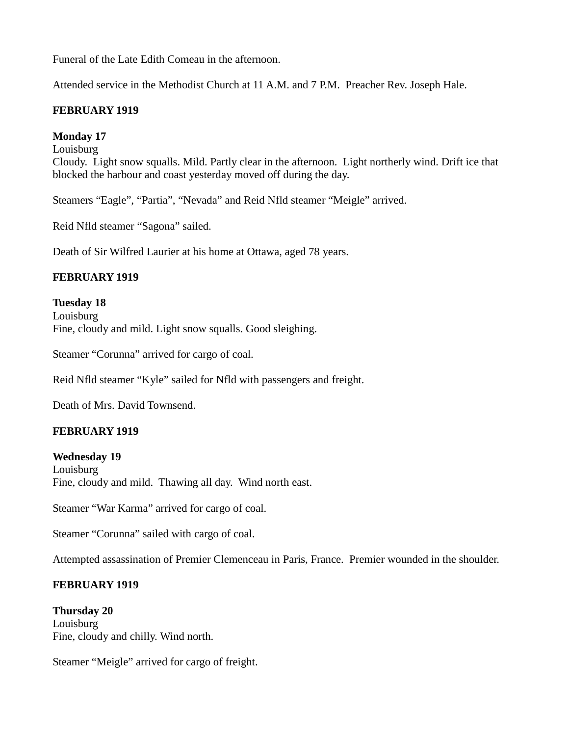Funeral of the Late Edith Comeau in the afternoon.

Attended service in the Methodist Church at 11 A.M. and 7 P.M.  Preacher Rev. Joseph Hale.

**FEBRUARY 1919**

**Monday 17**
Louisburg
Cloudy.  Light snow squalls. Mild. Partly clear in the afternoon.  Light northerly wind. Drift ice that blocked the harbour and coast yesterday moved off during the day.

Steamers “Eagle”, “Partia”, “Nevada” and Reid Nfld steamer “Meigle” arrived.

Reid Nfld steamer “Sagona” sailed.

Death of Sir Wilfred Laurier at his home at Ottawa, aged 78 years.

**FEBRUARY 1919**

**Tuesday 18**
Louisburg
Fine, cloudy and mild. Light snow squalls. Good sleighing.

Steamer “Corunna” arrived for cargo of coal.

Reid Nfld steamer “Kyle” sailed for Nfld with passengers and freight.

Death of Mrs. David Townsend.

**FEBRUARY 1919**

**Wednesday 19**
Louisburg
Fine, cloudy and mild.  Thawing all day.  Wind north east.

Steamer “War Karma” arrived for cargo of coal.

Steamer “Corunna” sailed with cargo of coal.

Attempted assassination of Premier Clemenceau in Paris, France.  Premier wounded in the shoulder.

**FEBRUARY 1919**

**Thursday 20**
Louisburg
Fine, cloudy and chilly. Wind north.

Steamer “Meigle” arrived for cargo of freight.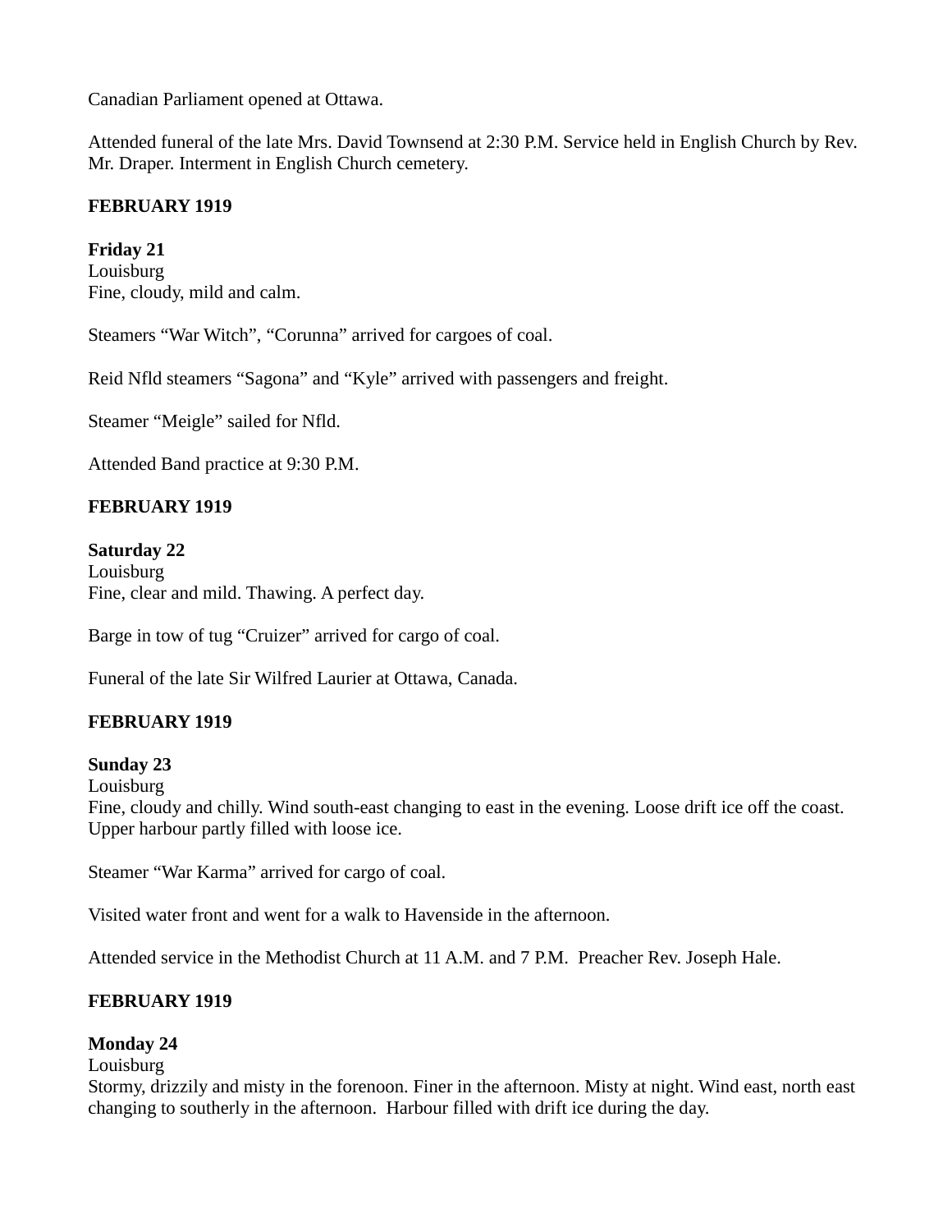Canadian Parliament opened at Ottawa.

Attended funeral of the late Mrs. David Townsend at 2:30 P.M. Service held in English Church by Rev. Mr. Draper. Interment in English Church cemetery.

**FEBRUARY 1919**

**Friday 21**
Louisburg
Fine, cloudy, mild and calm.

Steamers "War Witch", "Corunna" arrived for cargoes of coal.

Reid Nfld steamers "Sagona" and "Kyle" arrived with passengers and freight.

Steamer "Meigle" sailed for Nfld.

Attended Band practice at 9:30 P.M.

**FEBRUARY 1919**

**Saturday 22**
Louisburg
Fine, clear and mild. Thawing. A perfect day.

Barge in tow of tug "Cruizer" arrived for cargo of coal.

Funeral of the late Sir Wilfred Laurier at Ottawa, Canada.

**FEBRUARY 1919**

**Sunday 23**
Louisburg
Fine, cloudy and chilly. Wind south-east changing to east in the evening. Loose drift ice off the coast. Upper harbour partly filled with loose ice.

Steamer "War Karma" arrived for cargo of coal.

Visited water front and went for a walk to Havenside in the afternoon.

Attended service in the Methodist Church at 11 A.M. and 7 P.M. Preacher Rev. Joseph Hale.

**FEBRUARY 1919**

**Monday 24**
Louisburg
Stormy, drizzily and misty in the forenoon. Finer in the afternoon. Misty at night. Wind east, north east changing to southerly in the afternoon. Harbour filled with drift ice during the day.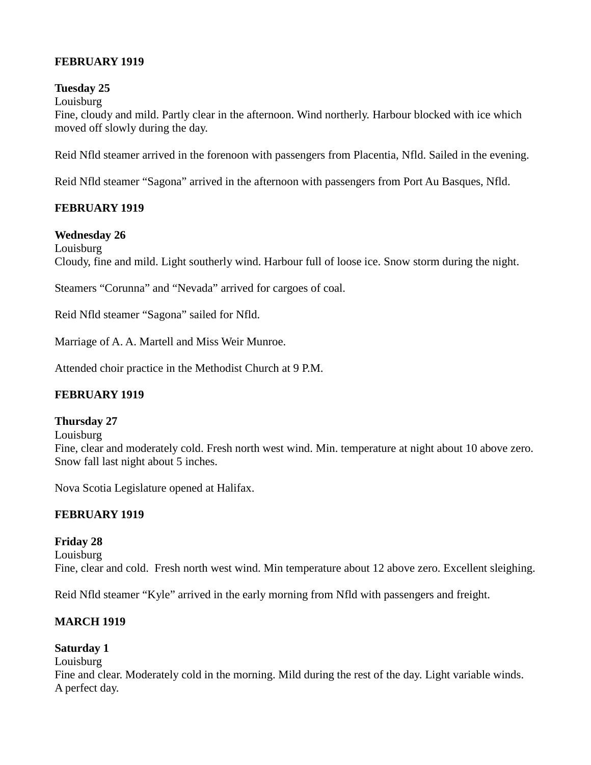**FEBRUARY 1919**

**Tuesday 25**
Louisburg
Fine, cloudy and mild. Partly clear in the afternoon. Wind northerly. Harbour blocked with ice which moved off slowly during the day.

Reid Nfld steamer arrived in the forenoon with passengers from Placentia, Nfld. Sailed in the evening.

Reid Nfld steamer "Sagona" arrived in the afternoon with passengers from Port Au Basques, Nfld.

**FEBRUARY 1919**

**Wednesday 26**
Louisburg
Cloudy, fine and mild. Light southerly wind. Harbour full of loose ice. Snow storm during the night.

Steamers "Corunna" and "Nevada" arrived for cargoes of coal.

Reid Nfld steamer "Sagona" sailed for Nfld.

Marriage of A. A. Martell and Miss Weir Munroe.

Attended choir practice in the Methodist Church at 9 P.M.

**FEBRUARY 1919**

**Thursday 27**
Louisburg
Fine, clear and moderately cold. Fresh north west wind. Min. temperature at night about 10 above zero. Snow fall last night about 5 inches.

Nova Scotia Legislature opened at Halifax.

**FEBRUARY 1919**

**Friday 28**
Louisburg
Fine, clear and cold. Fresh north west wind. Min temperature about 12 above zero. Excellent sleighing.

Reid Nfld steamer "Kyle" arrived in the early morning from Nfld with passengers and freight.

**MARCH 1919**

**Saturday 1**
Louisburg
Fine and clear. Moderately cold in the morning. Mild during the rest of the day. Light variable winds. A perfect day.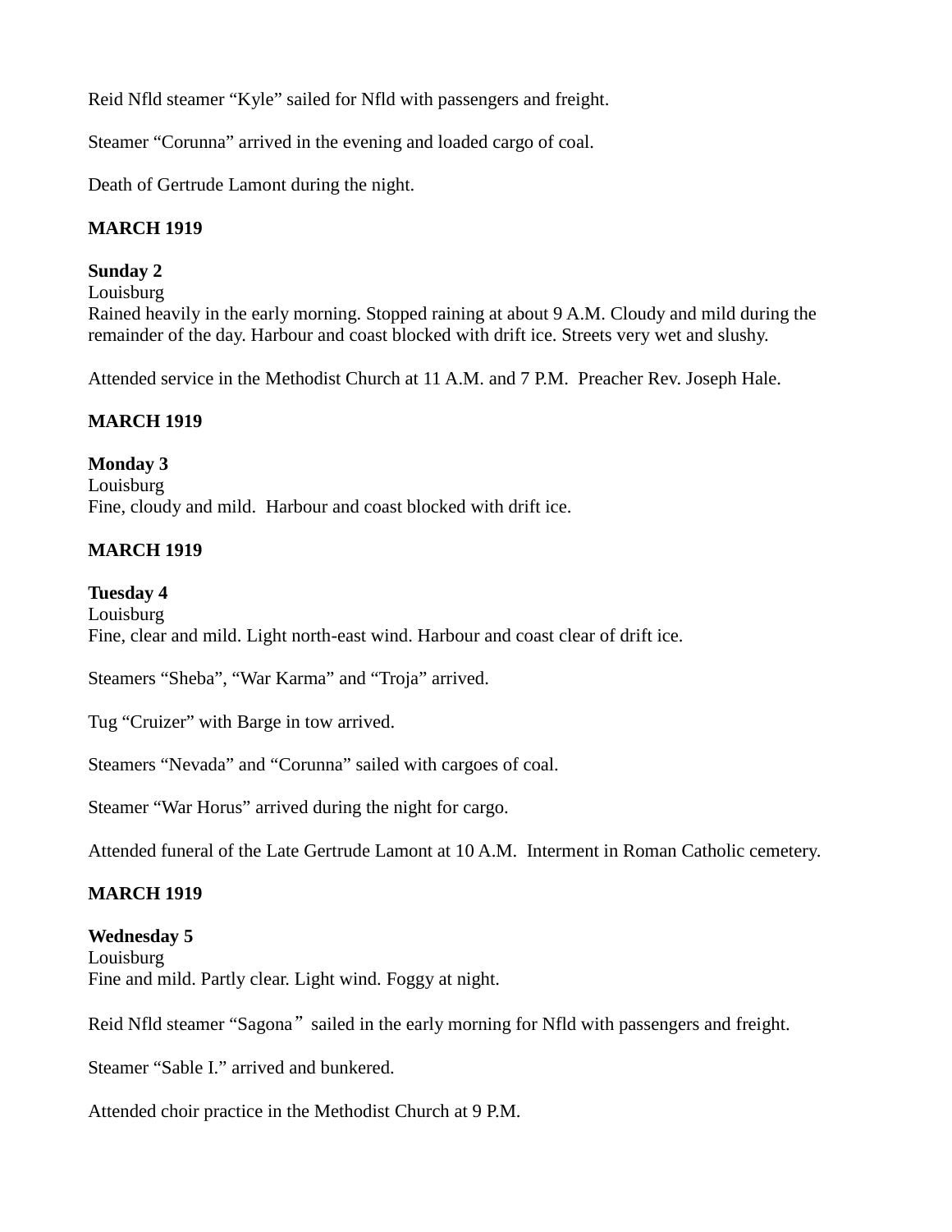Reid Nfld steamer "Kyle" sailed for Nfld with passengers and freight.

Steamer "Corunna" arrived in the evening and loaded cargo of coal.

Death of Gertrude Lamont during the night.

**MARCH 1919**

**Sunday 2**
Louisburg
Rained heavily in the early morning. Stopped raining at about 9 A.M. Cloudy and mild during the remainder of the day. Harbour and coast blocked with drift ice. Streets very wet and slushy.

Attended service in the Methodist Church at 11 A.M. and 7 P.M. Preacher Rev. Joseph Hale.

**MARCH 1919**

**Monday 3**
Louisburg
Fine, cloudy and mild. Harbour and coast blocked with drift ice.

**MARCH 1919**

**Tuesday 4**
Louisburg
Fine, clear and mild. Light north-east wind. Harbour and coast clear of drift ice.

Steamers "Sheba", "War Karma" and "Troja" arrived.

Tug "Cruizer" with Barge in tow arrived.

Steamers "Nevada" and "Corunna" sailed with cargoes of coal.

Steamer "War Horus" arrived during the night for cargo.

Attended funeral of the Late Gertrude Lamont at 10 A.M. Interment in Roman Catholic cemetery.

**MARCH 1919**

**Wednesday 5**
Louisburg
Fine and mild. Partly clear. Light wind. Foggy at night.

Reid Nfld steamer "Sagona" sailed in the early morning for Nfld with passengers and freight.

Steamer "Sable I." arrived and bunkered.

Attended choir practice in the Methodist Church at 9 P.M.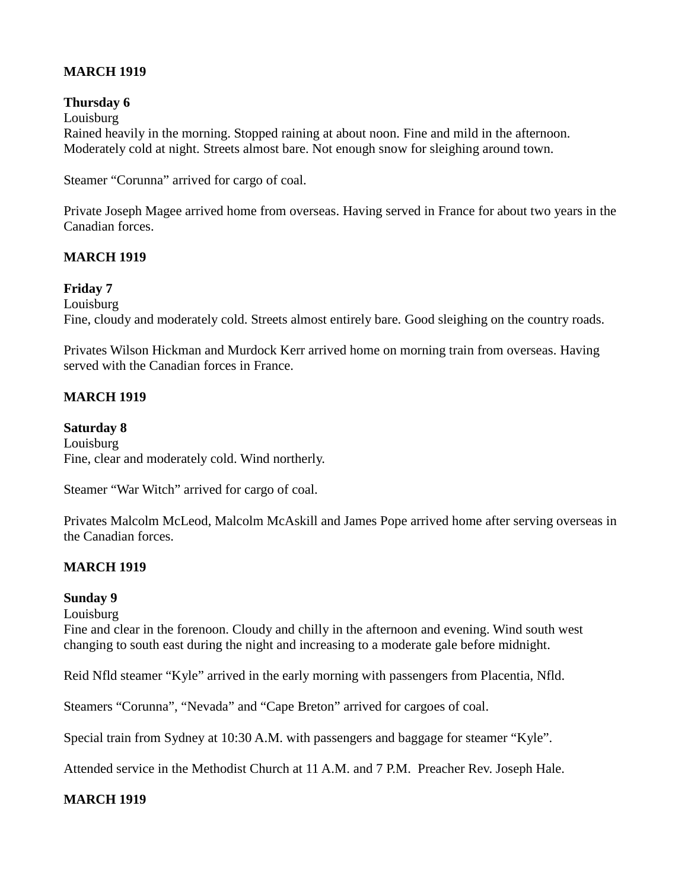**MARCH 1919**

**Thursday 6**
Louisburg
Rained heavily in the morning. Stopped raining at about noon. Fine and mild in the afternoon. Moderately cold at night. Streets almost bare. Not enough snow for sleighing around town.

Steamer "Corunna" arrived for cargo of coal.

Private Joseph Magee arrived home from overseas. Having served in France for about two years in the Canadian forces.

**MARCH 1919**

**Friday 7**
Louisburg
Fine, cloudy and moderately cold. Streets almost entirely bare. Good sleighing on the country roads.

Privates Wilson Hickman and Murdock Kerr arrived home on morning train from overseas. Having served with the Canadian forces in France.

**MARCH 1919**

**Saturday 8**
Louisburg
Fine, clear and moderately cold. Wind northerly.

Steamer "War Witch" arrived for cargo of coal.

Privates Malcolm McLeod, Malcolm McAskill and James Pope arrived home after serving overseas in the Canadian forces.

**MARCH 1919**

**Sunday 9**
Louisburg
Fine and clear in the forenoon. Cloudy and chilly in the afternoon and evening. Wind south west changing to south east during the night and increasing to a moderate gale before midnight.

Reid Nfld steamer "Kyle" arrived in the early morning with passengers from Placentia, Nfld.

Steamers "Corunna", "Nevada" and "Cape Breton" arrived for cargoes of coal.

Special train from Sydney at 10:30 A.M. with passengers and baggage for steamer "Kyle".

Attended service in the Methodist Church at 11 A.M. and 7 P.M. Preacher Rev. Joseph Hale.

**MARCH 1919**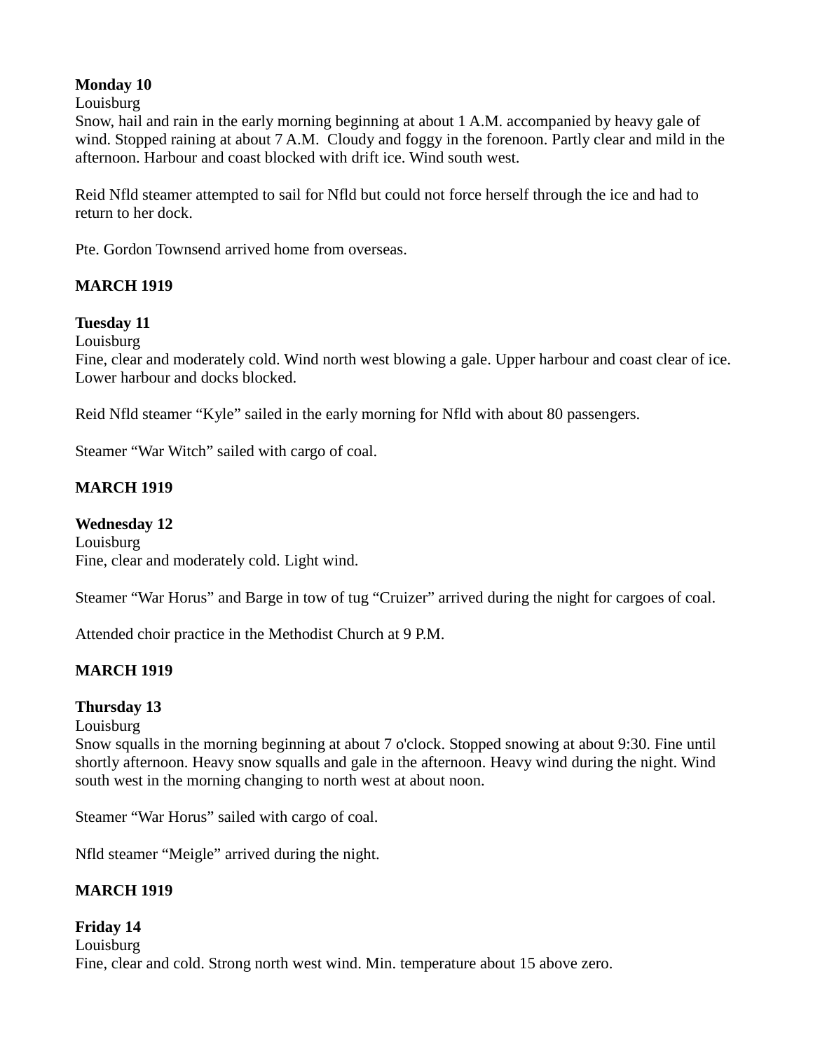**Monday 10**
Louisburg
Snow, hail and rain in the early morning beginning at about 1 A.M. accompanied by heavy gale of wind. Stopped raining at about 7 A.M. Cloudy and foggy in the forenoon. Partly clear and mild in the afternoon. Harbour and coast blocked with drift ice. Wind south west.

Reid Nfld steamer attempted to sail for Nfld but could not force herself through the ice and had to return to her dock.

Pte. Gordon Townsend arrived home from overseas.

**MARCH 1919**

**Tuesday 11**
Louisburg
Fine, clear and moderately cold. Wind north west blowing a gale. Upper harbour and coast clear of ice. Lower harbour and docks blocked.

Reid Nfld steamer “Kyle” sailed in the early morning for Nfld with about 80 passengers.

Steamer “War Witch” sailed with cargo of coal.

**MARCH 1919**

**Wednesday 12**
Louisburg
Fine, clear and moderately cold. Light wind.

Steamer “War Horus” and Barge in tow of tug “Cruizer” arrived during the night for cargoes of coal.

Attended choir practice in the Methodist Church at 9 P.M.

**MARCH 1919**

**Thursday 13**
Louisburg
Snow squalls in the morning beginning at about 7 o'clock. Stopped snowing at about 9:30. Fine until shortly afternoon. Heavy snow squalls and gale in the afternoon. Heavy wind during the night. Wind south west in the morning changing to north west at about noon.

Steamer “War Horus” sailed with cargo of coal.

Nfld steamer “Meigle” arrived during the night.

**MARCH 1919**

**Friday 14**
Louisburg
Fine, clear and cold. Strong north west wind. Min. temperature about 15 above zero.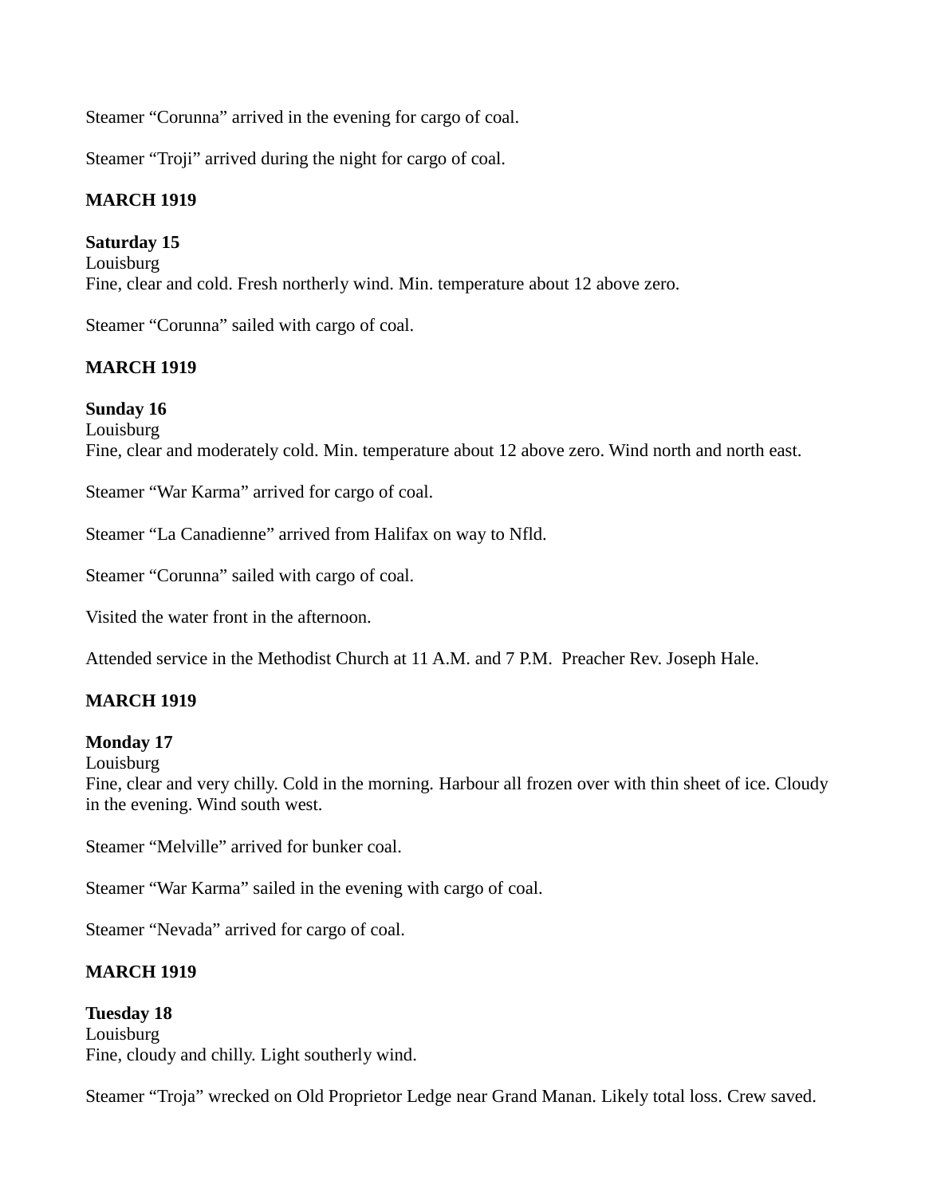Steamer "Corunna" arrived in the evening for cargo of coal.

Steamer "Troji" arrived during the night for cargo of coal.

**MARCH 1919**

**Saturday 15**
Louisburg
Fine, clear and cold. Fresh northerly wind. Min. temperature about 12 above zero.

Steamer "Corunna" sailed with cargo of coal.

**MARCH 1919**

**Sunday 16**
Louisburg
Fine, clear and moderately cold. Min. temperature about 12 above zero. Wind north and north east.

Steamer "War Karma" arrived for cargo of coal.

Steamer "La Canadienne" arrived from Halifax on way to Nfld.

Steamer "Corunna" sailed with cargo of coal.

Visited the water front in the afternoon.

Attended service in the Methodist Church at 11 A.M. and 7 P.M.  Preacher Rev. Joseph Hale.

**MARCH 1919**

**Monday 17**
Louisburg
Fine, clear and very chilly. Cold in the morning. Harbour all frozen over with thin sheet of ice. Cloudy in the evening. Wind south west.

Steamer "Melville" arrived for bunker coal.

Steamer "War Karma" sailed in the evening with cargo of coal.

Steamer "Nevada" arrived for cargo of coal.

**MARCH 1919**

**Tuesday 18**
Louisburg
Fine, cloudy and chilly. Light southerly wind.

Steamer "Troja" wrecked on Old Proprietor Ledge near Grand Manan. Likely total loss. Crew saved.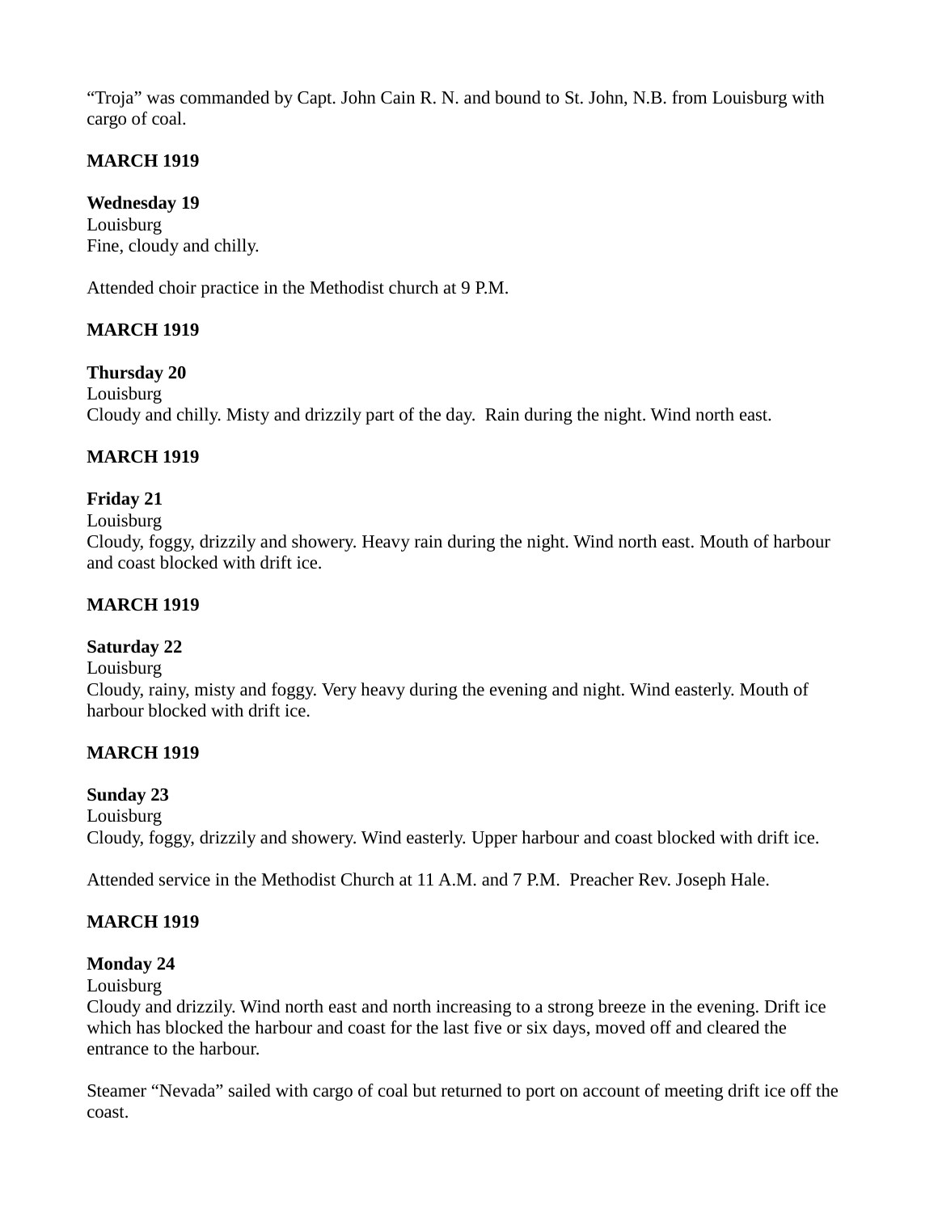"Troja" was commanded by Capt. John Cain R. N. and bound to St. John, N.B. from Louisburg with cargo of coal.

**MARCH 1919**

**Wednesday 19**
Louisburg
Fine, cloudy and chilly.

Attended choir practice in the Methodist church at 9 P.M.

**MARCH 1919**

**Thursday 20**
Louisburg
Cloudy and chilly. Misty and drizzily part of the day. Rain during the night. Wind north east.

**MARCH 1919**

**Friday 21**
Louisburg
Cloudy, foggy, drizzily and showery. Heavy rain during the night. Wind north east. Mouth of harbour and coast blocked with drift ice.

**MARCH 1919**

**Saturday 22**
Louisburg
Cloudy, rainy, misty and foggy. Very heavy during the evening and night. Wind easterly. Mouth of harbour blocked with drift ice.

**MARCH 1919**

**Sunday 23**
Louisburg
Cloudy, foggy, drizzily and showery. Wind easterly. Upper harbour and coast blocked with drift ice.

Attended service in the Methodist Church at 11 A.M. and 7 P.M. Preacher Rev. Joseph Hale.

**MARCH 1919**

**Monday 24**
Louisburg
Cloudy and drizzily. Wind north east and north increasing to a strong breeze in the evening. Drift ice which has blocked the harbour and coast for the last five or six days, moved off and cleared the entrance to the harbour.

Steamer "Nevada" sailed with cargo of coal but returned to port on account of meeting drift ice off the coast.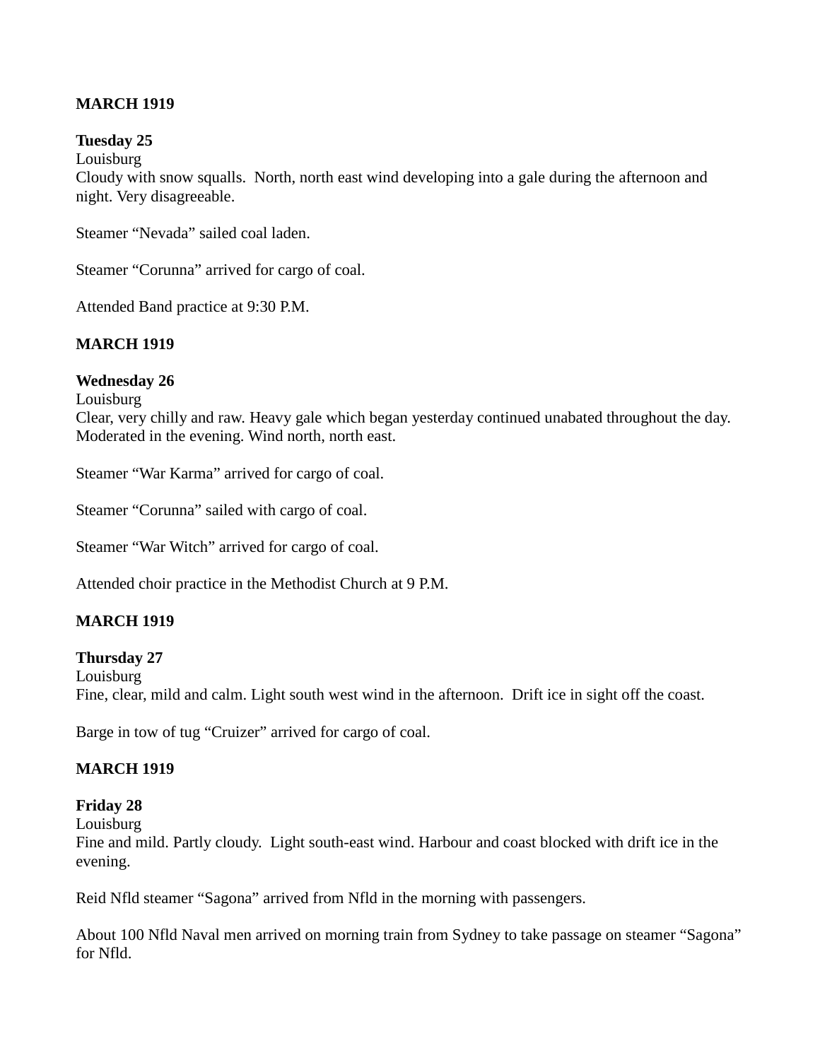**MARCH 1919**

**Tuesday 25**
Louisburg
Cloudy with snow squalls. North, north east wind developing into a gale during the afternoon and night. Very disagreeable.

Steamer “Nevada” sailed coal laden.

Steamer “Corunna” arrived for cargo of coal.

Attended Band practice at 9:30 P.M.

**MARCH 1919**

**Wednesday 26**
Louisburg
Clear, very chilly and raw. Heavy gale which began yesterday continued unabated throughout the day. Moderated in the evening. Wind north, north east.

Steamer “War Karma” arrived for cargo of coal.

Steamer “Corunna” sailed with cargo of coal.

Steamer “War Witch” arrived for cargo of coal.

Attended choir practice in the Methodist Church at 9 P.M.

**MARCH 1919**

**Thursday 27**
Louisburg
Fine, clear, mild and calm. Light south west wind in the afternoon. Drift ice in sight off the coast.

Barge in tow of tug “Cruizer” arrived for cargo of coal.

**MARCH 1919**

**Friday 28**
Louisburg
Fine and mild. Partly cloudy. Light south-east wind. Harbour and coast blocked with drift ice in the evening.

Reid Nfld steamer “Sagona” arrived from Nfld in the morning with passengers.

About 100 Nfld Naval men arrived on morning train from Sydney to take passage on steamer “Sagona” for Nfld.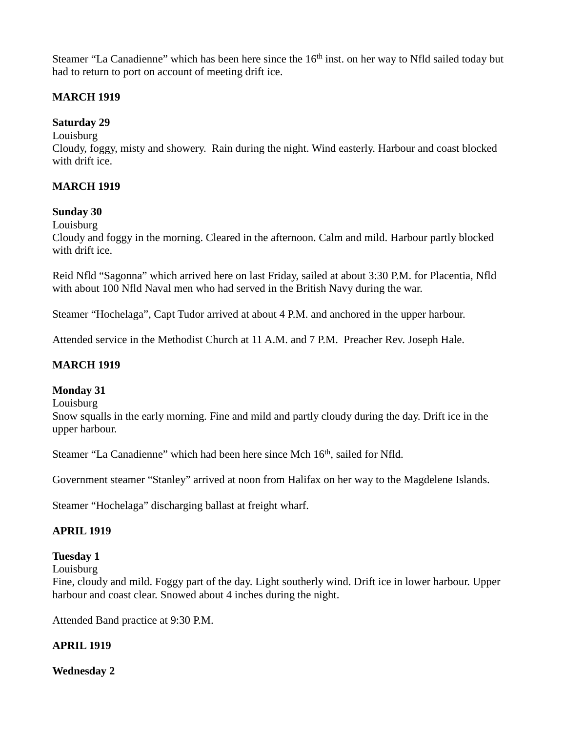Steamer "La Canadienne" which has been here since the 16th inst. on her way to Nfld sailed today but had to return to port on account of meeting drift ice.

**MARCH 1919**

**Saturday 29**
Louisburg
Cloudy, foggy, misty and showery. Rain during the night. Wind easterly. Harbour and coast blocked with drift ice.

**MARCH 1919**

**Sunday 30**
Louisburg
Cloudy and foggy in the morning. Cleared in the afternoon. Calm and mild. Harbour partly blocked with drift ice.

Reid Nfld "Sagonna" which arrived here on last Friday, sailed at about 3:30 P.M. for Placentia, Nfld with about 100 Nfld Naval men who had served in the British Navy during the war.

Steamer "Hochelaga", Capt Tudor arrived at about 4 P.M. and anchored in the upper harbour.

Attended service in the Methodist Church at 11 A.M. and 7 P.M. Preacher Rev. Joseph Hale.

**MARCH 1919**

**Monday 31**
Louisburg
Snow squalls in the early morning. Fine and mild and partly cloudy during the day. Drift ice in the upper harbour.

Steamer "La Canadienne" which had been here since Mch 16th, sailed for Nfld.

Government steamer "Stanley" arrived at noon from Halifax on her way to the Magdelene Islands.

Steamer "Hochelaga" discharging ballast at freight wharf.

**APRIL 1919**

**Tuesday 1**
Louisburg
Fine, cloudy and mild. Foggy part of the day. Light southerly wind. Drift ice in lower harbour. Upper harbour and coast clear. Snowed about 4 inches during the night.

Attended Band practice at 9:30 P.M.

**APRIL 1919**

**Wednesday 2**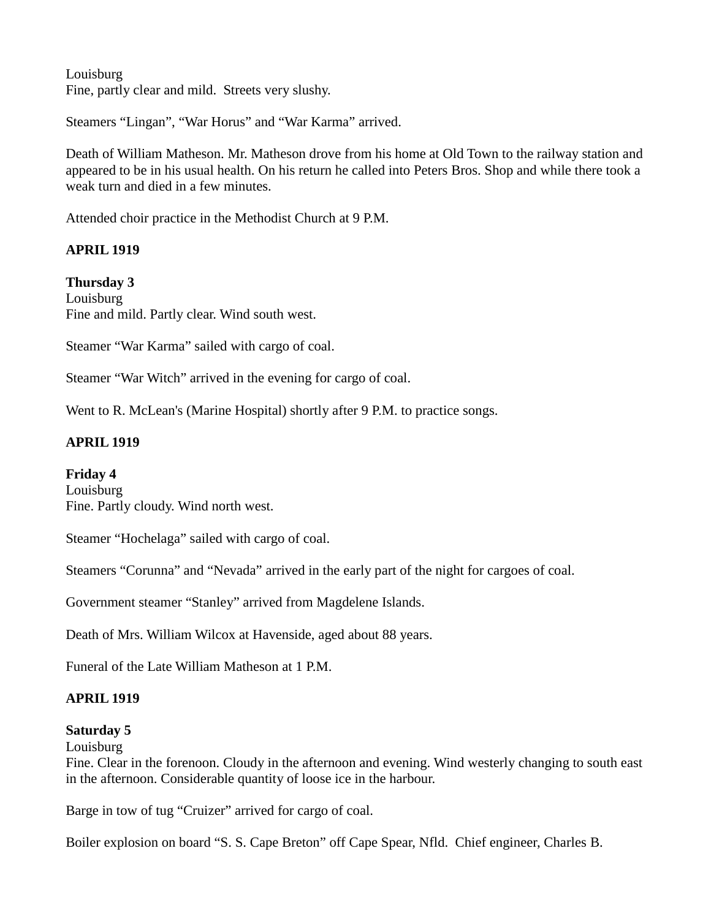Louisburg
Fine, partly clear and mild.  Streets very slushy.

Steamers "Lingan", "War Horus" and "War Karma" arrived.

Death of William Matheson. Mr. Matheson drove from his home at Old Town to the railway station and appeared to be in his usual health. On his return he called into Peters Bros. Shop and while there took a weak turn and died in a few minutes.

Attended choir practice in the Methodist Church at 9 P.M.

**APRIL 1919**

**Thursday 3**
Louisburg
Fine and mild. Partly clear. Wind south west.

Steamer "War Karma" sailed with cargo of coal.

Steamer "War Witch" arrived in the evening for cargo of coal.

Went to R. McLean's (Marine Hospital) shortly after 9 P.M. to practice songs.

**APRIL 1919**

**Friday 4**
Louisburg
Fine. Partly cloudy. Wind north west.

Steamer "Hochelaga" sailed with cargo of coal.

Steamers "Corunna" and "Nevada" arrived in the early part of the night for cargoes of coal.

Government steamer "Stanley" arrived from Magdelene Islands.

Death of Mrs. William Wilcox at Havenside, aged about 88 years.

Funeral of the Late William Matheson at 1 P.M.

**APRIL 1919**

**Saturday 5**
Louisburg
Fine. Clear in the forenoon. Cloudy in the afternoon and evening. Wind westerly changing to south east in the afternoon. Considerable quantity of loose ice in the harbour.

Barge in tow of tug "Cruizer" arrived for cargo of coal.

Boiler explosion on board "S. S. Cape Breton" off Cape Spear, Nfld.  Chief engineer, Charles B.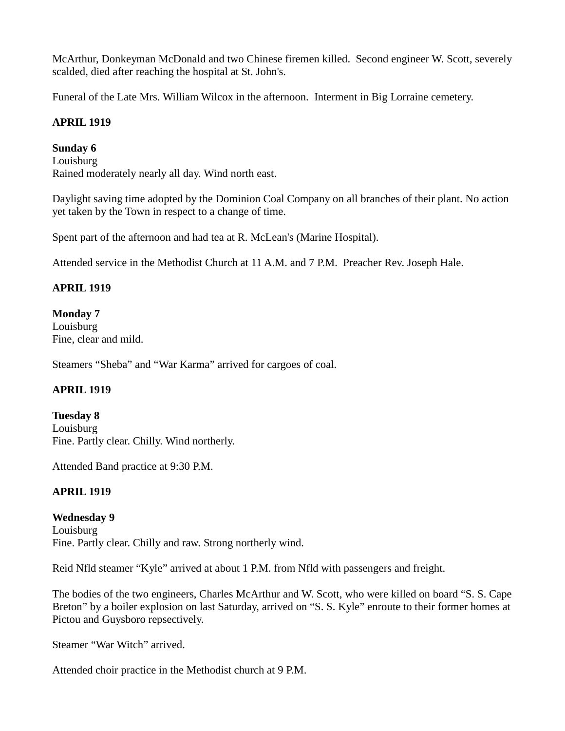McArthur, Donkeyman McDonald and two Chinese firemen killed.  Second engineer W. Scott, severely scalded, died after reaching the hospital at St. John's.

Funeral of the Late Mrs. William Wilcox in the afternoon.  Interment in Big Lorraine cemetery.

**APRIL 1919**

**Sunday 6**
Louisburg
Rained moderately nearly all day. Wind north east.

Daylight saving time adopted by the Dominion Coal Company on all branches of their plant. No action yet taken by the Town in respect to a change of time.

Spent part of the afternoon and had tea at R. McLean's (Marine Hospital).

Attended service in the Methodist Church at 11 A.M. and 7 P.M.  Preacher Rev. Joseph Hale.

**APRIL 1919**

**Monday 7**
Louisburg
Fine, clear and mild.

Steamers “Sheba” and “War Karma” arrived for cargoes of coal.

**APRIL 1919**

**Tuesday 8**
Louisburg
Fine. Partly clear. Chilly. Wind northerly.

Attended Band practice at 9:30 P.M.

**APRIL 1919**

**Wednesday 9**
Louisburg
Fine. Partly clear. Chilly and raw. Strong northerly wind.

Reid Nfld steamer “Kyle” arrived at about 1 P.M. from Nfld with passengers and freight.

The bodies of the two engineers, Charles McArthur and W. Scott, who were killed on board “S. S. Cape Breton” by a boiler explosion on last Saturday, arrived on “S. S. Kyle” enroute to their former homes at Pictou and Guysboro repsectively.

Steamer “War Witch” arrived.

Attended choir practice in the Methodist church at 9 P.M.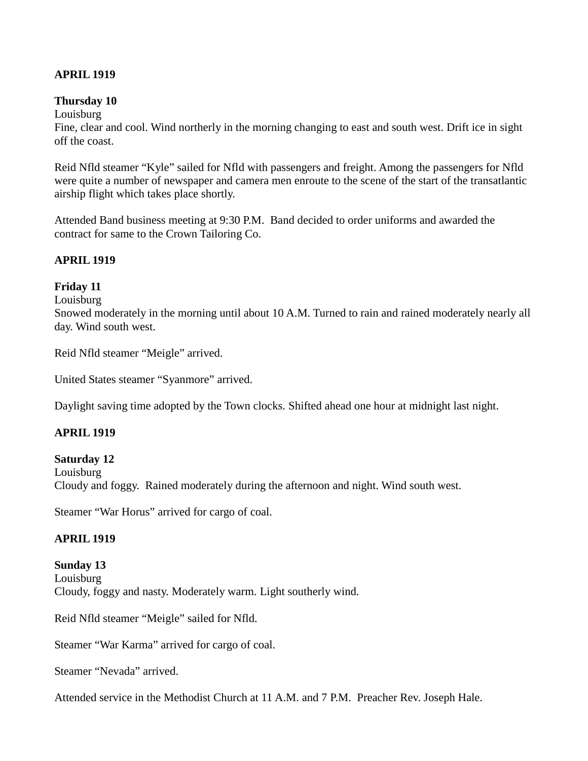**APRIL 1919**

**Thursday 10**
Louisburg
Fine, clear and cool. Wind northerly in the morning changing to east and south west. Drift ice in sight off the coast.

Reid Nfld steamer “Kyle” sailed for Nfld with passengers and freight. Among the passengers for Nfld were quite a number of newspaper and camera men enroute to the scene of the start of the transatlantic airship flight which takes place shortly.

Attended Band business meeting at 9:30 P.M. Band decided to order uniforms and awarded the contract for same to the Crown Tailoring Co.

**APRIL 1919**

**Friday 11**
Louisburg
Snowed moderately in the morning until about 10 A.M. Turned to rain and rained moderately nearly all day. Wind south west.

Reid Nfld steamer “Meigle” arrived.

United States steamer “Syanmore” arrived.

Daylight saving time adopted by the Town clocks. Shifted ahead one hour at midnight last night.

**APRIL 1919**

**Saturday 12**
Louisburg
Cloudy and foggy. Rained moderately during the afternoon and night. Wind south west.

Steamer “War Horus” arrived for cargo of coal.

**APRIL 1919**

**Sunday 13**
Louisburg
Cloudy, foggy and nasty. Moderately warm. Light southerly wind.

Reid Nfld steamer “Meigle” sailed for Nfld.

Steamer “War Karma” arrived for cargo of coal.

Steamer “Nevada” arrived.

Attended service in the Methodist Church at 11 A.M. and 7 P.M. Preacher Rev. Joseph Hale.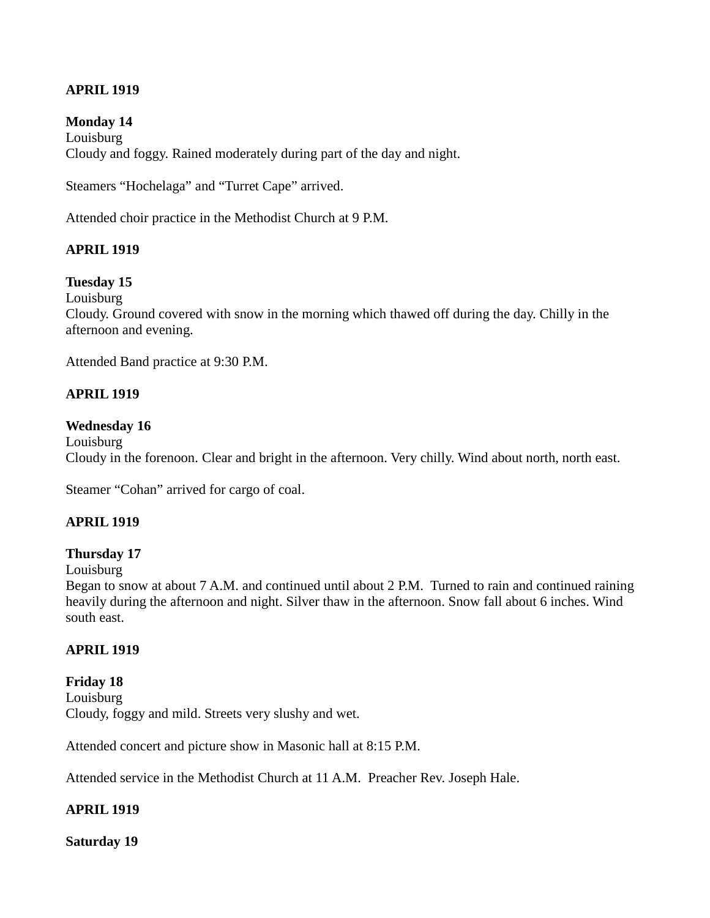**APRIL 1919**

**Monday 14**
Louisburg
Cloudy and foggy. Rained moderately during part of the day and night.

Steamers “Hochelaga” and “Turret Cape” arrived.

Attended choir practice in the Methodist Church at 9 P.M.

**APRIL 1919**

**Tuesday 15**
Louisburg
Cloudy. Ground covered with snow in the morning which thawed off during the day. Chilly in the afternoon and evening.

Attended Band practice at 9:30 P.M.

**APRIL 1919**

**Wednesday 16**
Louisburg
Cloudy in the forenoon. Clear and bright in the afternoon. Very chilly. Wind about north, north east.

Steamer “Cohan” arrived for cargo of coal.

**APRIL 1919**

**Thursday 17**
Louisburg
Began to snow at about 7 A.M. and continued until about 2 P.M. Turned to rain and continued raining heavily during the afternoon and night. Silver thaw in the afternoon. Snow fall about 6 inches. Wind south east.

**APRIL 1919**

**Friday 18**
Louisburg
Cloudy, foggy and mild. Streets very slushy and wet.

Attended concert and picture show in Masonic hall at 8:15 P.M.

Attended service in the Methodist Church at 11 A.M. Preacher Rev. Joseph Hale.

**APRIL 1919**

**Saturday 19**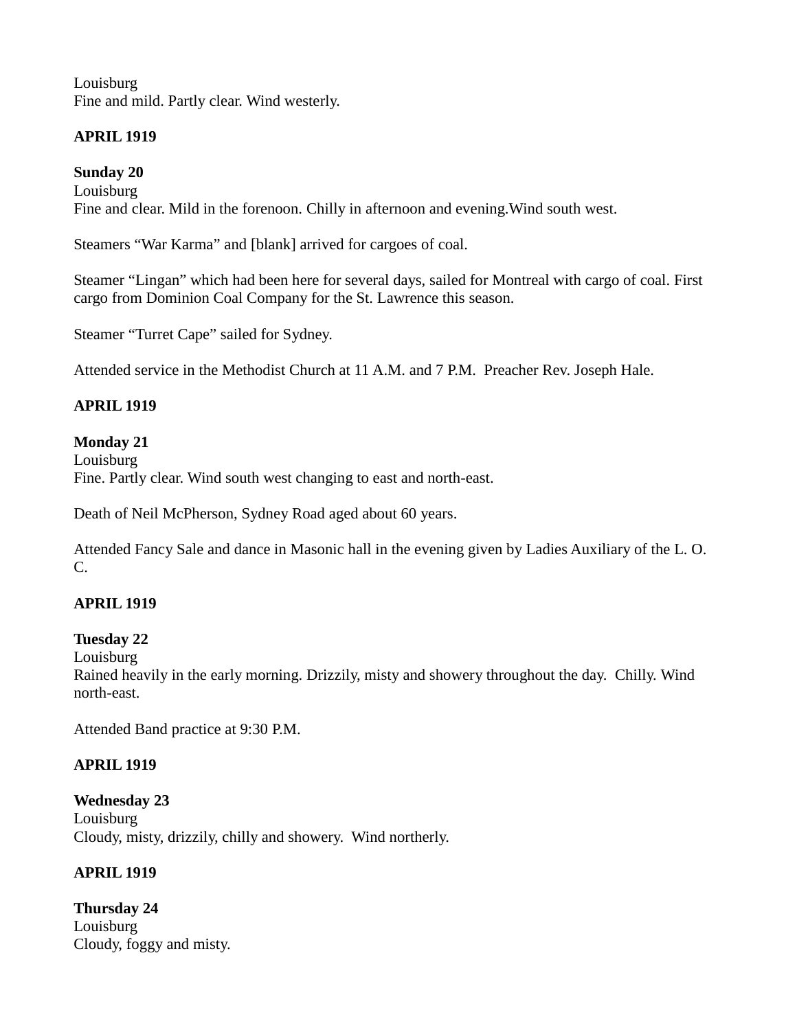Louisburg
Fine and mild. Partly clear. Wind westerly.

**APRIL 1919**

**Sunday 20**
Louisburg
Fine and clear. Mild in the forenoon. Chilly in afternoon and evening.Wind south west.

Steamers “War Karma” and [blank] arrived for cargoes of coal.

Steamer “Lingan” which had been here for several days, sailed for Montreal with cargo of coal. First cargo from Dominion Coal Company for the St. Lawrence this season.

Steamer “Turret Cape” sailed for Sydney.

Attended service in the Methodist Church at 11 A.M. and 7 P.M. Preacher Rev. Joseph Hale.

**APRIL 1919**

**Monday 21**
Louisburg
Fine. Partly clear. Wind south west changing to east and north-east.

Death of Neil McPherson, Sydney Road aged about 60 years.

Attended Fancy Sale and dance in Masonic hall in the evening given by Ladies Auxiliary of the L. O. C.

**APRIL 1919**

**Tuesday 22**
Louisburg
Rained heavily in the early morning. Drizzily, misty and showery throughout the day. Chilly. Wind north-east.

Attended Band practice at 9:30 P.M.

**APRIL 1919**

**Wednesday 23**
Louisburg
Cloudy, misty, drizzily, chilly and showery. Wind northerly.

**APRIL 1919**

**Thursday 24**
Louisburg
Cloudy, foggy and misty.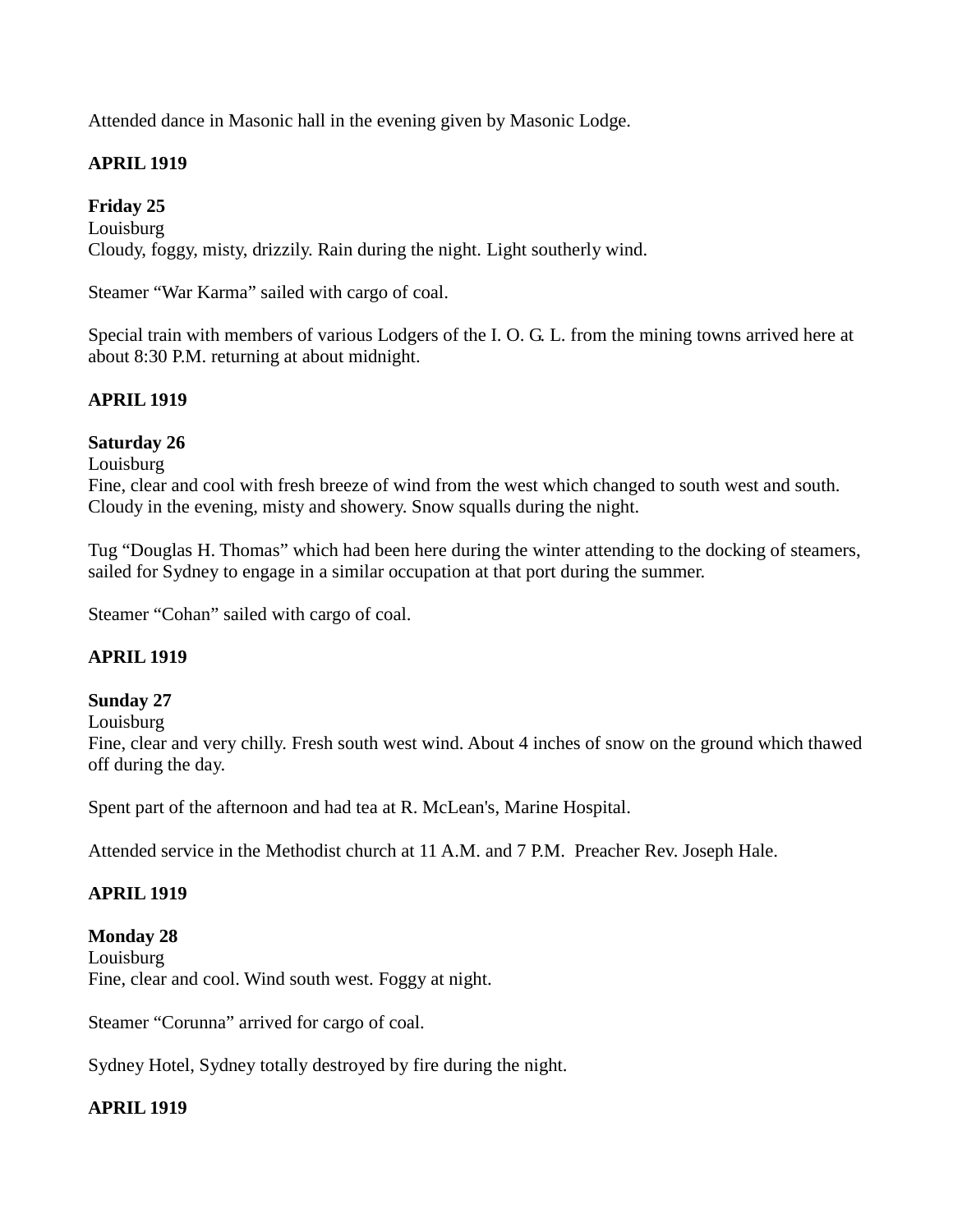Attended dance in Masonic hall in the evening given by Masonic Lodge.

**APRIL 1919**

**Friday 25**
Louisburg
Cloudy, foggy, misty, drizzily. Rain during the night. Light southerly wind.

Steamer "War Karma" sailed with cargo of coal.

Special train with members of various Lodgers of the I. O. G. L. from the mining towns arrived here at about 8:30 P.M. returning at about midnight.

**APRIL 1919**

**Saturday 26**
Louisburg
Fine, clear and cool with fresh breeze of wind from the west which changed to south west and south. Cloudy in the evening, misty and showery. Snow squalls during the night.

Tug "Douglas H. Thomas" which had been here during the winter attending to the docking of steamers, sailed for Sydney to engage in a similar occupation at that port during the summer.

Steamer "Cohan" sailed with cargo of coal.

**APRIL 1919**

**Sunday 27**
Louisburg
Fine, clear and very chilly. Fresh south west wind. About 4 inches of snow on the ground which thawed off during the day.

Spent part of the afternoon and had tea at R. McLean's, Marine Hospital.

Attended service in the Methodist church at 11 A.M. and 7 P.M. Preacher Rev. Joseph Hale.

**APRIL 1919**

**Monday 28**
Louisburg
Fine, clear and cool. Wind south west. Foggy at night.

Steamer "Corunna" arrived for cargo of coal.

Sydney Hotel, Sydney totally destroyed by fire during the night.

**APRIL 1919**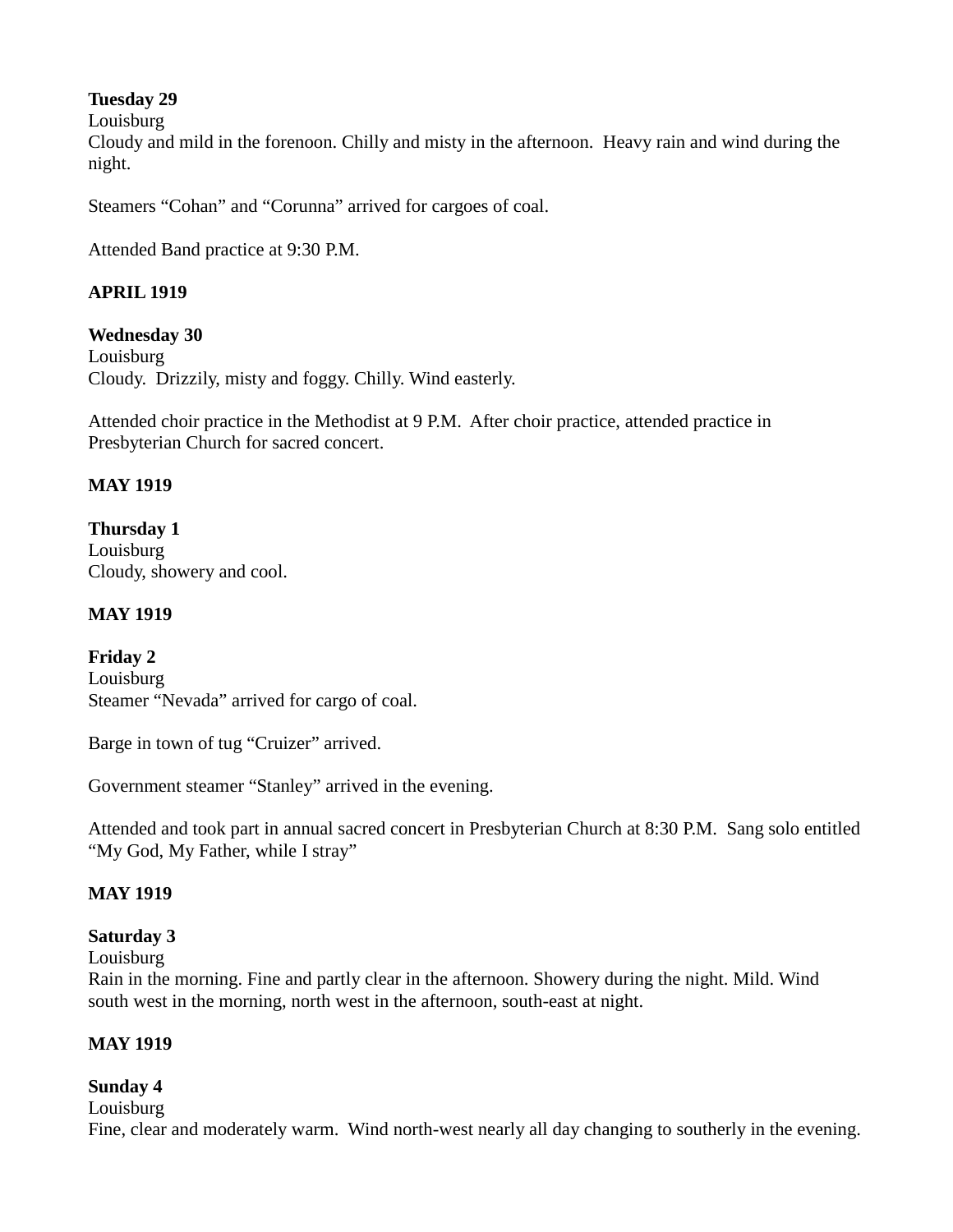**Tuesday 29**
Louisburg
Cloudy and mild in the forenoon. Chilly and misty in the afternoon. Heavy rain and wind during the night.

Steamers "Cohan" and "Corunna" arrived for cargoes of coal.

Attended Band practice at 9:30 P.M.

**APRIL 1919**

**Wednesday 30**
Louisburg
Cloudy. Drizzily, misty and foggy. Chilly. Wind easterly.

Attended choir practice in the Methodist at 9 P.M. After choir practice, attended practice in Presbyterian Church for sacred concert.

**MAY 1919**

**Thursday 1**
Louisburg
Cloudy, showery and cool.

**MAY 1919**

**Friday 2**
Louisburg
Steamer "Nevada" arrived for cargo of coal.

Barge in town of tug "Cruizer" arrived.

Government steamer "Stanley" arrived in the evening.

Attended and took part in annual sacred concert in Presbyterian Church at 8:30 P.M. Sang solo entitled "My God, My Father, while I stray"

**MAY 1919**

**Saturday 3**
Louisburg
Rain in the morning. Fine and partly clear in the afternoon. Showery during the night. Mild. Wind south west in the morning, north west in the afternoon, south-east at night.

**MAY 1919**

**Sunday 4**
Louisburg
Fine, clear and moderately warm. Wind north-west nearly all day changing to southerly in the evening.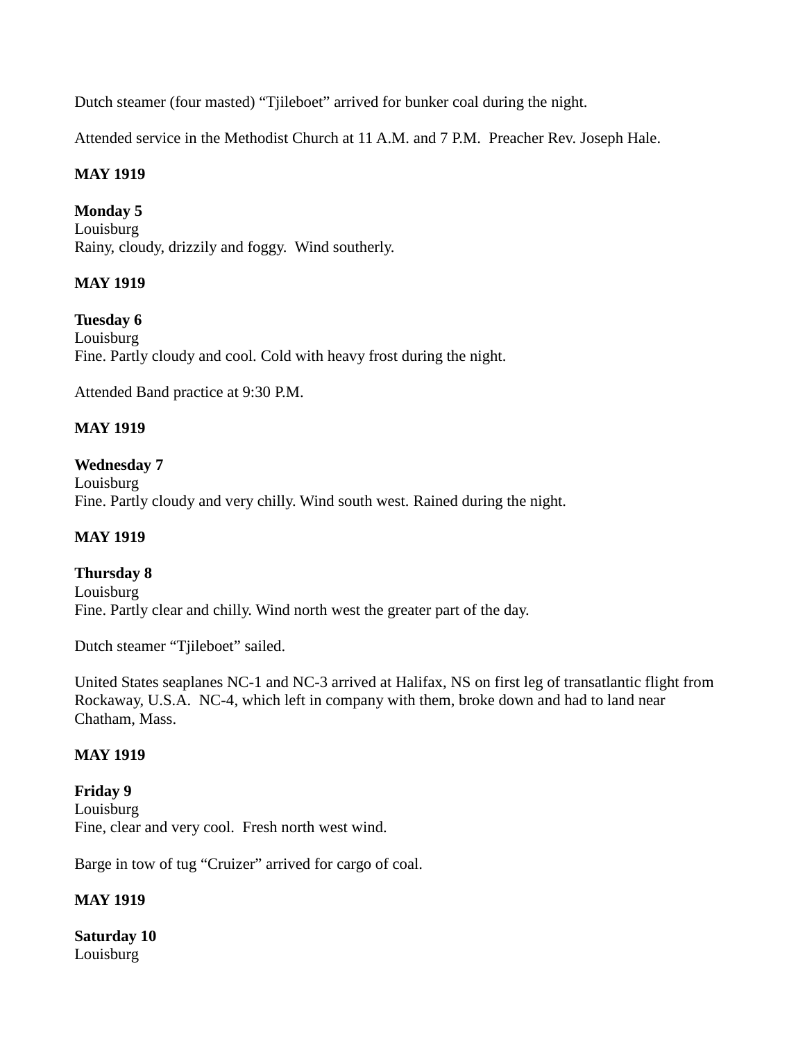Dutch steamer (four masted) "Tjileboet" arrived for bunker coal during the night.

Attended service in the Methodist Church at 11 A.M. and 7 P.M. Preacher Rev. Joseph Hale.

**MAY 1919**

**Monday 5**
Louisburg
Rainy, cloudy, drizzily and foggy. Wind southerly.

**MAY 1919**

**Tuesday 6**
Louisburg
Fine. Partly cloudy and cool. Cold with heavy frost during the night.

Attended Band practice at 9:30 P.M.

**MAY 1919**

**Wednesday 7**
Louisburg
Fine. Partly cloudy and very chilly. Wind south west. Rained during the night.

**MAY 1919**

**Thursday 8**
Louisburg
Fine. Partly clear and chilly. Wind north west the greater part of the day.

Dutch steamer "Tjileboet" sailed.

United States seaplanes NC-1 and NC-3 arrived at Halifax, NS on first leg of transatlantic flight from Rockaway, U.S.A. NC-4, which left in company with them, broke down and had to land near Chatham, Mass.

**MAY 1919**

**Friday 9**
Louisburg
Fine, clear and very cool. Fresh north west wind.

Barge in tow of tug "Cruizer" arrived for cargo of coal.

**MAY 1919**

**Saturday 10**
Louisburg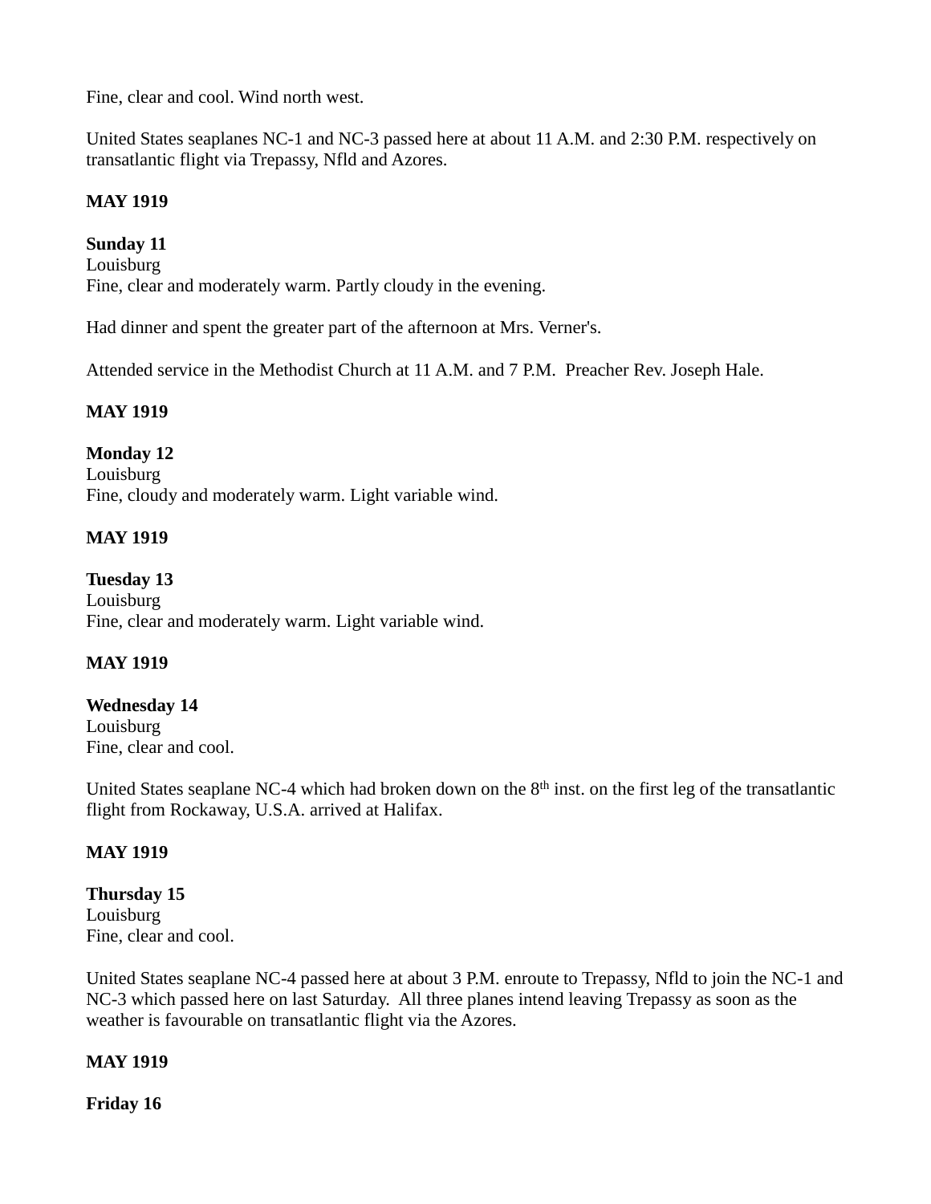Fine, clear and cool. Wind north west.

United States seaplanes NC-1 and NC-3 passed here at about 11 A.M. and 2:30 P.M. respectively on transatlantic flight via Trepassy, Nfld and Azores.

**MAY 1919**

**Sunday 11**
Louisburg
Fine, clear and moderately warm. Partly cloudy in the evening.

Had dinner and spent the greater part of the afternoon at Mrs. Verner's.

Attended service in the Methodist Church at 11 A.M. and 7 P.M. Preacher Rev. Joseph Hale.

**MAY 1919**

**Monday 12**
Louisburg
Fine, cloudy and moderately warm. Light variable wind.

**MAY 1919**

**Tuesday 13**
Louisburg
Fine, clear and moderately warm. Light variable wind.

**MAY 1919**

**Wednesday 14**
Louisburg
Fine, clear and cool.

United States seaplane NC-4 which had broken down on the 8th inst. on the first leg of the transatlantic flight from Rockaway, U.S.A. arrived at Halifax.

**MAY 1919**

**Thursday 15**
Louisburg
Fine, clear and cool.

United States seaplane NC-4 passed here at about 3 P.M. enroute to Trepassy, Nfld to join the NC-1 and NC-3 which passed here on last Saturday. All three planes intend leaving Trepassy as soon as the weather is favourable on transatlantic flight via the Azores.

**MAY 1919**

**Friday 16**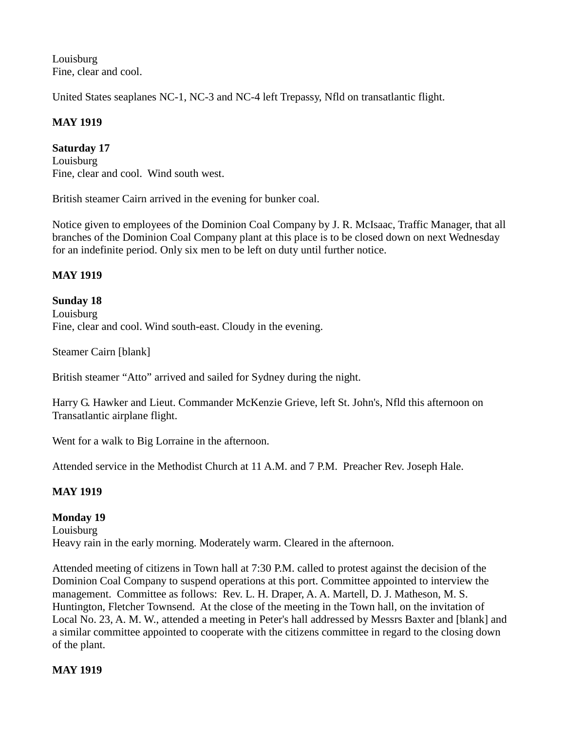Louisburg
Fine, clear and cool.

United States seaplanes NC-1, NC-3 and NC-4 left Trepassy, Nfld on transatlantic flight.

**MAY 1919**

**Saturday 17**
Louisburg
Fine, clear and cool. Wind south west.

British steamer Cairn arrived in the evening for bunker coal.

Notice given to employees of the Dominion Coal Company by J. R. McIsaac, Traffic Manager, that all branches of the Dominion Coal Company plant at this place is to be closed down on next Wednesday for an indefinite period. Only six men to be left on duty until further notice.

**MAY 1919**

**Sunday 18**
Louisburg
Fine, clear and cool. Wind south-east. Cloudy in the evening.

Steamer Cairn [blank]

British steamer "Atto" arrived and sailed for Sydney during the night.

Harry G. Hawker and Lieut. Commander McKenzie Grieve, left St. John's, Nfld this afternoon on Transatlantic airplane flight.

Went for a walk to Big Lorraine in the afternoon.

Attended service in the Methodist Church at 11 A.M. and 7 P.M. Preacher Rev. Joseph Hale.

**MAY 1919**

**Monday 19**
Louisburg
Heavy rain in the early morning. Moderately warm. Cleared in the afternoon.

Attended meeting of citizens in Town hall at 7:30 P.M. called to protest against the decision of the Dominion Coal Company to suspend operations at this port. Committee appointed to interview the management. Committee as follows: Rev. L. H. Draper, A. A. Martell, D. J. Matheson, M. S. Huntington, Fletcher Townsend. At the close of the meeting in the Town hall, on the invitation of Local No. 23, A. M. W., attended a meeting in Peter's hall addressed by Messrs Baxter and [blank] and a similar committee appointed to cooperate with the citizens committee in regard to the closing down of the plant.

**MAY 1919**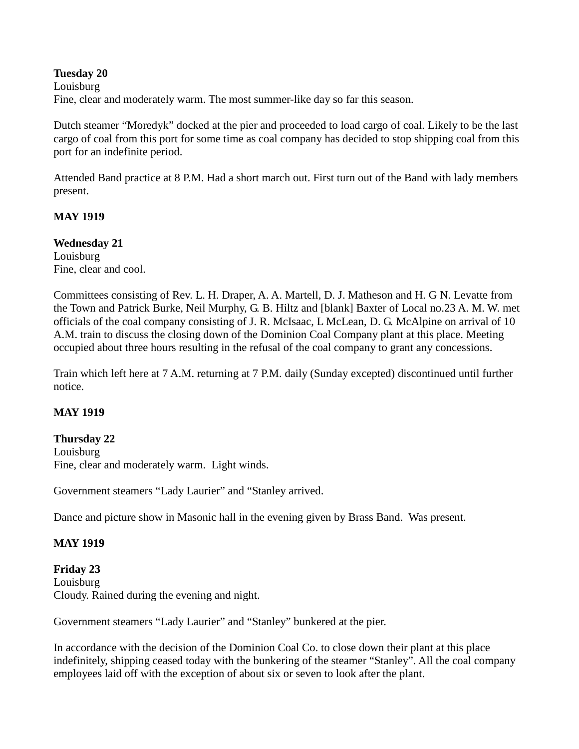**Tuesday 20**
Louisburg
Fine, clear and moderately warm. The most summer-like day so far this season.

Dutch steamer “Moredyk” docked at the pier and proceeded to load cargo of coal. Likely to be the last cargo of coal from this port for some time as coal company has decided to stop shipping coal from this port for an indefinite period.

Attended Band practice at 8 P.M. Had a short march out. First turn out of the Band with lady members present.

**MAY 1919**

**Wednesday 21**
Louisburg
Fine, clear and cool.

Committees consisting of Rev. L. H. Draper, A. A. Martell, D. J. Matheson and H. G N. Levatte from the Town and Patrick Burke, Neil Murphy, G. B. Hiltz and [blank] Baxter of Local no.23 A. M. W. met officials of the coal company consisting of J. R. McIsaac, L McLean, D. G. McAlpine on arrival of 10 A.M. train to discuss the closing down of the Dominion Coal Company plant at this place. Meeting occupied about three hours resulting in the refusal of the coal company to grant any concessions.

Train which left here at 7 A.M. returning at 7 P.M. daily (Sunday excepted) discontinued until further notice.

**MAY 1919**

**Thursday 22**
Louisburg
Fine, clear and moderately warm. Light winds.

Government steamers “Lady Laurier” and “Stanley arrived.

Dance and picture show in Masonic hall in the evening given by Brass Band. Was present.

**MAY 1919**

**Friday 23**
Louisburg
Cloudy. Rained during the evening and night.

Government steamers “Lady Laurier” and “Stanley” bunkered at the pier.

In accordance with the decision of the Dominion Coal Co. to close down their plant at this place indefinitely, shipping ceased today with the bunkering of the steamer “Stanley”. All the coal company employees laid off with the exception of about six or seven to look after the plant.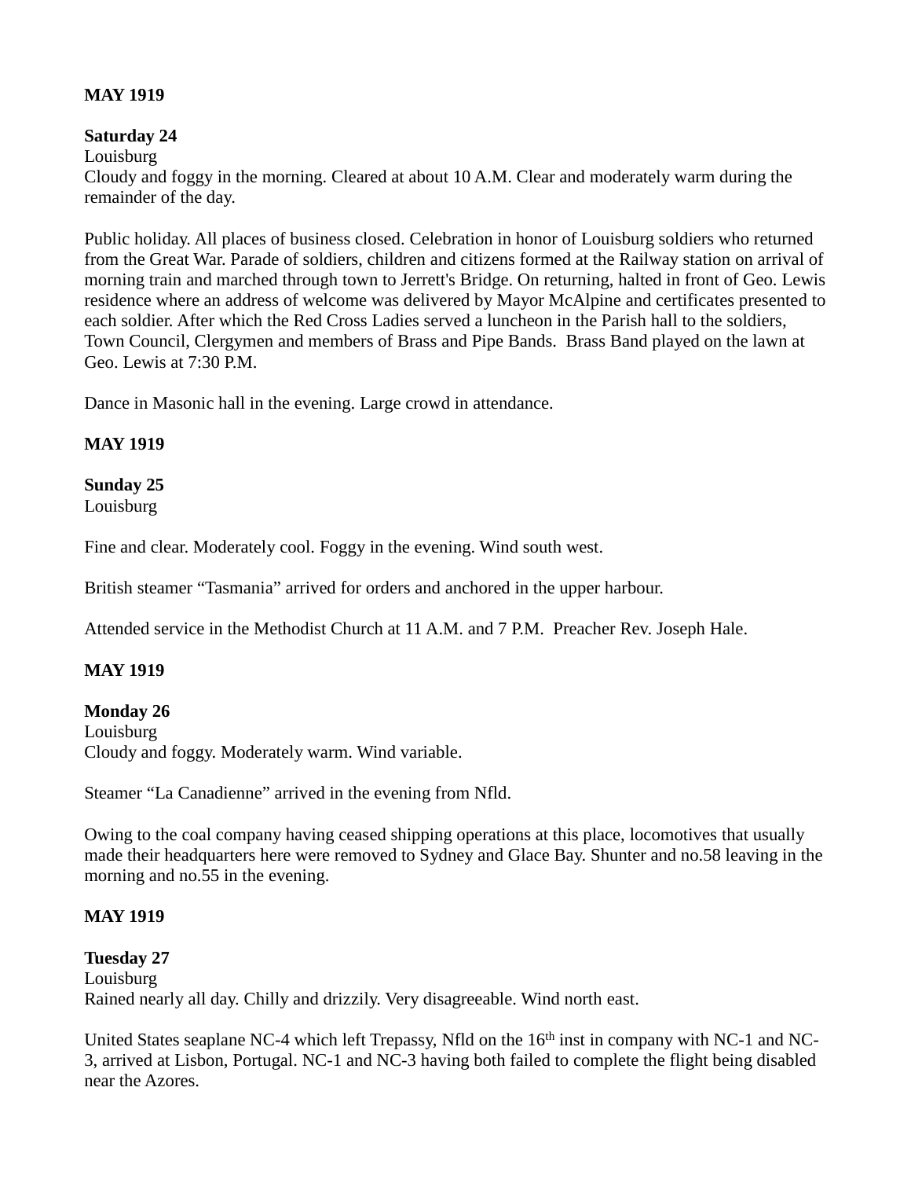**MAY 1919**

**Saturday 24**
Louisburg
Cloudy and foggy in the morning. Cleared at about 10 A.M. Clear and moderately warm during the remainder of the day.

Public holiday. All places of business closed. Celebration in honor of Louisburg soldiers who returned from the Great War. Parade of soldiers, children and citizens formed at the Railway station on arrival of morning train and marched through town to Jerrett's Bridge. On returning, halted in front of Geo. Lewis residence where an address of welcome was delivered by Mayor McAlpine and certificates presented to each soldier. After which the Red Cross Ladies served a luncheon in the Parish hall to the soldiers, Town Council, Clergymen and members of Brass and Pipe Bands. Brass Band played on the lawn at Geo. Lewis at 7:30 P.M.

Dance in Masonic hall in the evening. Large crowd in attendance.

**MAY 1919**

**Sunday 25**
Louisburg

Fine and clear. Moderately cool. Foggy in the evening. Wind south west.

British steamer "Tasmania" arrived for orders and anchored in the upper harbour.

Attended service in the Methodist Church at 11 A.M. and 7 P.M. Preacher Rev. Joseph Hale.

**MAY 1919**

**Monday 26**
Louisburg
Cloudy and foggy. Moderately warm. Wind variable.

Steamer "La Canadienne" arrived in the evening from Nfld.

Owing to the coal company having ceased shipping operations at this place, locomotives that usually made their headquarters here were removed to Sydney and Glace Bay. Shunter and no.58 leaving in the morning and no.55 in the evening.

**MAY 1919**

**Tuesday 27**
Louisburg
Rained nearly all day. Chilly and drizzily. Very disagreeable. Wind north east.

United States seaplane NC-4 which left Trepassy, Nfld on the 16th inst in company with NC-1 and NC-3, arrived at Lisbon, Portugal. NC-1 and NC-3 having both failed to complete the flight being disabled near the Azores.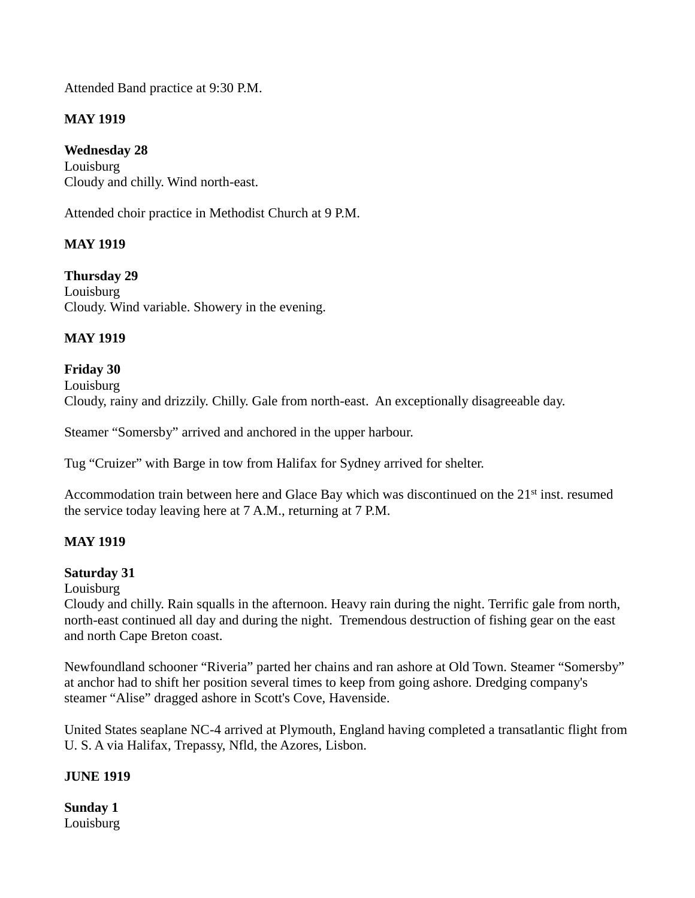Attended Band practice at 9:30 P.M.

**MAY 1919**

**Wednesday 28**
Louisburg
Cloudy and chilly. Wind north-east.

Attended choir practice in Methodist Church at 9 P.M.

**MAY 1919**

**Thursday 29**
Louisburg
Cloudy. Wind variable. Showery in the evening.

**MAY 1919**

**Friday 30**
Louisburg
Cloudy, rainy and drizzily. Chilly. Gale from north-east. An exceptionally disagreeable day.

Steamer “Somersby” arrived and anchored in the upper harbour.

Tug “Cruizer” with Barge in tow from Halifax for Sydney arrived for shelter.

Accommodation train between here and Glace Bay which was discontinued on the 21st inst. resumed the service today leaving here at 7 A.M., returning at 7 P.M.

**MAY 1919**

**Saturday 31**
Louisburg
Cloudy and chilly. Rain squalls in the afternoon. Heavy rain during the night. Terrific gale from north, north-east continued all day and during the night. Tremendous destruction of fishing gear on the east and north Cape Breton coast.

Newfoundland schooner “Riveria” parted her chains and ran ashore at Old Town. Steamer “Somersby” at anchor had to shift her position several times to keep from going ashore. Dredging company's steamer “Alise” dragged ashore in Scott's Cove, Havenside.

United States seaplane NC-4 arrived at Plymouth, England having completed a transatlantic flight from U. S. A via Halifax, Trepassy, Nfld, the Azores, Lisbon.

**JUNE 1919**

**Sunday 1**
Louisburg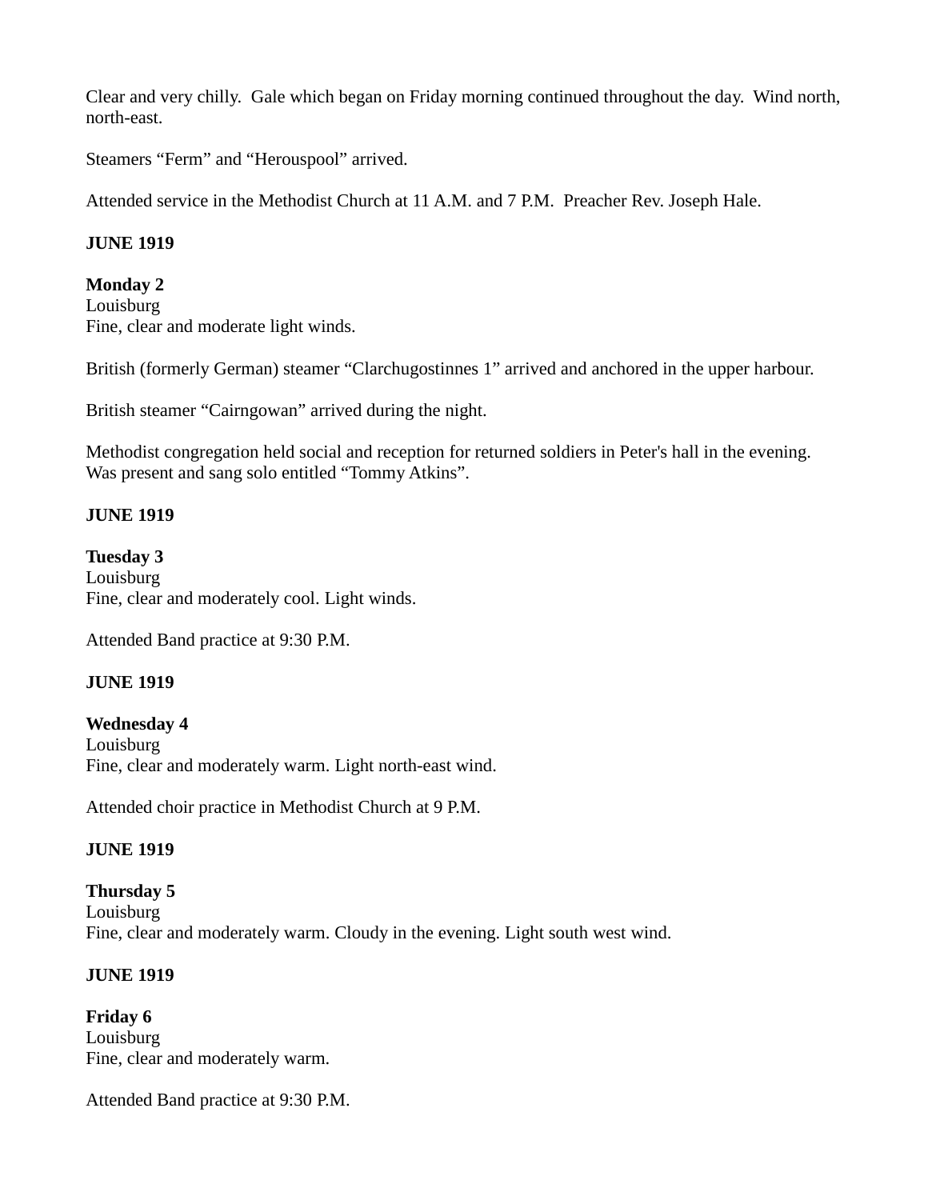Clear and very chilly.  Gale which began on Friday morning continued throughout the day.  Wind north, north-east.

Steamers “Ferm” and “Herouspool” arrived.

Attended service in the Methodist Church at 11 A.M. and 7 P.M.  Preacher Rev. Joseph Hale.

**JUNE 1919**

**Monday 2**
Louisburg
Fine, clear and moderate light winds.

British (formerly German) steamer “Clarchugostinnes 1” arrived and anchored in the upper harbour.

British steamer “Cairngowan” arrived during the night.

Methodist congregation held social and reception for returned soldiers in Peter's hall in the evening.  Was present and sang solo entitled “Tommy Atkins”.

**JUNE 1919**

**Tuesday 3**
Louisburg
Fine, clear and moderately cool. Light winds.

Attended Band practice at 9:30 P.M.

**JUNE 1919**

**Wednesday 4**
Louisburg
Fine, clear and moderately warm. Light north-east wind.

Attended choir practice in Methodist Church at 9 P.M.

**JUNE 1919**

**Thursday 5**
Louisburg
Fine, clear and moderately warm. Cloudy in the evening. Light south west wind.

**JUNE 1919**

**Friday 6**
Louisburg
Fine, clear and moderately warm.

Attended Band practice at 9:30 P.M.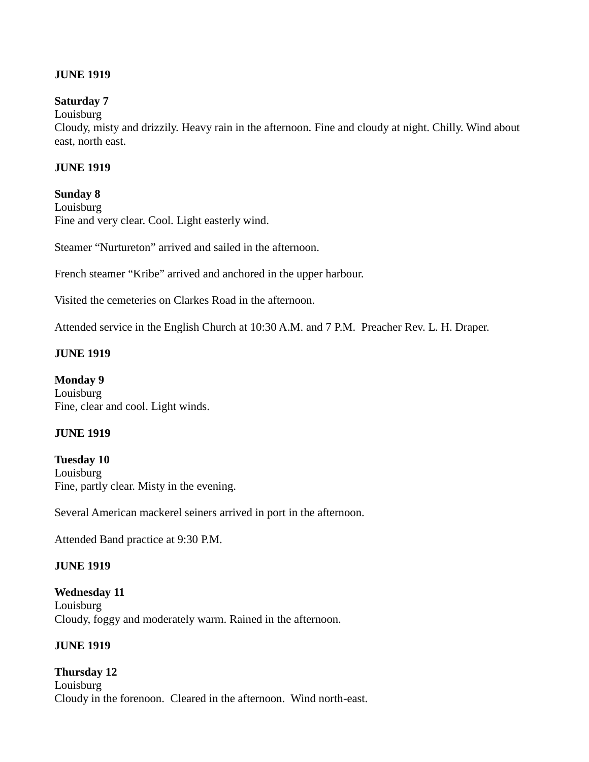**JUNE 1919**

**Saturday 7**
Louisburg
Cloudy, misty and drizzily. Heavy rain in the afternoon. Fine and cloudy at night. Chilly. Wind about east, north east.

**JUNE 1919**

**Sunday 8**
Louisburg
Fine and very clear. Cool. Light easterly wind.

Steamer "Nurtureton" arrived and sailed in the afternoon.

French steamer "Kribe" arrived and anchored in the upper harbour.

Visited the cemeteries on Clarkes Road in the afternoon.

Attended service in the English Church at 10:30 A.M. and 7 P.M.  Preacher Rev. L. H. Draper.

**JUNE 1919**

**Monday 9**
Louisburg
Fine, clear and cool. Light winds.

**JUNE 1919**

**Tuesday 10**
Louisburg
Fine, partly clear. Misty in the evening.

Several American mackerel seiners arrived in port in the afternoon.

Attended Band practice at 9:30 P.M.

**JUNE 1919**

**Wednesday 11**
Louisburg
Cloudy, foggy and moderately warm. Rained in the afternoon.

**JUNE 1919**

**Thursday 12**
Louisburg
Cloudy in the forenoon.  Cleared in the afternoon.  Wind north-east.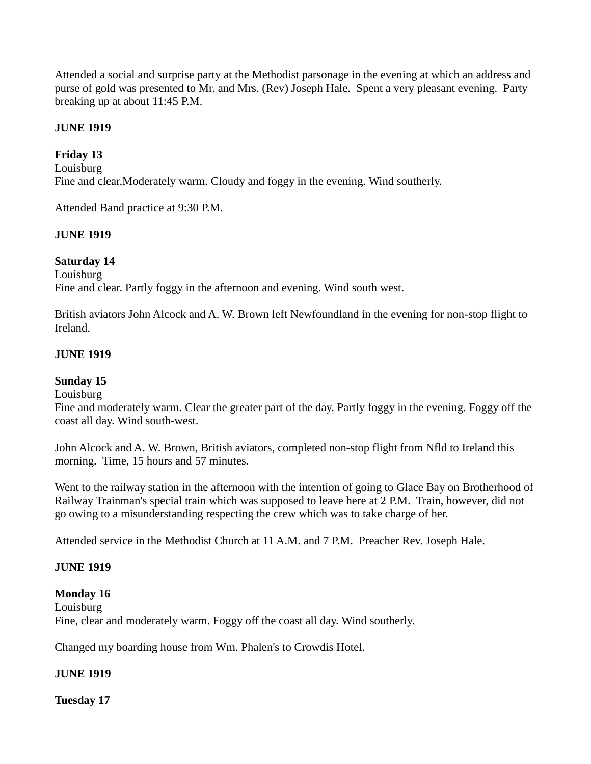Attended a social and surprise party at the Methodist parsonage in the evening at which an address and purse of gold was presented to Mr. and Mrs. (Rev) Joseph Hale. Spent a very pleasant evening. Party breaking up at about 11:45 P.M.

**JUNE 1919**

**Friday 13**
Louisburg
Fine and clear.Moderately warm. Cloudy and foggy in the evening. Wind southerly.

Attended Band practice at 9:30 P.M.

**JUNE 1919**

**Saturday 14**
Louisburg
Fine and clear. Partly foggy in the afternoon and evening. Wind south west.

British aviators John Alcock and A. W. Brown left Newfoundland in the evening for non-stop flight to Ireland.

**JUNE 1919**

**Sunday 15**
Louisburg
Fine and moderately warm. Clear the greater part of the day. Partly foggy in the evening. Foggy off the coast all day. Wind south-west.

John Alcock and A. W. Brown, British aviators, completed non-stop flight from Nfld to Ireland this morning. Time, 15 hours and 57 minutes.

Went to the railway station in the afternoon with the intention of going to Glace Bay on Brotherhood of Railway Trainman's special train which was supposed to leave here at 2 P.M. Train, however, did not go owing to a misunderstanding respecting the crew which was to take charge of her.

Attended service in the Methodist Church at 11 A.M. and 7 P.M. Preacher Rev. Joseph Hale.

**JUNE 1919**

**Monday 16**
Louisburg
Fine, clear and moderately warm. Foggy off the coast all day. Wind southerly.

Changed my boarding house from Wm. Phalen's to Crowdis Hotel.

**JUNE 1919**

**Tuesday 17**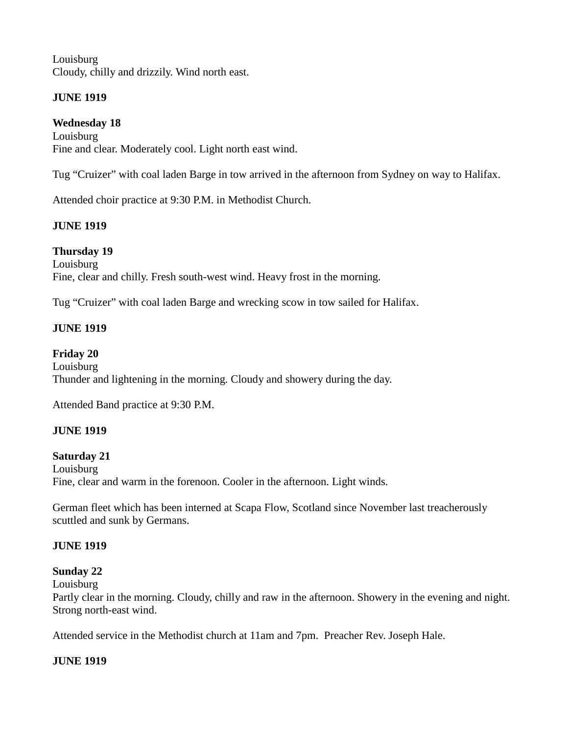Louisburg
Cloudy, chilly and drizzily. Wind north east.

**JUNE 1919**

**Wednesday 18**
Louisburg
Fine and clear. Moderately cool. Light north east wind.

Tug "Cruizer" with coal laden Barge in tow arrived in the afternoon from Sydney on way to Halifax.

Attended choir practice at 9:30 P.M. in Methodist Church.

**JUNE 1919**

**Thursday 19**
Louisburg
Fine, clear and chilly. Fresh south-west wind. Heavy frost in the morning.

Tug "Cruizer" with coal laden Barge and wrecking scow in tow sailed for Halifax.

**JUNE 1919**

**Friday 20**
Louisburg
Thunder and lightening in the morning. Cloudy and showery during the day.

Attended Band practice at 9:30 P.M.

**JUNE 1919**

**Saturday 21**
Louisburg
Fine, clear and warm in the forenoon. Cooler in the afternoon. Light winds.

German fleet which has been interned at Scapa Flow, Scotland since November last treacherously scuttled and sunk by Germans.

**JUNE 1919**

**Sunday 22**
Louisburg
Partly clear in the morning. Cloudy, chilly and raw in the afternoon. Showery in the evening and night. Strong north-east wind.

Attended service in the Methodist church at 11am and 7pm. Preacher Rev. Joseph Hale.

**JUNE 1919**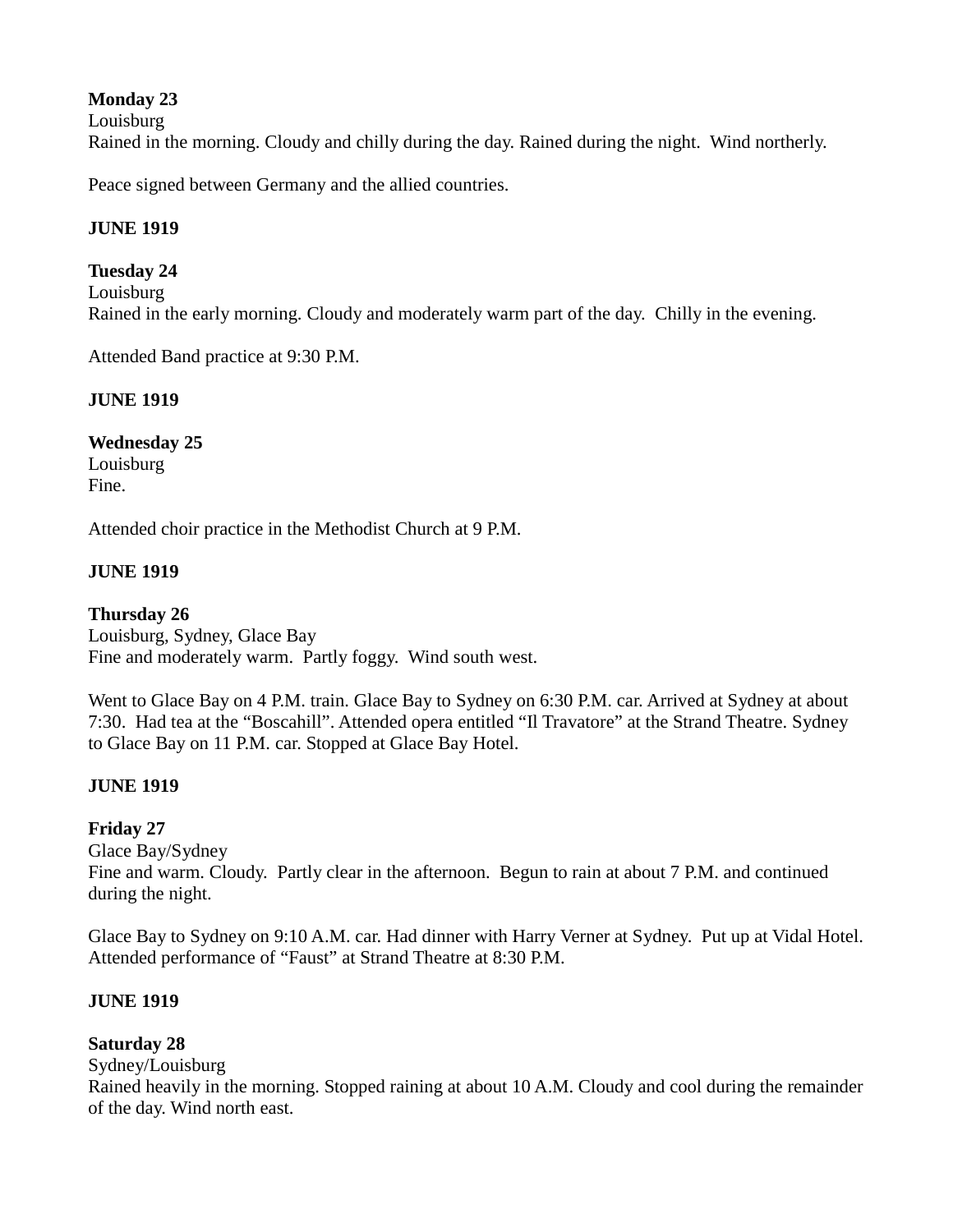**Monday 23**
Louisburg
Rained in the morning. Cloudy and chilly during the day. Rained during the night. Wind northerly.

Peace signed between Germany and the allied countries.

**JUNE 1919**

**Tuesday 24**
Louisburg
Rained in the early morning. Cloudy and moderately warm part of the day. Chilly in the evening.

Attended Band practice at 9:30 P.M.

**JUNE 1919**

**Wednesday 25**
Louisburg
Fine.

Attended choir practice in the Methodist Church at 9 P.M.

**JUNE 1919**

**Thursday 26**
Louisburg, Sydney, Glace Bay
Fine and moderately warm. Partly foggy. Wind south west.

Went to Glace Bay on 4 P.M. train. Glace Bay to Sydney on 6:30 P.M. car. Arrived at Sydney at about 7:30. Had tea at the “Boscahill”. Attended opera entitled “Il Travatore” at the Strand Theatre. Sydney to Glace Bay on 11 P.M. car. Stopped at Glace Bay Hotel.

**JUNE 1919**

**Friday 27**
Glace Bay/Sydney
Fine and warm. Cloudy. Partly clear in the afternoon. Begun to rain at about 7 P.M. and continued during the night.

Glace Bay to Sydney on 9:10 A.M. car. Had dinner with Harry Verner at Sydney. Put up at Vidal Hotel. Attended performance of “Faust” at Strand Theatre at 8:30 P.M.

**JUNE 1919**

**Saturday 28**
Sydney/Louisburg
Rained heavily in the morning. Stopped raining at about 10 A.M. Cloudy and cool during the remainder of the day. Wind north east.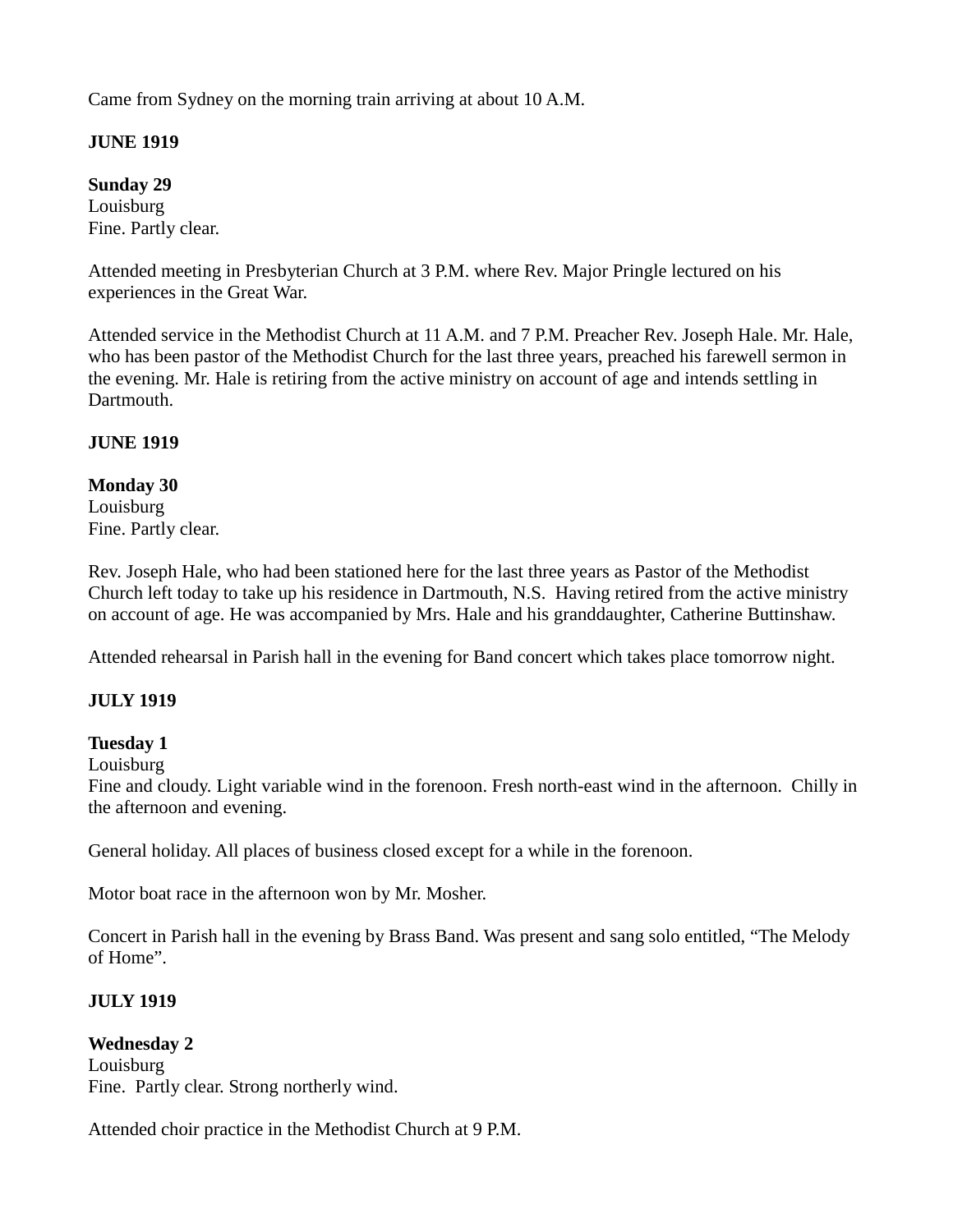Came from Sydney on the morning train arriving at about 10 A.M.

**JUNE 1919**

**Sunday 29**
Louisburg
Fine. Partly clear.

Attended meeting in Presbyterian Church at 3 P.M. where Rev. Major Pringle lectured on his experiences in the Great War.

Attended service in the Methodist Church at 11 A.M. and 7 P.M. Preacher Rev. Joseph Hale. Mr. Hale, who has been pastor of the Methodist Church for the last three years, preached his farewell sermon in the evening. Mr. Hale is retiring from the active ministry on account of age and intends settling in Dartmouth.

**JUNE 1919**

**Monday 30**
Louisburg
Fine. Partly clear.

Rev. Joseph Hale, who had been stationed here for the last three years as Pastor of the Methodist Church left today to take up his residence in Dartmouth, N.S. Having retired from the active ministry on account of age. He was accompanied by Mrs. Hale and his granddaughter, Catherine Buttinshaw.

Attended rehearsal in Parish hall in the evening for Band concert which takes place tomorrow night.

**JULY 1919**

**Tuesday 1**
Louisburg
Fine and cloudy. Light variable wind in the forenoon. Fresh north-east wind in the afternoon. Chilly in the afternoon and evening.

General holiday. All places of business closed except for a while in the forenoon.

Motor boat race in the afternoon won by Mr. Mosher.

Concert in Parish hall in the evening by Brass Band. Was present and sang solo entitled, "The Melody of Home".

**JULY 1919**

**Wednesday 2**
Louisburg
Fine. Partly clear. Strong northerly wind.

Attended choir practice in the Methodist Church at 9 P.M.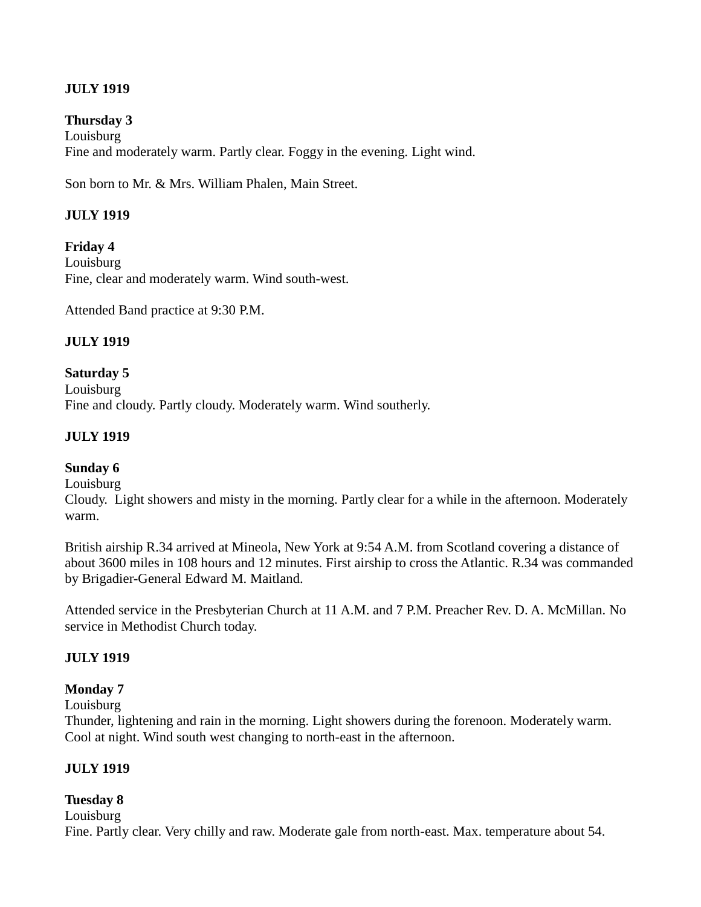**JULY 1919**

**Thursday 3**
Louisburg
Fine and moderately warm. Partly clear. Foggy in the evening. Light wind.

Son born to Mr. & Mrs. William Phalen, Main Street.

**JULY 1919**

**Friday 4**
Louisburg
Fine, clear and moderately warm. Wind south-west.

Attended Band practice at 9:30 P.M.

**JULY 1919**

**Saturday 5**
Louisburg
Fine and cloudy. Partly cloudy. Moderately warm. Wind southerly.

**JULY 1919**

**Sunday 6**
Louisburg
Cloudy. Light showers and misty in the morning. Partly clear for a while in the afternoon. Moderately warm.

British airship R.34 arrived at Mineola, New York at 9:54 A.M. from Scotland covering a distance of about 3600 miles in 108 hours and 12 minutes. First airship to cross the Atlantic. R.34 was commanded by Brigadier-General Edward M. Maitland.

Attended service in the Presbyterian Church at 11 A.M. and 7 P.M. Preacher Rev. D. A. McMillan. No service in Methodist Church today.

**JULY 1919**

**Monday 7**
Louisburg
Thunder, lightening and rain in the morning. Light showers during the forenoon. Moderately warm. Cool at night. Wind south west changing to north-east in the afternoon.

**JULY 1919**

**Tuesday 8**
Louisburg
Fine. Partly clear. Very chilly and raw. Moderate gale from north-east. Max. temperature about 54.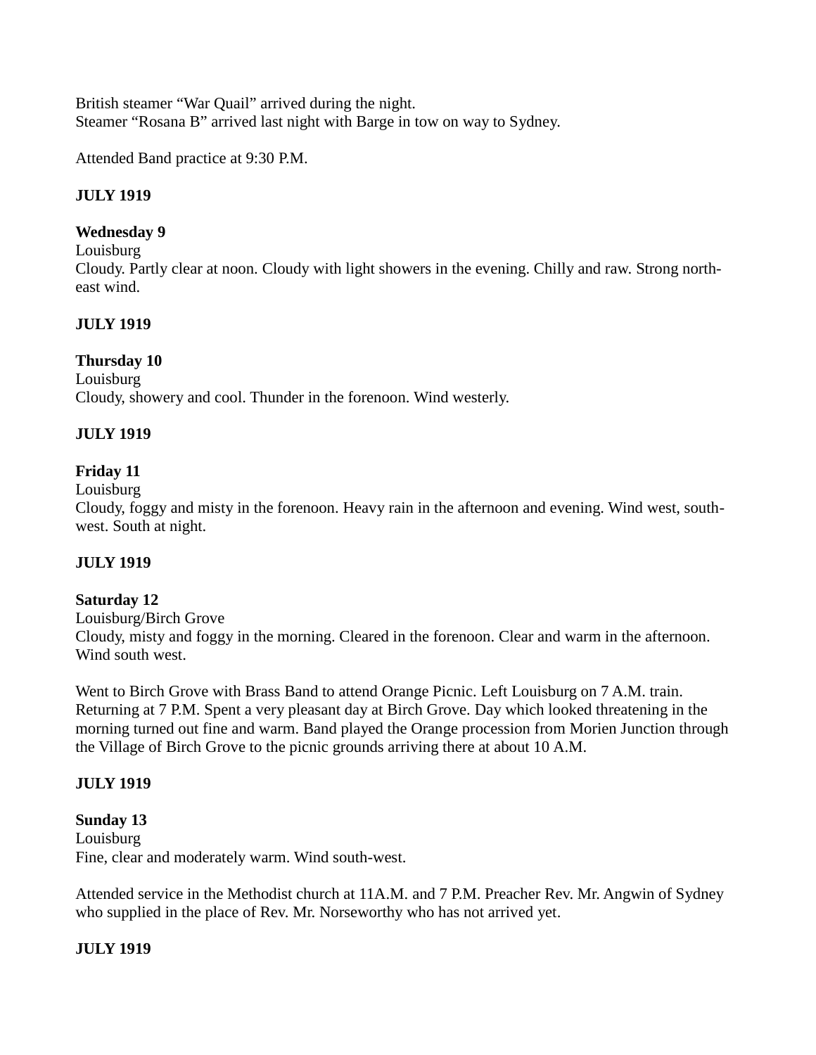British steamer “War Quail” arrived during the night.
Steamer “Rosana B” arrived last night with Barge in tow on way to Sydney.

Attended Band practice at 9:30 P.M.

**JULY 1919**

**Wednesday 9**
Louisburg
Cloudy. Partly clear at noon. Cloudy with light showers in the evening. Chilly and raw. Strong north-east wind.

**JULY 1919**

**Thursday 10**
Louisburg
Cloudy, showery and cool. Thunder in the forenoon. Wind westerly.

**JULY 1919**

**Friday 11**
Louisburg
Cloudy, foggy and misty in the forenoon. Heavy rain in the afternoon and evening. Wind west, south-west. South at night.

**JULY 1919**

**Saturday 12**
Louisburg/Birch Grove
Cloudy, misty and foggy in the morning. Cleared in the forenoon. Clear and warm in the afternoon. Wind south west.

Went to Birch Grove with Brass Band to attend Orange Picnic. Left Louisburg on 7 A.M. train. Returning at 7 P.M. Spent a very pleasant day at Birch Grove. Day which looked threatening in the morning turned out fine and warm. Band played the Orange procession from Morien Junction through the Village of Birch Grove to the picnic grounds arriving there at about 10 A.M.

**JULY 1919**

**Sunday 13**
Louisburg
Fine, clear and moderately warm. Wind south-west.

Attended service in the Methodist church at 11A.M. and 7 P.M. Preacher Rev. Mr. Angwin of Sydney who supplied in the place of Rev. Mr. Norseworthy who has not arrived yet.

**JULY 1919**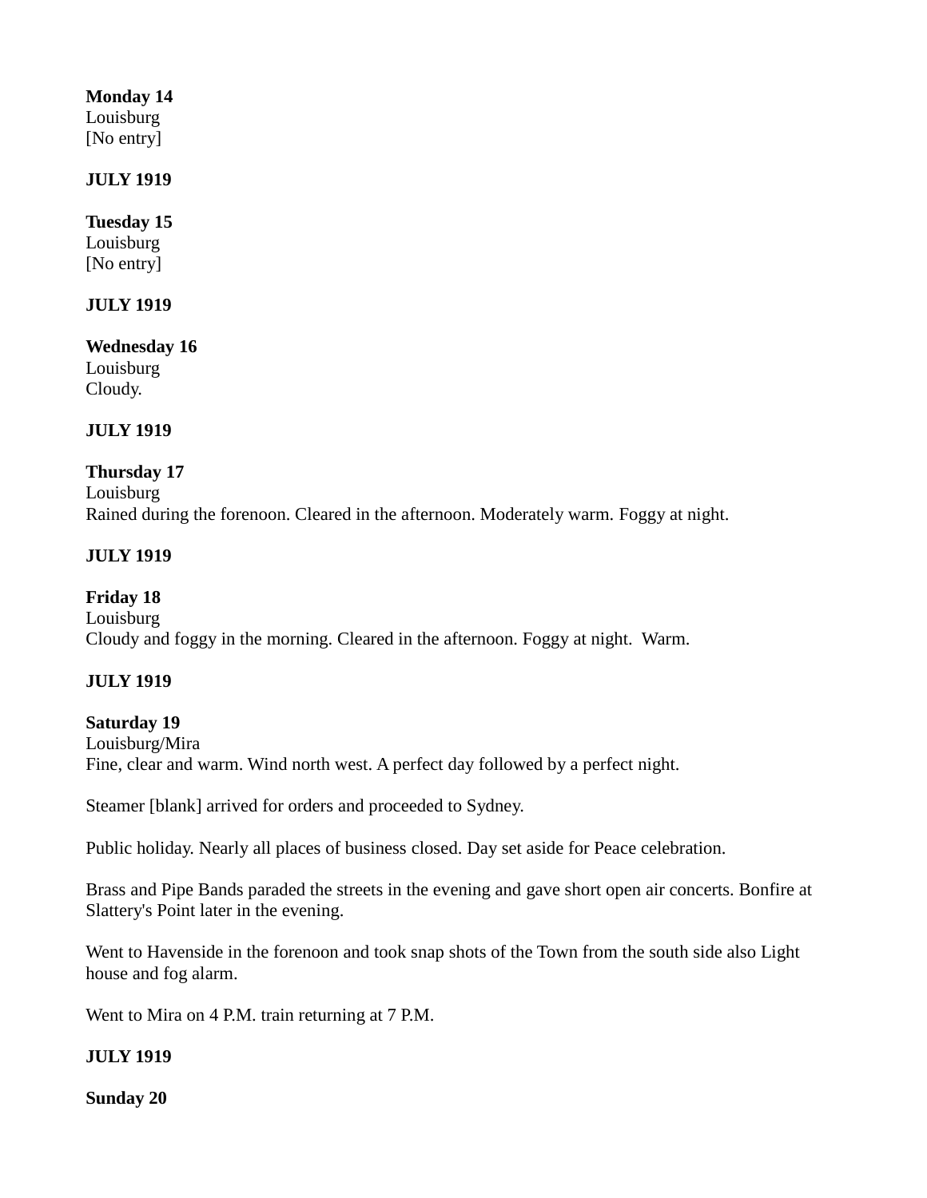**Monday 14**
Louisburg
[No entry]

**JULY 1919**

**Tuesday 15**
Louisburg
[No entry]

**JULY 1919**

**Wednesday 16**
Louisburg
Cloudy.

**JULY 1919**

**Thursday 17**
Louisburg
Rained during the forenoon. Cleared in the afternoon. Moderately warm. Foggy at night.

**JULY 1919**

**Friday 18**
Louisburg
Cloudy and foggy in the morning. Cleared in the afternoon. Foggy at night. Warm.

**JULY 1919**

**Saturday 19**
Louisburg/Mira
Fine, clear and warm. Wind north west. A perfect day followed by a perfect night.

Steamer [blank] arrived for orders and proceeded to Sydney.

Public holiday. Nearly all places of business closed. Day set aside for Peace celebration.

Brass and Pipe Bands paraded the streets in the evening and gave short open air concerts. Bonfire at Slattery's Point later in the evening.

Went to Havenside in the forenoon and took snap shots of the Town from the south side also Light house and fog alarm.

Went to Mira on 4 P.M. train returning at 7 P.M.

**JULY 1919**

**Sunday 20**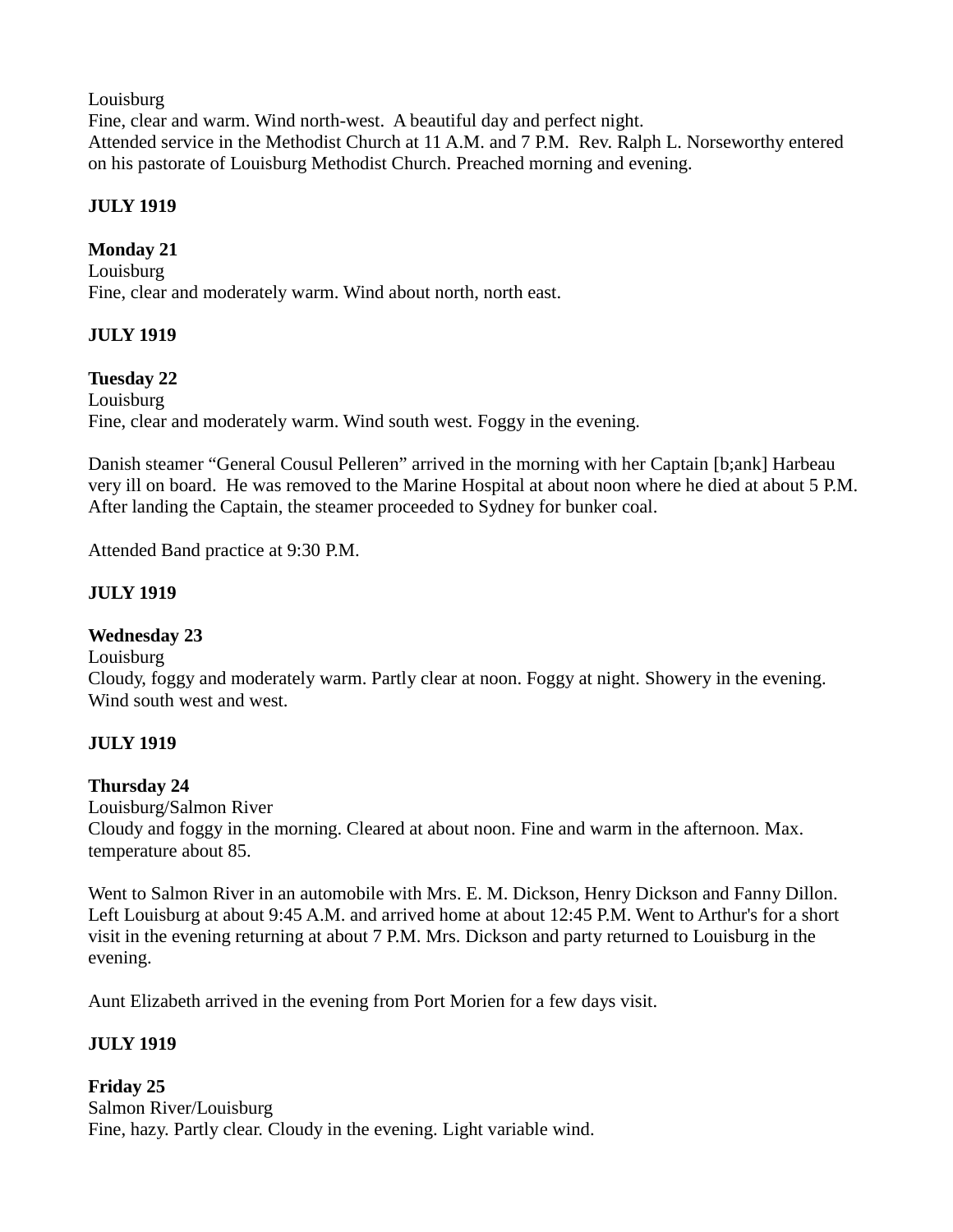Louisburg
Fine, clear and warm. Wind north-west.  A beautiful day and perfect night.
Attended service in the Methodist Church at 11 A.M. and 7 P.M.  Rev. Ralph L. Norseworthy entered on his pastorate of Louisburg Methodist Church. Preached morning and evening.

**JULY 1919**

**Monday 21**
Louisburg
Fine, clear and moderately warm. Wind about north, north east.

**JULY 1919**

**Tuesday 22**
Louisburg
Fine, clear and moderately warm. Wind south west. Foggy in the evening.

Danish steamer "General Cousul Pelleren" arrived in the morning with her Captain [b;ank] Harbeau very ill on board.  He was removed to the Marine Hospital at about noon where he died at about 5 P.M. After landing the Captain, the steamer proceeded to Sydney for bunker coal.

Attended Band practice at 9:30 P.M.

**JULY 1919**

**Wednesday 23**
Louisburg
Cloudy, foggy and moderately warm. Partly clear at noon. Foggy at night. Showery in the evening. Wind south west and west.

**JULY 1919**

**Thursday 24**
Louisburg/Salmon River
Cloudy and foggy in the morning. Cleared at about noon. Fine and warm in the afternoon. Max. temperature about 85.

Went to Salmon River in an automobile with Mrs. E. M. Dickson, Henry Dickson and Fanny Dillon. Left Louisburg at about 9:45 A.M. and arrived home at about 12:45 P.M. Went to Arthur's for a short visit in the evening returning at about 7 P.M. Mrs. Dickson and party returned to Louisburg in the evening.

Aunt Elizabeth arrived in the evening from Port Morien for a few days visit.

**JULY 1919**

**Friday 25**
Salmon River/Louisburg
Fine, hazy. Partly clear. Cloudy in the evening. Light variable wind.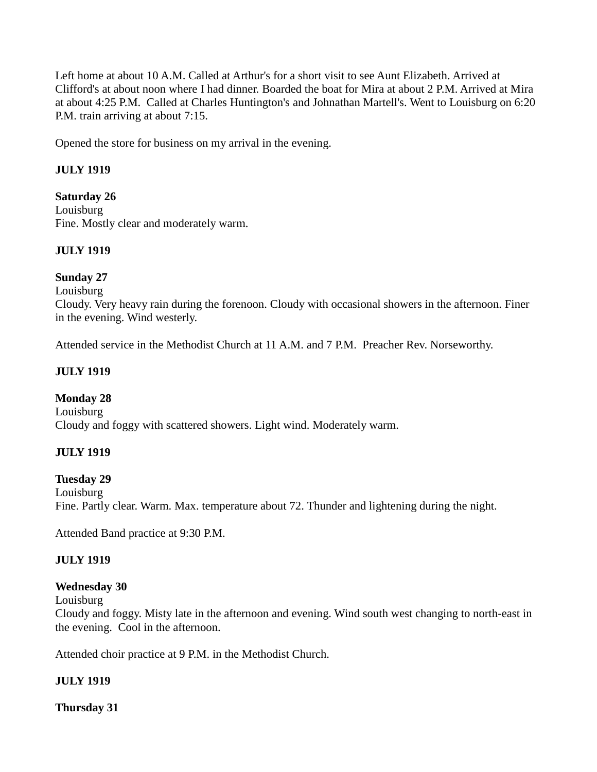Left home at about 10 A.M. Called at Arthur's for a short visit to see Aunt Elizabeth. Arrived at Clifford's at about noon where I had dinner. Boarded the boat for Mira at about 2 P.M. Arrived at Mira at about 4:25 P.M. Called at Charles Huntington's and Johnathan Martell's. Went to Louisburg on 6:20 P.M. train arriving at about 7:15.

Opened the store for business on my arrival in the evening.

**JULY 1919**

**Saturday 26**
Louisburg
Fine. Mostly clear and moderately warm.

**JULY 1919**

**Sunday 27**
Louisburg
Cloudy. Very heavy rain during the forenoon. Cloudy with occasional showers in the afternoon. Finer in the evening. Wind westerly.

Attended service in the Methodist Church at 11 A.M. and 7 P.M. Preacher Rev. Norseworthy.

**JULY 1919**

**Monday 28**
Louisburg
Cloudy and foggy with scattered showers. Light wind. Moderately warm.

**JULY 1919**

**Tuesday 29**
Louisburg
Fine. Partly clear. Warm. Max. temperature about 72. Thunder and lightening during the night.

Attended Band practice at 9:30 P.M.

**JULY 1919**

**Wednesday 30**
Louisburg
Cloudy and foggy. Misty late in the afternoon and evening. Wind south west changing to north-east in the evening. Cool in the afternoon.

Attended choir practice at 9 P.M. in the Methodist Church.

**JULY 1919**

**Thursday 31**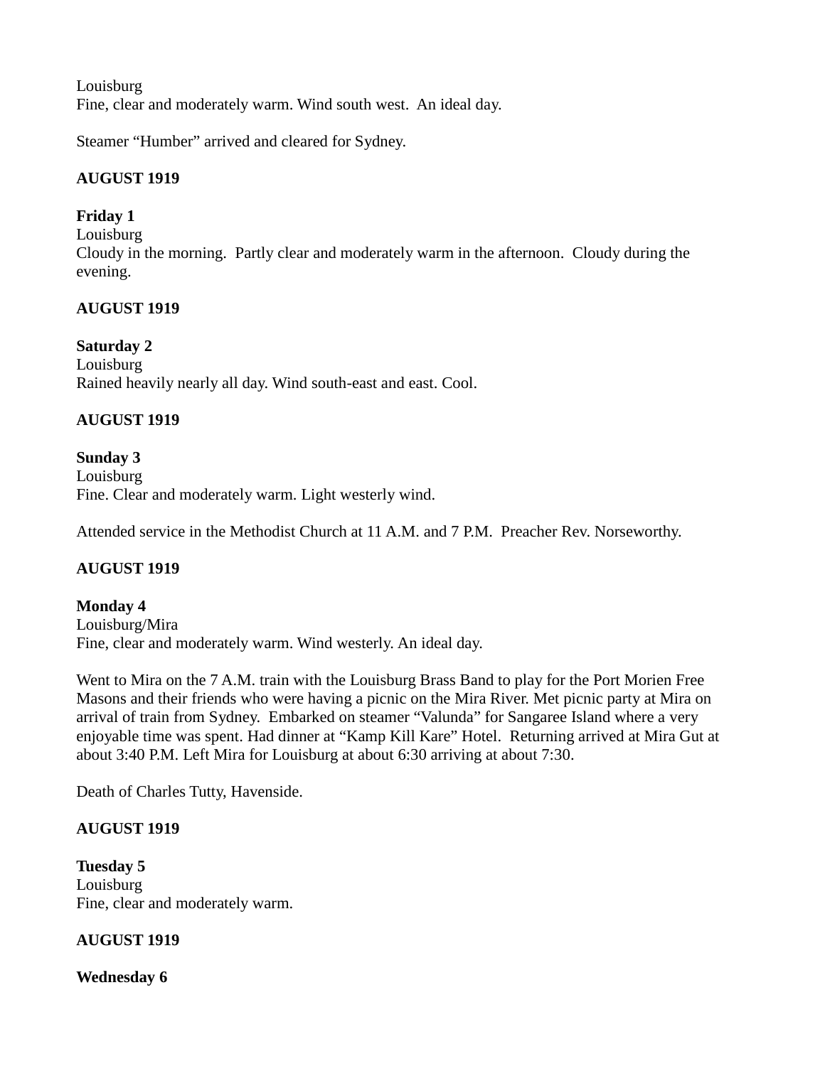Louisburg
Fine, clear and moderately warm. Wind south west.  An ideal day.

Steamer "Humber" arrived and cleared for Sydney.

**AUGUST 1919**

**Friday 1**
Louisburg
Cloudy in the morning.  Partly clear and moderately warm in the afternoon.  Cloudy during the evening.

**AUGUST 1919**

**Saturday 2**
Louisburg
Rained heavily nearly all day. Wind south-east and east. Cool.

**AUGUST 1919**

**Sunday 3**
Louisburg
Fine. Clear and moderately warm. Light westerly wind.

Attended service in the Methodist Church at 11 A.M. and 7 P.M.  Preacher Rev. Norseworthy.

**AUGUST 1919**

**Monday 4**
Louisburg/Mira
Fine, clear and moderately warm. Wind westerly. An ideal day.

Went to Mira on the 7 A.M. train with the Louisburg Brass Band to play for the Port Morien Free Masons and their friends who were having a picnic on the Mira River. Met picnic party at Mira on arrival of train from Sydney.  Embarked on steamer "Valunda" for Sangaree Island where a very enjoyable time was spent. Had dinner at "Kamp Kill Kare" Hotel.  Returning arrived at Mira Gut at about 3:40 P.M. Left Mira for Louisburg at about 6:30 arriving at about 7:30.

Death of Charles Tutty, Havenside.

**AUGUST 1919**

**Tuesday 5**
Louisburg
Fine, clear and moderately warm.

**AUGUST 1919**

**Wednesday 6**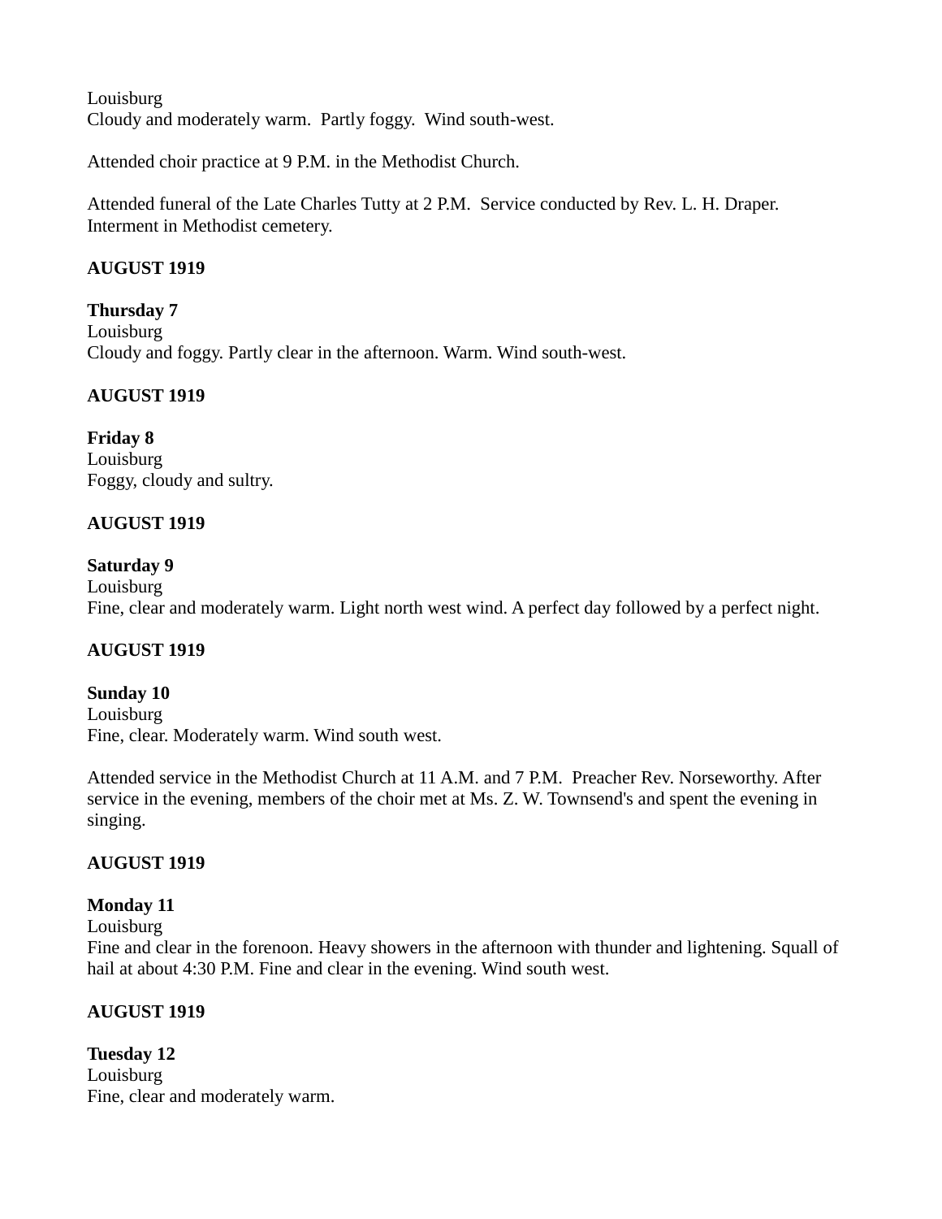Louisburg
Cloudy and moderately warm. Partly foggy. Wind south-west.

Attended choir practice at 9 P.M. in the Methodist Church.

Attended funeral of the Late Charles Tutty at 2 P.M. Service conducted by Rev. L. H. Draper. Interment in Methodist cemetery.

**AUGUST 1919**

**Thursday 7**
Louisburg
Cloudy and foggy. Partly clear in the afternoon. Warm. Wind south-west.

**AUGUST 1919**

**Friday 8**
Louisburg
Foggy, cloudy and sultry.

**AUGUST 1919**

**Saturday 9**
Louisburg
Fine, clear and moderately warm. Light north west wind. A perfect day followed by a perfect night.

**AUGUST 1919**

**Sunday 10**
Louisburg
Fine, clear. Moderately warm. Wind south west.

Attended service in the Methodist Church at 11 A.M. and 7 P.M. Preacher Rev. Norseworthy. After service in the evening, members of the choir met at Ms. Z. W. Townsend's and spent the evening in singing.

**AUGUST 1919**

**Monday 11**
Louisburg
Fine and clear in the forenoon. Heavy showers in the afternoon with thunder and lightening. Squall of hail at about 4:30 P.M. Fine and clear in the evening. Wind south west.

**AUGUST 1919**

**Tuesday 12**
Louisburg
Fine, clear and moderately warm.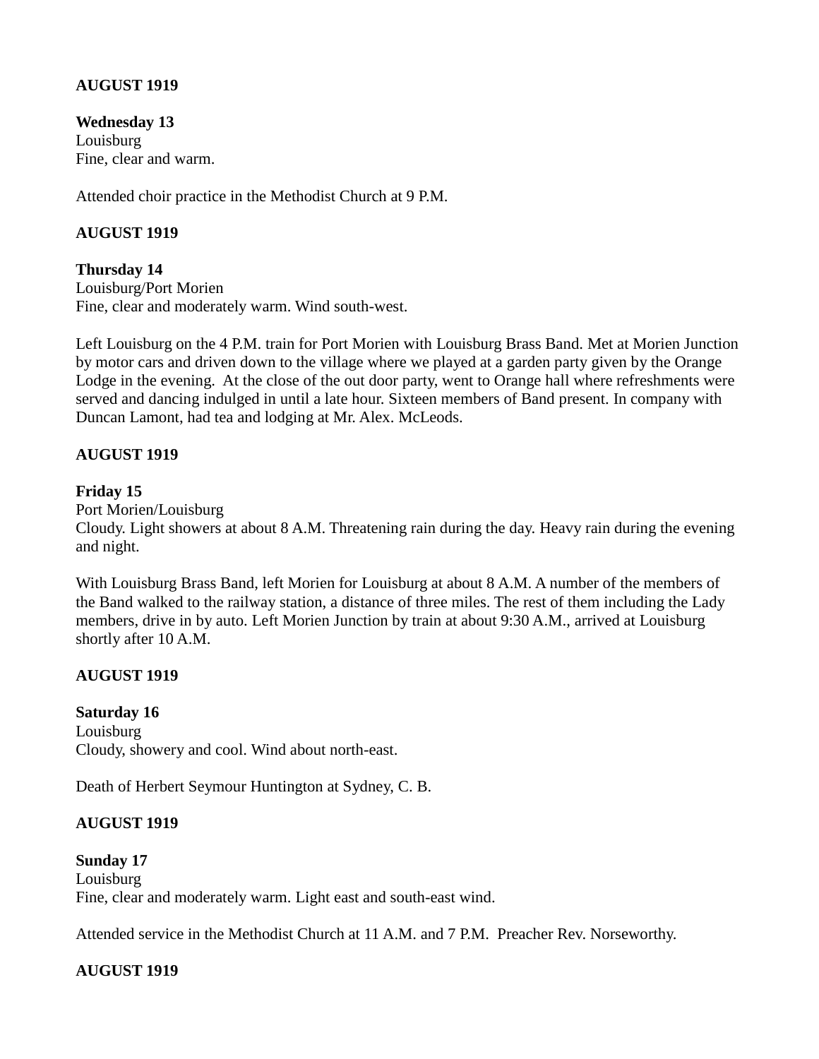**AUGUST 1919**

**Wednesday 13**
Louisburg
Fine, clear and warm.

Attended choir practice in the Methodist Church at 9 P.M.

**AUGUST 1919**

**Thursday 14**
Louisburg/Port Morien
Fine, clear and moderately warm. Wind south-west.

Left Louisburg on the 4 P.M. train for Port Morien with Louisburg Brass Band. Met at Morien Junction by motor cars and driven down to the village where we played at a garden party given by the Orange Lodge in the evening. At the close of the out door party, went to Orange hall where refreshments were served and dancing indulged in until a late hour. Sixteen members of Band present. In company with Duncan Lamont, had tea and lodging at Mr. Alex. McLeods.

**AUGUST 1919**

**Friday 15**
Port Morien/Louisburg
Cloudy. Light showers at about 8 A.M. Threatening rain during the day. Heavy rain during the evening and night.

With Louisburg Brass Band, left Morien for Louisburg at about 8 A.M. A number of the members of the Band walked to the railway station, a distance of three miles. The rest of them including the Lady members, drive in by auto. Left Morien Junction by train at about 9:30 A.M., arrived at Louisburg shortly after 10 A.M.

**AUGUST 1919**

**Saturday 16**
Louisburg
Cloudy, showery and cool. Wind about north-east.

Death of Herbert Seymour Huntington at Sydney, C. B.

**AUGUST 1919**

**Sunday 17**
Louisburg
Fine, clear and moderately warm. Light east and south-east wind.

Attended service in the Methodist Church at 11 A.M. and 7 P.M. Preacher Rev. Norseworthy.

**AUGUST 1919**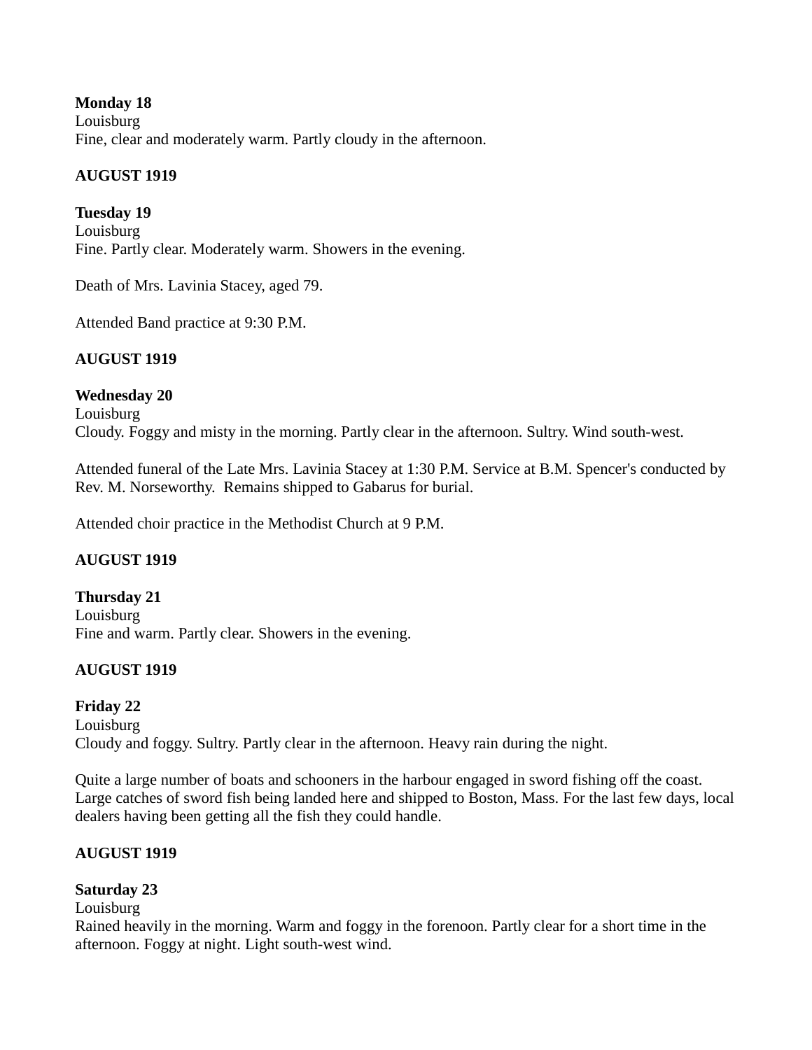**Monday 18**
Louisburg
Fine, clear and moderately warm. Partly cloudy in the afternoon.

**AUGUST 1919**

**Tuesday 19**
Louisburg
Fine. Partly clear. Moderately warm. Showers in the evening.

Death of Mrs. Lavinia Stacey, aged 79.

Attended Band practice at 9:30 P.M.

**AUGUST 1919**

**Wednesday 20**
Louisburg
Cloudy. Foggy and misty in the morning. Partly clear in the afternoon. Sultry. Wind south-west.

Attended funeral of the Late Mrs. Lavinia Stacey at 1:30 P.M. Service at B.M. Spencer's conducted by Rev. M. Norseworthy. Remains shipped to Gabarus for burial.

Attended choir practice in the Methodist Church at 9 P.M.

**AUGUST 1919**

**Thursday 21**
Louisburg
Fine and warm. Partly clear. Showers in the evening.

**AUGUST 1919**

**Friday 22**
Louisburg
Cloudy and foggy. Sultry. Partly clear in the afternoon. Heavy rain during the night.

Quite a large number of boats and schooners in the harbour engaged in sword fishing off the coast. Large catches of sword fish being landed here and shipped to Boston, Mass. For the last few days, local dealers having been getting all the fish they could handle.

**AUGUST 1919**

**Saturday 23**
Louisburg
Rained heavily in the morning. Warm and foggy in the forenoon. Partly clear for a short time in the afternoon. Foggy at night. Light south-west wind.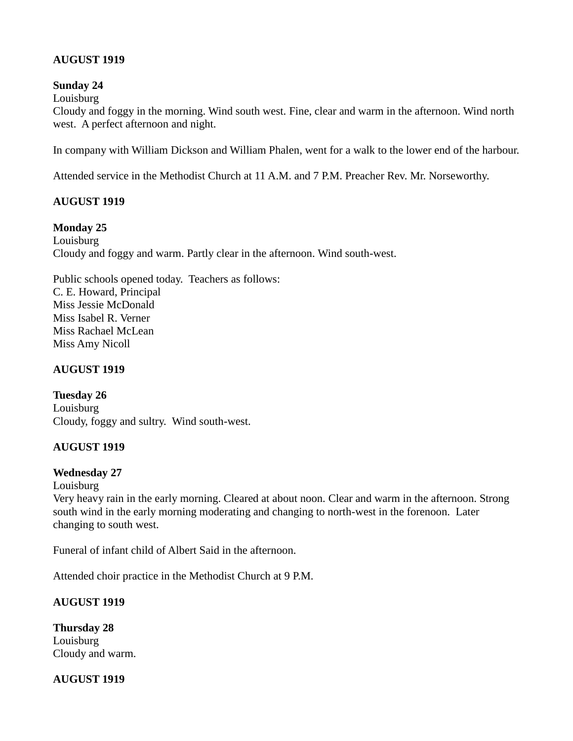**AUGUST 1919**

**Sunday 24**
Louisburg
Cloudy and foggy in the morning. Wind south west. Fine, clear and warm in the afternoon. Wind north west. A perfect afternoon and night.

In company with William Dickson and William Phalen, went for a walk to the lower end of the harbour.

Attended service in the Methodist Church at 11 A.M. and 7 P.M. Preacher Rev. Mr. Norseworthy.

**AUGUST 1919**

**Monday 25**
Louisburg
Cloudy and foggy and warm. Partly clear in the afternoon. Wind south-west.

Public schools opened today. Teachers as follows:
C. E. Howard, Principal
Miss Jessie McDonald
Miss Isabel R. Verner
Miss Rachael McLean
Miss Amy Nicoll

**AUGUST 1919**

**Tuesday 26**
Louisburg
Cloudy, foggy and sultry. Wind south-west.

**AUGUST 1919**

**Wednesday 27**
Louisburg
Very heavy rain in the early morning. Cleared at about noon. Clear and warm in the afternoon. Strong south wind in the early morning moderating and changing to north-west in the forenoon. Later changing to south west.

Funeral of infant child of Albert Said in the afternoon.

Attended choir practice in the Methodist Church at 9 P.M.

**AUGUST 1919**

**Thursday 28**
Louisburg
Cloudy and warm.

**AUGUST 1919**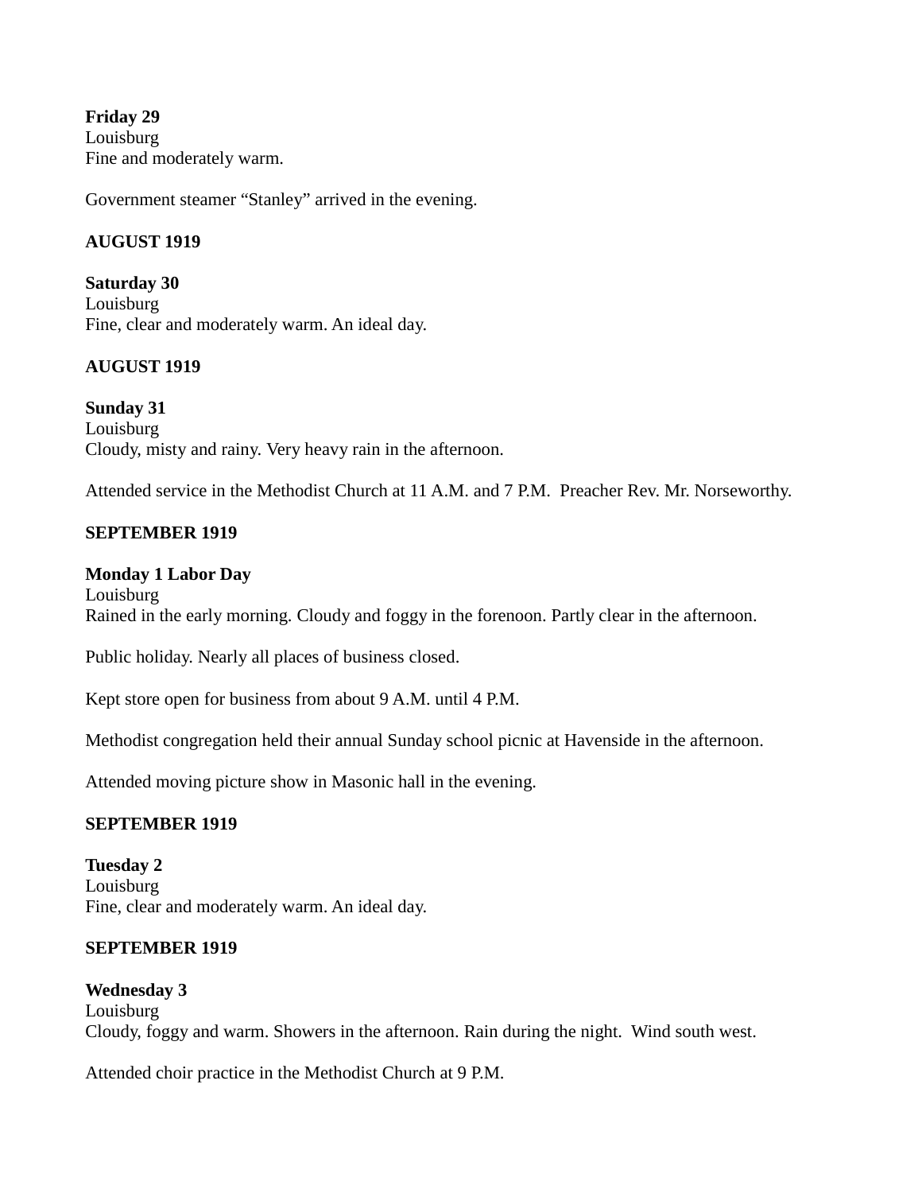**Friday 29**
Louisburg
Fine and moderately warm.

Government steamer "Stanley" arrived in the evening.

**AUGUST 1919**

**Saturday 30**
Louisburg
Fine, clear and moderately warm. An ideal day.

**AUGUST 1919**

**Sunday 31**
Louisburg
Cloudy, misty and rainy. Very heavy rain in the afternoon.

Attended service in the Methodist Church at 11 A.M. and 7 P.M. Preacher Rev. Mr. Norseworthy.

**SEPTEMBER 1919**

**Monday 1 Labor Day**
Louisburg
Rained in the early morning. Cloudy and foggy in the forenoon. Partly clear in the afternoon.

Public holiday. Nearly all places of business closed.

Kept store open for business from about 9 A.M. until 4 P.M.

Methodist congregation held their annual Sunday school picnic at Havenside in the afternoon.

Attended moving picture show in Masonic hall in the evening.

**SEPTEMBER 1919**

**Tuesday 2**
Louisburg
Fine, clear and moderately warm. An ideal day.

**SEPTEMBER 1919**

**Wednesday 3**
Louisburg
Cloudy, foggy and warm. Showers in the afternoon. Rain during the night. Wind south west.

Attended choir practice in the Methodist Church at 9 P.M.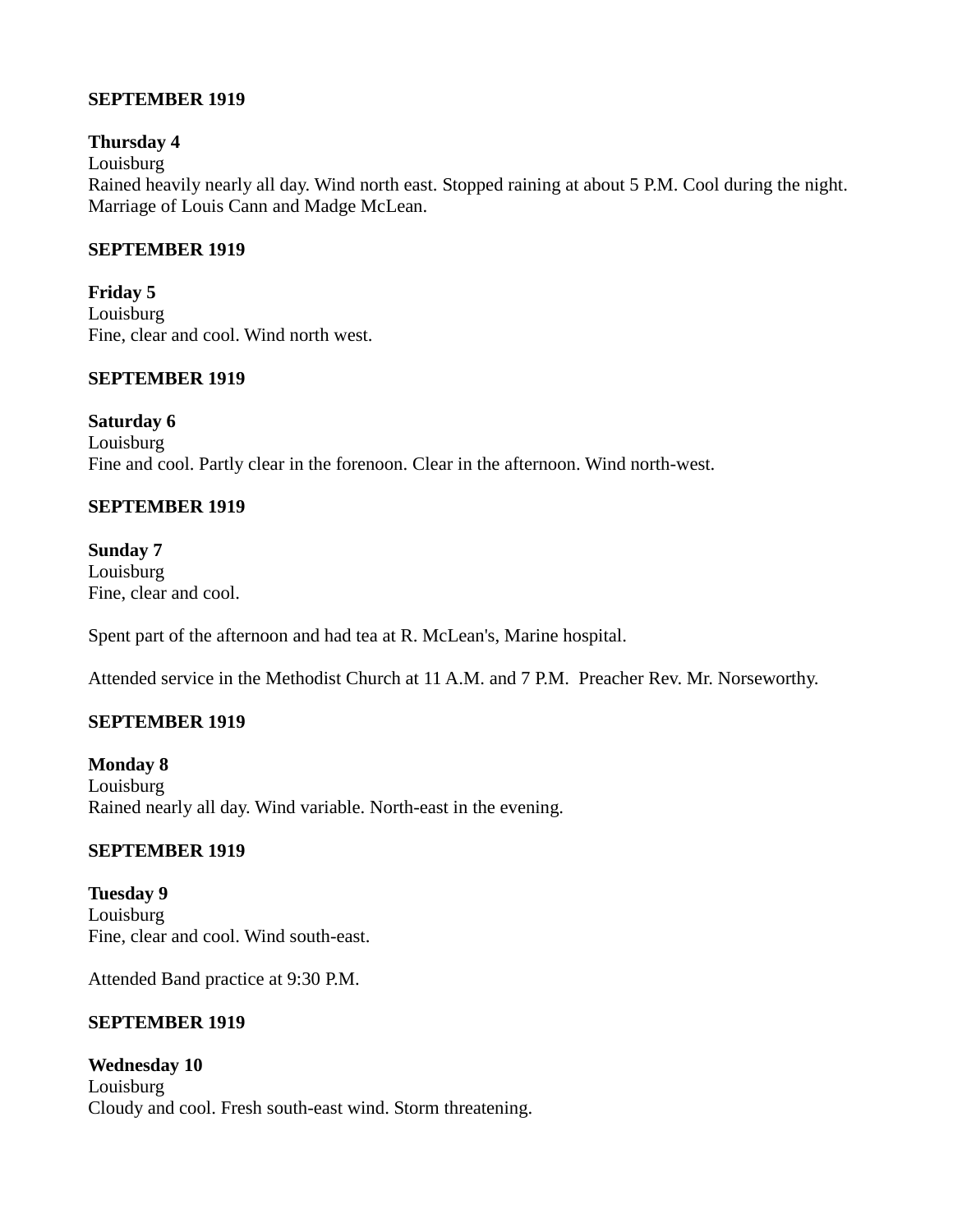**SEPTEMBER 1919**

**Thursday 4**
Louisburg
Rained heavily nearly all day. Wind north east. Stopped raining at about 5 P.M. Cool during the night. Marriage of Louis Cann and Madge McLean.

**SEPTEMBER 1919**

**Friday 5**
Louisburg
Fine, clear and cool. Wind north west.

**SEPTEMBER 1919**

**Saturday 6**
Louisburg
Fine and cool. Partly clear in the forenoon. Clear in the afternoon. Wind north-west.

**SEPTEMBER 1919**

**Sunday 7**
Louisburg
Fine, clear and cool.

Spent part of the afternoon and had tea at R. McLean's, Marine hospital.

Attended service in the Methodist Church at 11 A.M. and 7 P.M. Preacher Rev. Mr. Norseworthy.

**SEPTEMBER 1919**

**Monday 8**
Louisburg
Rained nearly all day. Wind variable. North-east in the evening.

**SEPTEMBER 1919**

**Tuesday 9**
Louisburg
Fine, clear and cool. Wind south-east.

Attended Band practice at 9:30 P.M.

**SEPTEMBER 1919**

**Wednesday 10**
Louisburg
Cloudy and cool. Fresh south-east wind. Storm threatening.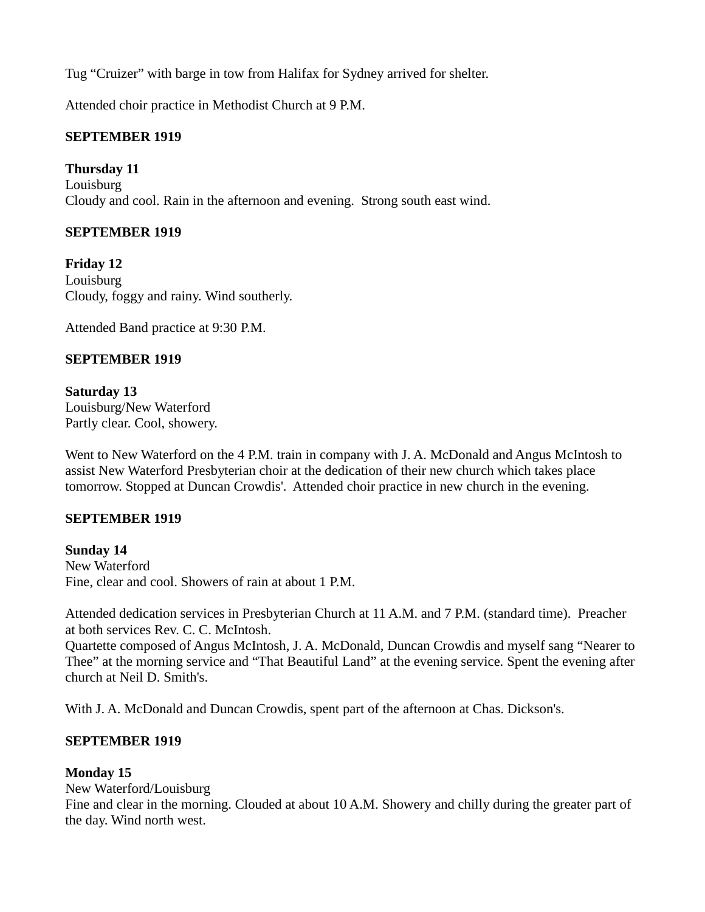Tug “Cruizer” with barge in tow from Halifax for Sydney arrived for shelter.

Attended choir practice in Methodist Church at 9 P.M.

**SEPTEMBER 1919**

**Thursday 11**
Louisburg
Cloudy and cool. Rain in the afternoon and evening. Strong south east wind.

**SEPTEMBER 1919**

**Friday 12**
Louisburg
Cloudy, foggy and rainy. Wind southerly.

Attended Band practice at 9:30 P.M.

**SEPTEMBER 1919**

**Saturday 13**
Louisburg/New Waterford
Partly clear. Cool, showery.

Went to New Waterford on the 4 P.M. train in company with J. A. McDonald and Angus McIntosh to assist New Waterford Presbyterian choir at the dedication of their new church which takes place tomorrow. Stopped at Duncan Crowdis'. Attended choir practice in new church in the evening.

**SEPTEMBER 1919**

**Sunday 14**
New Waterford
Fine, clear and cool. Showers of rain at about 1 P.M.

Attended dedication services in Presbyterian Church at 11 A.M. and 7 P.M. (standard time). Preacher at both services Rev. C. C. McIntosh.
Quartette composed of Angus McIntosh, J. A. McDonald, Duncan Crowdis and myself sang “Nearer to Thee” at the morning service and “That Beautiful Land” at the evening service. Spent the evening after church at Neil D. Smith's.

With J. A. McDonald and Duncan Crowdis, spent part of the afternoon at Chas. Dickson's.

**SEPTEMBER 1919**

**Monday 15**
New Waterford/Louisburg
Fine and clear in the morning. Clouded at about 10 A.M. Showery and chilly during the greater part of the day. Wind north west.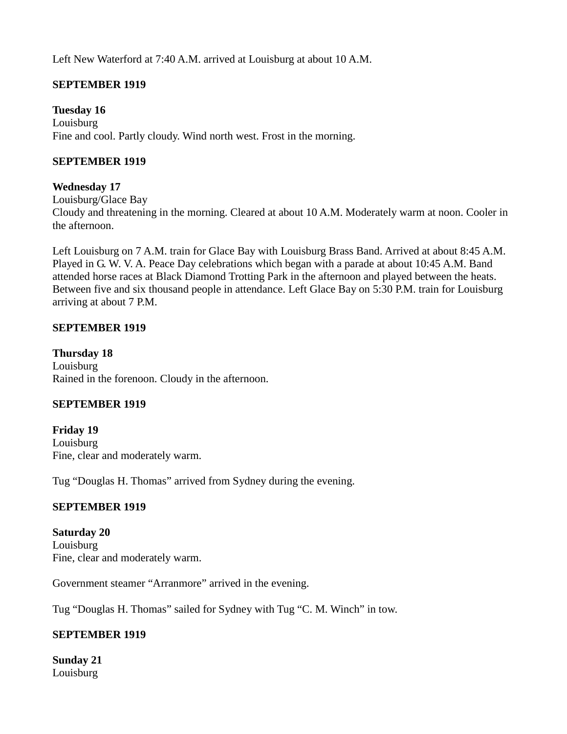Left New Waterford at 7:40 A.M. arrived at Louisburg at about 10 A.M.

**SEPTEMBER 1919**

**Tuesday 16**
Louisburg
Fine and cool. Partly cloudy. Wind north west. Frost in the morning.

**SEPTEMBER 1919**

**Wednesday 17**
Louisburg/Glace Bay
Cloudy and threatening in the morning. Cleared at about 10 A.M. Moderately warm at noon. Cooler in the afternoon.

Left Louisburg on 7 A.M. train for Glace Bay with Louisburg Brass Band. Arrived at about 8:45 A.M. Played in G. W. V. A. Peace Day celebrations which began with a parade at about 10:45 A.M. Band attended horse races at Black Diamond Trotting Park in the afternoon and played between the heats. Between five and six thousand people in attendance. Left Glace Bay on 5:30 P.M. train for Louisburg arriving at about 7 P.M.

**SEPTEMBER 1919**

**Thursday 18**
Louisburg
Rained in the forenoon. Cloudy in the afternoon.

**SEPTEMBER 1919**

**Friday 19**
Louisburg
Fine, clear and moderately warm.

Tug "Douglas H. Thomas" arrived from Sydney during the evening.

**SEPTEMBER 1919**

**Saturday 20**
Louisburg
Fine, clear and moderately warm.

Government steamer "Arranmore" arrived in the evening.

Tug "Douglas H. Thomas" sailed for Sydney with Tug "C. M. Winch" in tow.

**SEPTEMBER 1919**

**Sunday 21**
Louisburg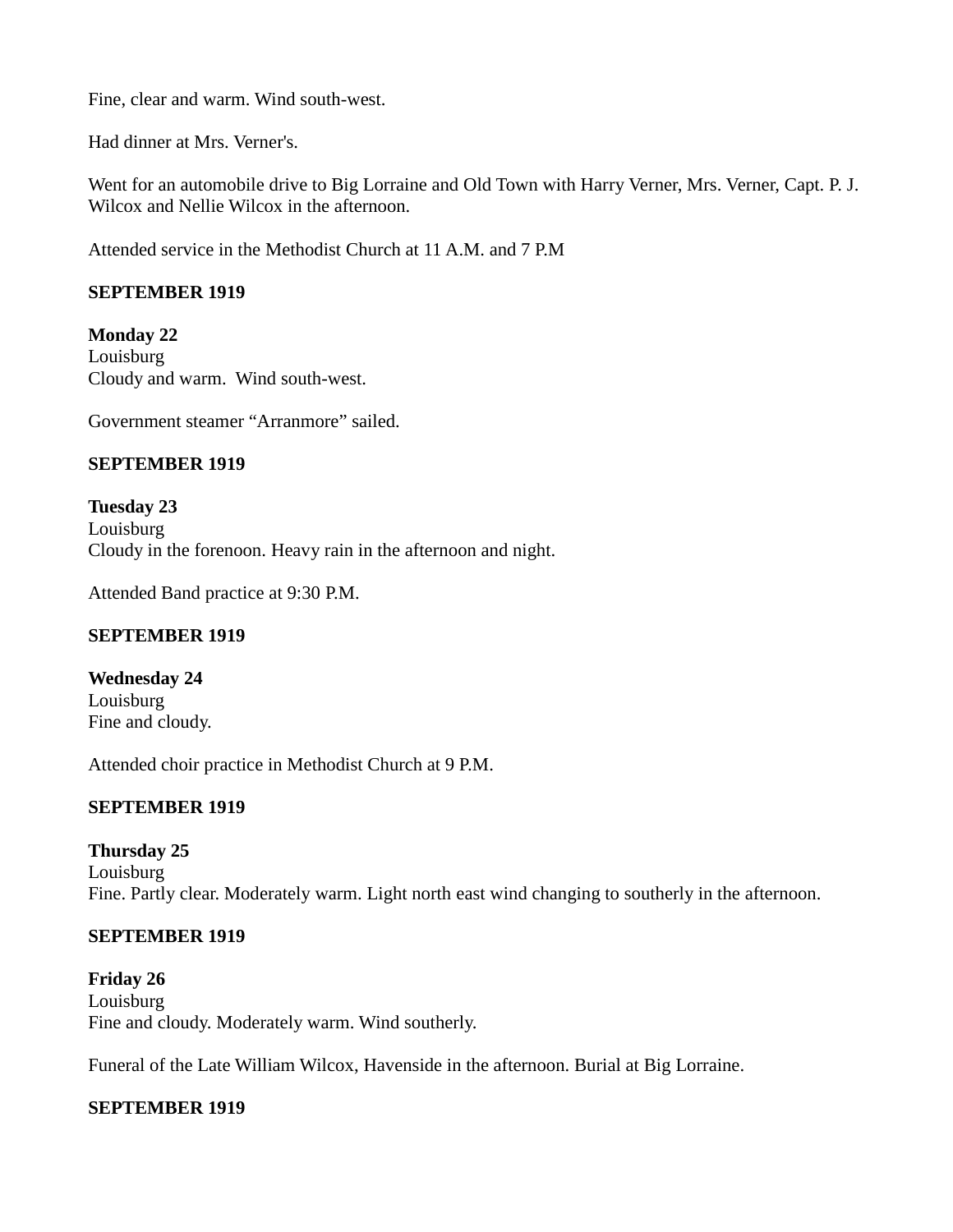Fine, clear and warm. Wind south-west.

Had dinner at Mrs. Verner's.

Went for an automobile drive to Big Lorraine and Old Town with Harry Verner, Mrs. Verner, Capt. P. J. Wilcox and Nellie Wilcox in the afternoon.

Attended service in the Methodist Church at 11 A.M. and 7 P.M

**SEPTEMBER 1919**

**Monday 22**
Louisburg
Cloudy and warm. Wind south-west.

Government steamer "Arranmore" sailed.

**SEPTEMBER 1919**

**Tuesday 23**
Louisburg
Cloudy in the forenoon. Heavy rain in the afternoon and night.

Attended Band practice at 9:30 P.M.

**SEPTEMBER 1919**

**Wednesday 24**
Louisburg
Fine and cloudy.

Attended choir practice in Methodist Church at 9 P.M.

**SEPTEMBER 1919**

**Thursday 25**
Louisburg
Fine. Partly clear. Moderately warm. Light north east wind changing to southerly in the afternoon.

**SEPTEMBER 1919**

**Friday 26**
Louisburg
Fine and cloudy. Moderately warm. Wind southerly.

Funeral of the Late William Wilcox, Havenside in the afternoon. Burial at Big Lorraine.

**SEPTEMBER 1919**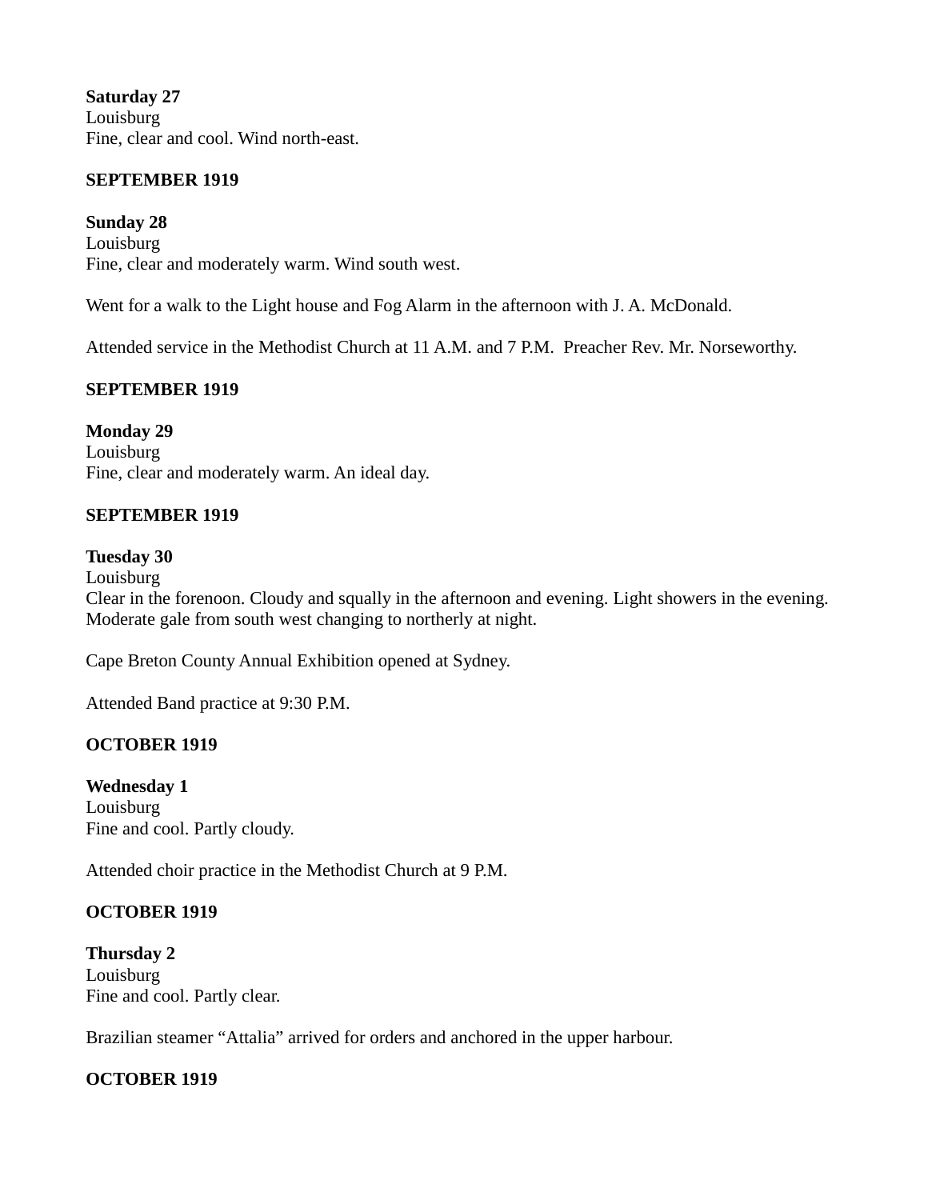**Saturday 27**
Louisburg
Fine, clear and cool. Wind north-east.

**SEPTEMBER 1919**

**Sunday 28**
Louisburg
Fine, clear and moderately warm. Wind south west.

Went for a walk to the Light house and Fog Alarm in the afternoon with J. A. McDonald.

Attended service in the Methodist Church at 11 A.M. and 7 P.M.  Preacher Rev. Mr. Norseworthy.

**SEPTEMBER 1919**

**Monday 29**
Louisburg
Fine, clear and moderately warm. An ideal day.

**SEPTEMBER 1919**

**Tuesday 30**
Louisburg
Clear in the forenoon. Cloudy and squally in the afternoon and evening. Light showers in the evening. Moderate gale from south west changing to northerly at night.

Cape Breton County Annual Exhibition opened at Sydney.

Attended Band practice at 9:30 P.M.

**OCTOBER 1919**

**Wednesday 1**
Louisburg
Fine and cool. Partly cloudy.

Attended choir practice in the Methodist Church at 9 P.M.

**OCTOBER 1919**

**Thursday 2**
Louisburg
Fine and cool. Partly clear.

Brazilian steamer "Attalia" arrived for orders and anchored in the upper harbour.

**OCTOBER 1919**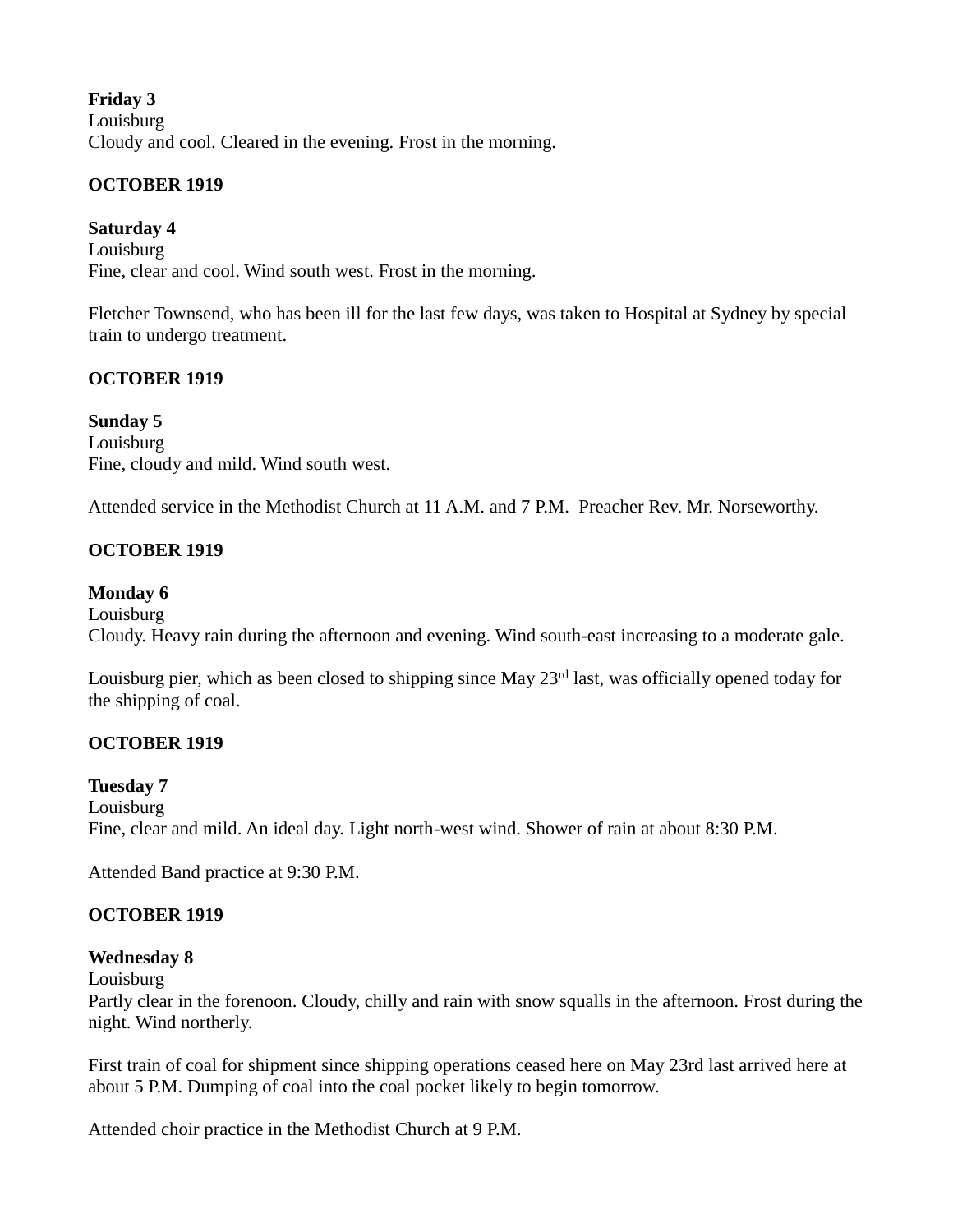**Friday 3**
Louisburg
Cloudy and cool. Cleared in the evening. Frost in the morning.

**OCTOBER 1919**

**Saturday 4**
Louisburg
Fine, clear and cool. Wind south west. Frost in the morning.

Fletcher Townsend, who has been ill for the last few days, was taken to Hospital at Sydney by special train to undergo treatment.

**OCTOBER 1919**

**Sunday 5**
Louisburg
Fine, cloudy and mild. Wind south west.

Attended service in the Methodist Church at 11 A.M. and 7 P.M. Preacher Rev. Mr. Norseworthy.

**OCTOBER 1919**

**Monday 6**
Louisburg
Cloudy. Heavy rain during the afternoon and evening. Wind south-east increasing to a moderate gale.

Louisburg pier, which as been closed to shipping since May 23rd last, was officially opened today for the shipping of coal.

**OCTOBER 1919**

**Tuesday 7**
Louisburg
Fine, clear and mild. An ideal day. Light north-west wind. Shower of rain at about 8:30 P.M.

Attended Band practice at 9:30 P.M.

**OCTOBER 1919**

**Wednesday 8**
Louisburg
Partly clear in the forenoon. Cloudy, chilly and rain with snow squalls in the afternoon. Frost during the night. Wind northerly.

First train of coal for shipment since shipping operations ceased here on May 23rd last arrived here at about 5 P.M. Dumping of coal into the coal pocket likely to begin tomorrow.

Attended choir practice in the Methodist Church at 9 P.M.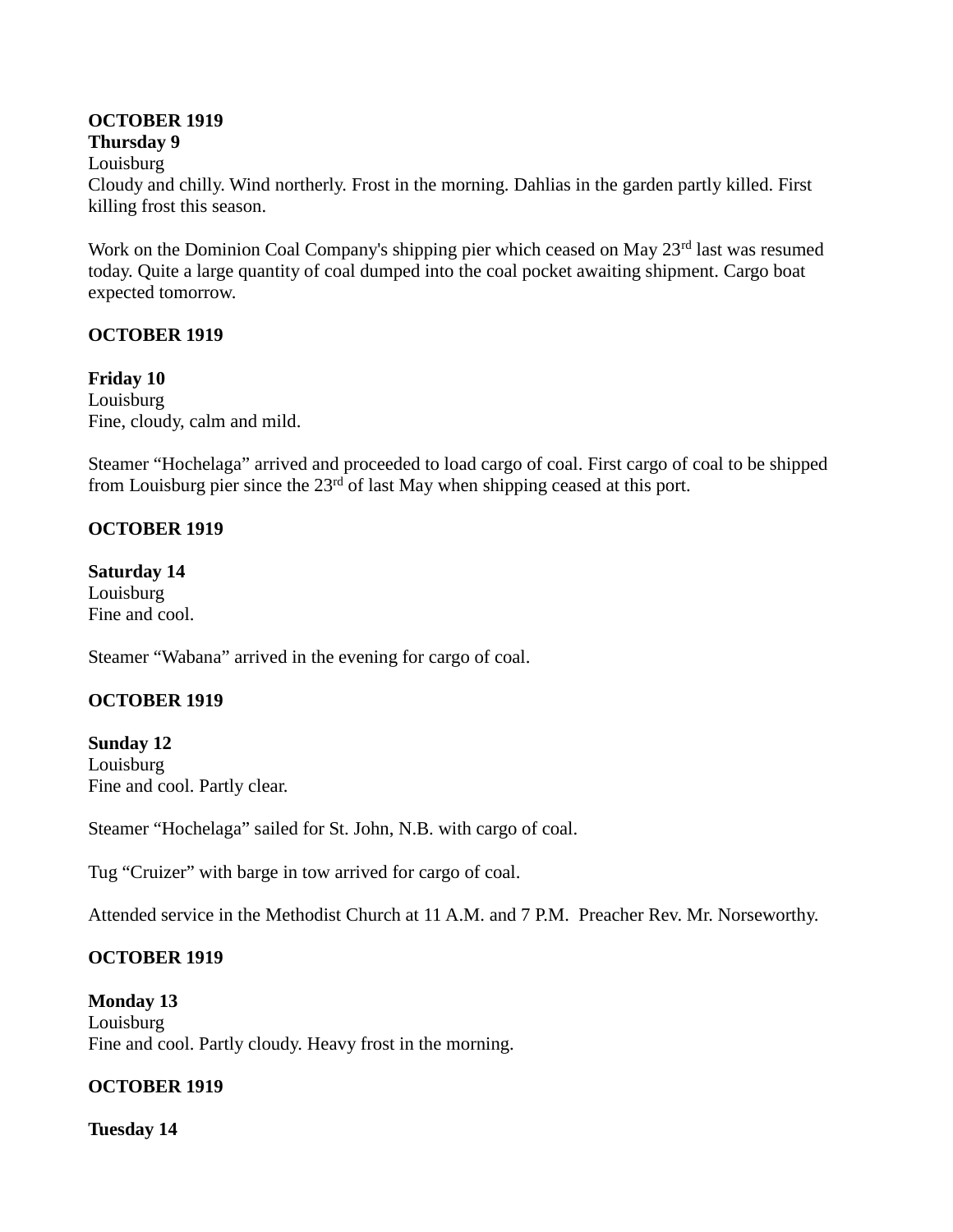**OCTOBER 1919**
**Thursday 9**
Louisburg
Cloudy and chilly. Wind northerly. Frost in the morning. Dahlias in the garden partly killed. First killing frost this season.

Work on the Dominion Coal Company's shipping pier which ceased on May 23rd last was resumed today. Quite a large quantity of coal dumped into the coal pocket awaiting shipment. Cargo boat expected tomorrow.

**OCTOBER 1919**

**Friday 10**
Louisburg
Fine, cloudy, calm and mild.

Steamer “Hochelaga” arrived and proceeded to load cargo of coal. First cargo of coal to be shipped from Louisburg pier since the 23rd of last May when shipping ceased at this port.

**OCTOBER 1919**

**Saturday 14**
Louisburg
Fine and cool.

Steamer “Wabana” arrived in the evening for cargo of coal.

**OCTOBER 1919**

**Sunday 12**
Louisburg
Fine and cool. Partly clear.

Steamer “Hochelaga” sailed for St. John, N.B. with cargo of coal.

Tug “Cruizer” with barge in tow arrived for cargo of coal.

Attended service in the Methodist Church at 11 A.M. and 7 P.M.  Preacher Rev. Mr. Norseworthy.

**OCTOBER 1919**

**Monday 13**
Louisburg
Fine and cool. Partly cloudy. Heavy frost in the morning.

**OCTOBER 1919**

**Tuesday 14**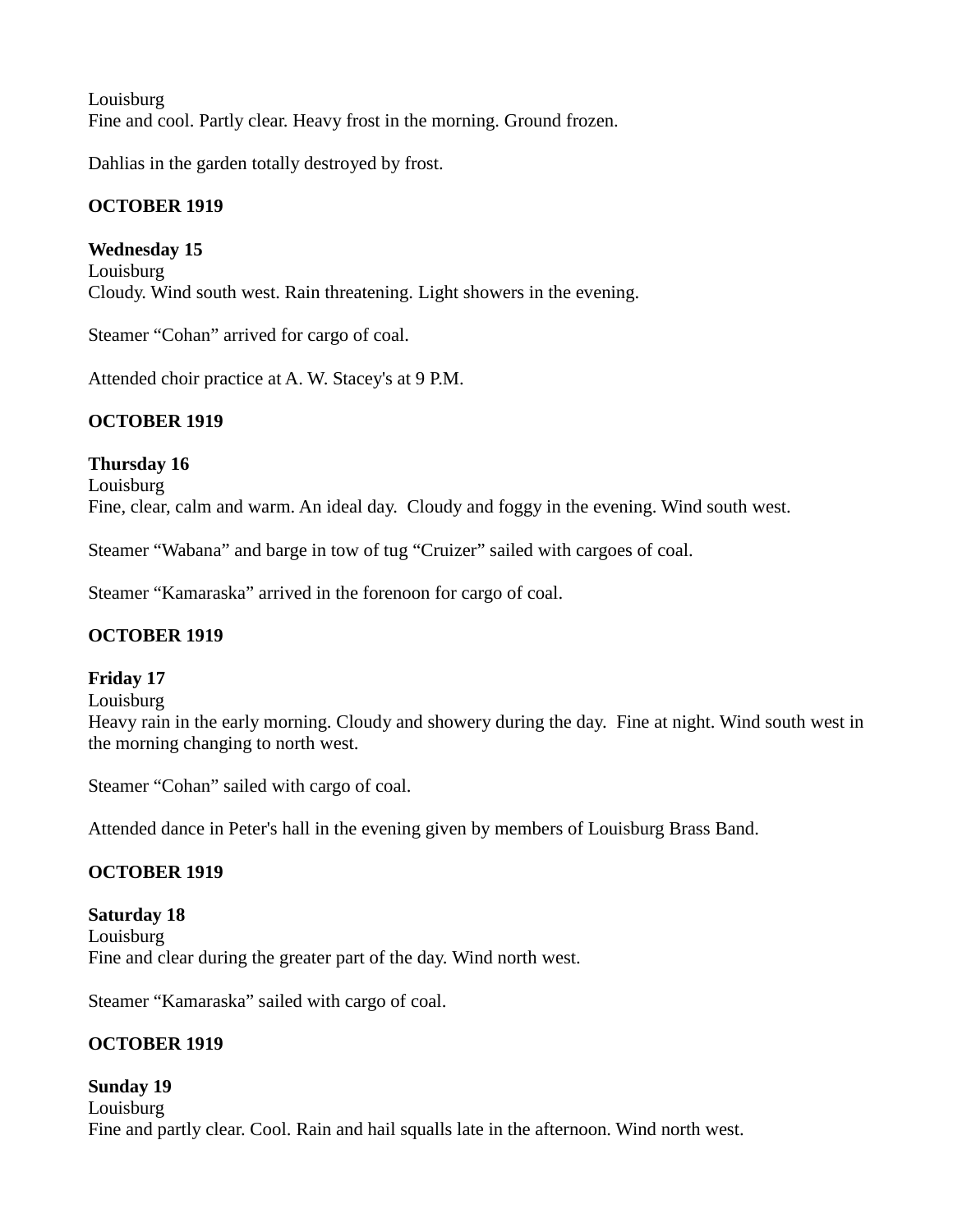Louisburg
Fine and cool. Partly clear. Heavy frost in the morning. Ground frozen.

Dahlias in the garden totally destroyed by frost.

**OCTOBER 1919**

**Wednesday 15**
Louisburg
Cloudy. Wind south west. Rain threatening. Light showers in the evening.

Steamer "Cohan" arrived for cargo of coal.

Attended choir practice at A. W. Stacey's at 9 P.M.

**OCTOBER 1919**

**Thursday 16**
Louisburg
Fine, clear, calm and warm. An ideal day. Cloudy and foggy in the evening. Wind south west.

Steamer "Wabana" and barge in tow of tug "Cruizer" sailed with cargoes of coal.

Steamer "Kamaraska" arrived in the forenoon for cargo of coal.

**OCTOBER 1919**

**Friday 17**
Louisburg
Heavy rain in the early morning. Cloudy and showery during the day. Fine at night. Wind south west in the morning changing to north west.

Steamer "Cohan" sailed with cargo of coal.

Attended dance in Peter's hall in the evening given by members of Louisburg Brass Band.

**OCTOBER 1919**

**Saturday 18**
Louisburg
Fine and clear during the greater part of the day. Wind north west.

Steamer "Kamaraska" sailed with cargo of coal.

**OCTOBER 1919**

**Sunday 19**
Louisburg
Fine and partly clear. Cool. Rain and hail squalls late in the afternoon. Wind north west.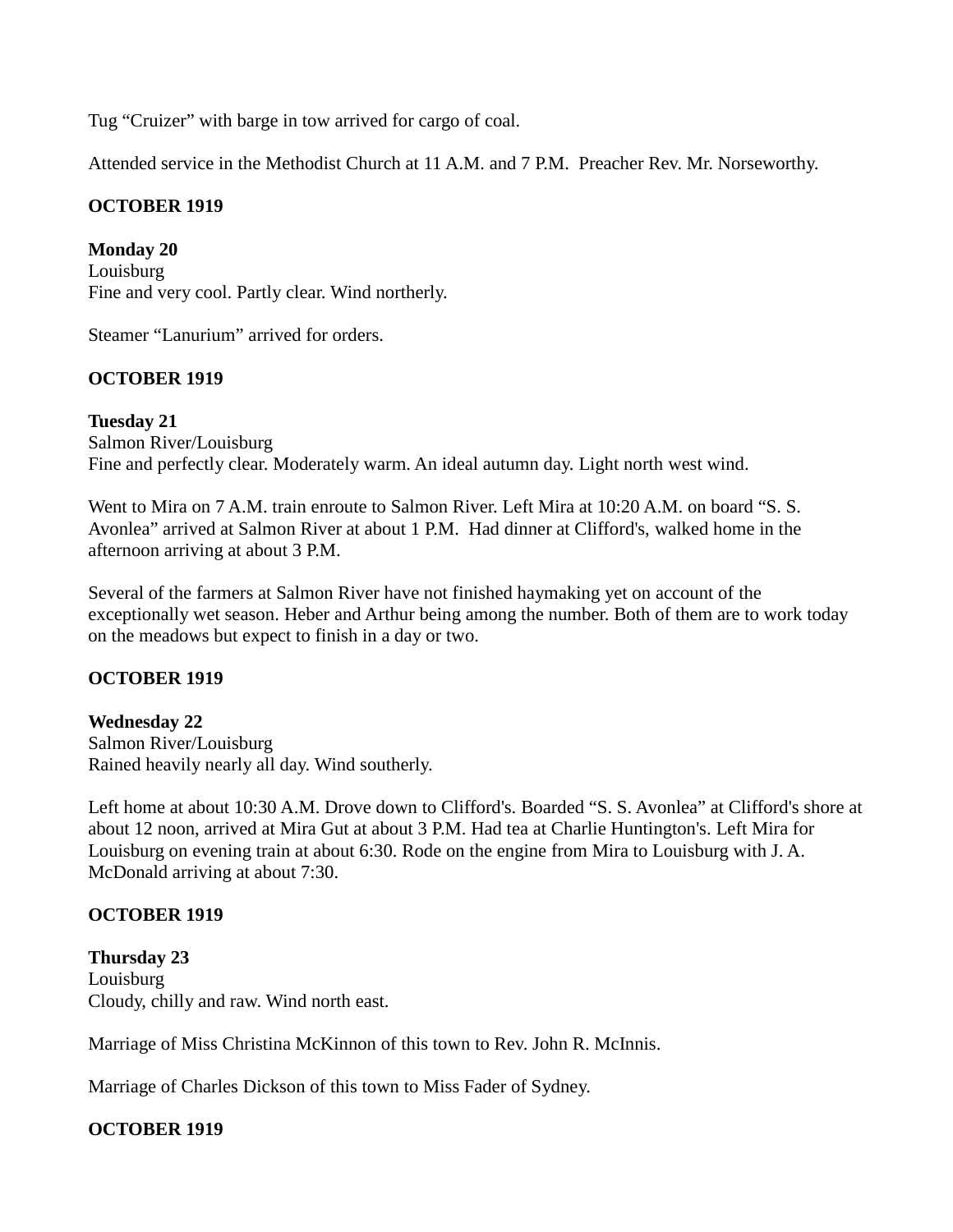Tug “Cruizer” with barge in tow arrived for cargo of coal.

Attended service in the Methodist Church at 11 A.M. and 7 P.M.  Preacher Rev. Mr. Norseworthy.

**OCTOBER 1919**

**Monday 20**
Louisburg
Fine and very cool. Partly clear. Wind northerly.

Steamer “Lanurium” arrived for orders.

**OCTOBER 1919**

**Tuesday 21**
Salmon River/Louisburg
Fine and perfectly clear. Moderately warm. An ideal autumn day. Light north west wind.

Went to Mira on 7 A.M. train enroute to Salmon River. Left Mira at 10:20 A.M. on board “S. S. Avonlea” arrived at Salmon River at about 1 P.M.  Had dinner at Clifford's, walked home in the afternoon arriving at about 3 P.M.

Several of the farmers at Salmon River have not finished haymaking yet on account of the exceptionally wet season. Heber and Arthur being among the number. Both of them are to work today on the meadows but expect to finish in a day or two.

**OCTOBER 1919**

**Wednesday 22**
Salmon River/Louisburg
Rained heavily nearly all day. Wind southerly.

Left home at about 10:30 A.M. Drove down to Clifford's. Boarded “S. S. Avonlea” at Clifford's shore at about 12 noon, arrived at Mira Gut at about 3 P.M. Had tea at Charlie Huntington's. Left Mira for Louisburg on evening train at about 6:30. Rode on the engine from Mira to Louisburg with J. A. McDonald arriving at about 7:30.

**OCTOBER 1919**

**Thursday 23**
Louisburg
Cloudy, chilly and raw. Wind north east.

Marriage of Miss Christina McKinnon of this town to Rev. John R. McInnis.

Marriage of Charles Dickson of this town to Miss Fader of Sydney.

**OCTOBER 1919**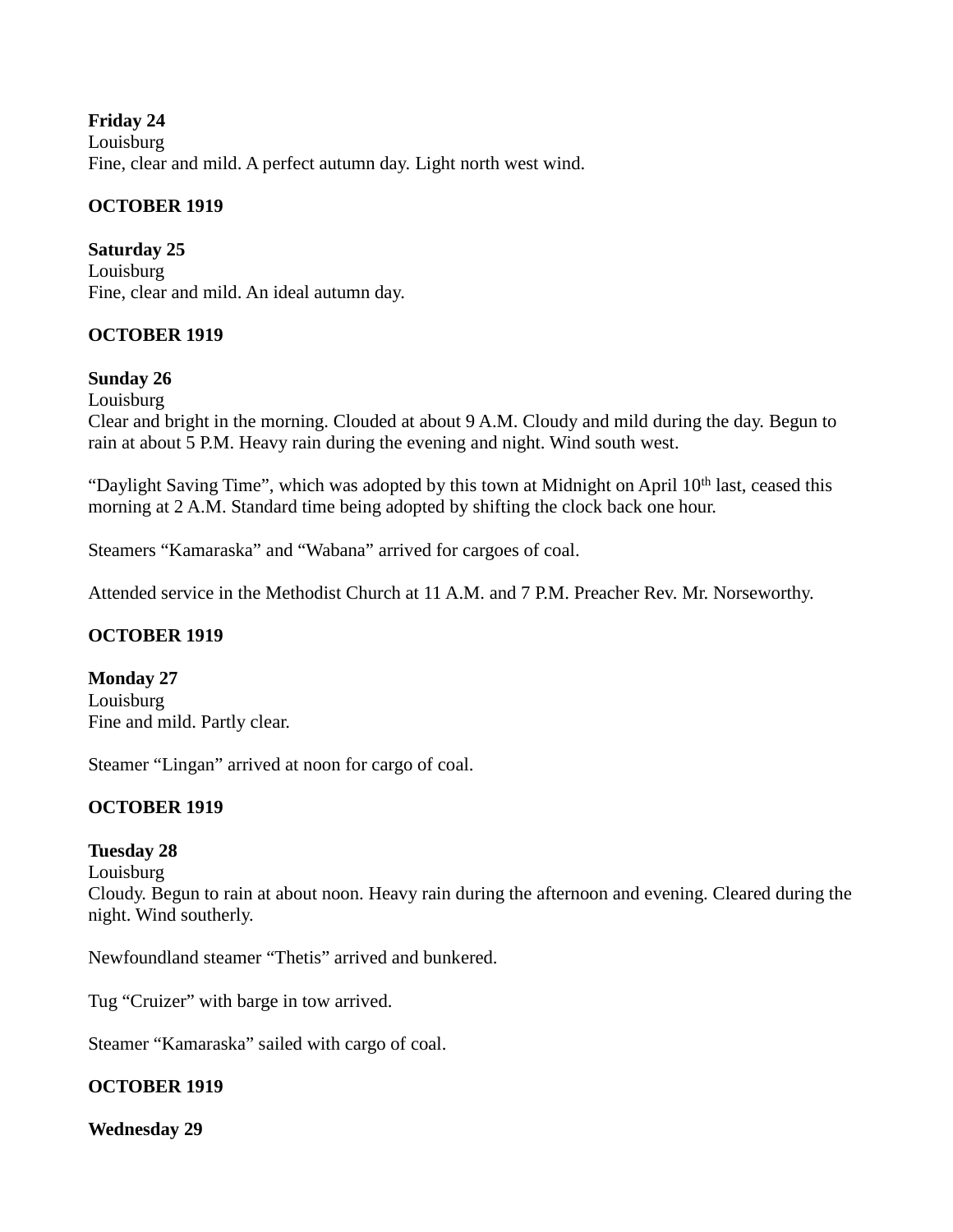**Friday 24**
Louisburg
Fine, clear and mild. A perfect autumn day. Light north west wind.

**OCTOBER 1919**

**Saturday 25**
Louisburg
Fine, clear and mild. An ideal autumn day.

**OCTOBER 1919**

**Sunday 26**
Louisburg
Clear and bright in the morning. Clouded at about 9 A.M. Cloudy and mild during the day. Begun to rain at about 5 P.M. Heavy rain during the evening and night. Wind south west.

"Daylight Saving Time", which was adopted by this town at Midnight on April 10th last, ceased this morning at 2 A.M. Standard time being adopted by shifting the clock back one hour.

Steamers "Kamaraska" and "Wabana" arrived for cargoes of coal.

Attended service in the Methodist Church at 11 A.M. and 7 P.M. Preacher Rev. Mr. Norseworthy.

**OCTOBER 1919**

**Monday 27**
Louisburg
Fine and mild. Partly clear.

Steamer "Lingan" arrived at noon for cargo of coal.

**OCTOBER 1919**

**Tuesday 28**
Louisburg
Cloudy. Begun to rain at about noon. Heavy rain during the afternoon and evening. Cleared during the night. Wind southerly.

Newfoundland steamer "Thetis" arrived and bunkered.

Tug "Cruizer" with barge in tow arrived.

Steamer "Kamaraska" sailed with cargo of coal.

**OCTOBER 1919**

**Wednesday 29**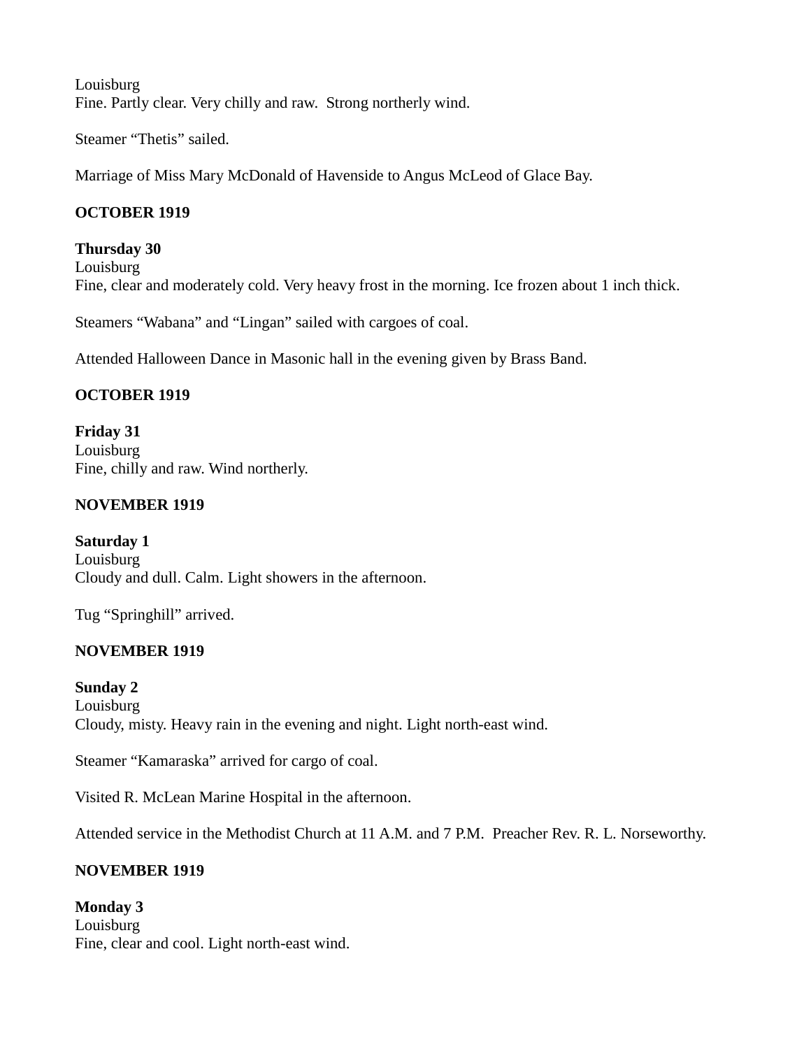Louisburg
Fine. Partly clear. Very chilly and raw. Strong northerly wind.

Steamer “Thetis” sailed.

Marriage of Miss Mary McDonald of Havenside to Angus McLeod of Glace Bay.

**OCTOBER 1919**

**Thursday 30**
Louisburg
Fine, clear and moderately cold. Very heavy frost in the morning. Ice frozen about 1 inch thick.

Steamers “Wabana” and “Lingan” sailed with cargoes of coal.

Attended Halloween Dance in Masonic hall in the evening given by Brass Band.

**OCTOBER 1919**

**Friday 31**
Louisburg
Fine, chilly and raw. Wind northerly.

**NOVEMBER 1919**

**Saturday 1**
Louisburg
Cloudy and dull. Calm. Light showers in the afternoon.

Tug “Springhill” arrived.

**NOVEMBER 1919**

**Sunday 2**
Louisburg
Cloudy, misty. Heavy rain in the evening and night. Light north-east wind.

Steamer “Kamaraska” arrived for cargo of coal.

Visited R. McLean Marine Hospital in the afternoon.

Attended service in the Methodist Church at 11 A.M. and 7 P.M. Preacher Rev. R. L. Norseworthy.

**NOVEMBER 1919**

**Monday 3**
Louisburg
Fine, clear and cool. Light north-east wind.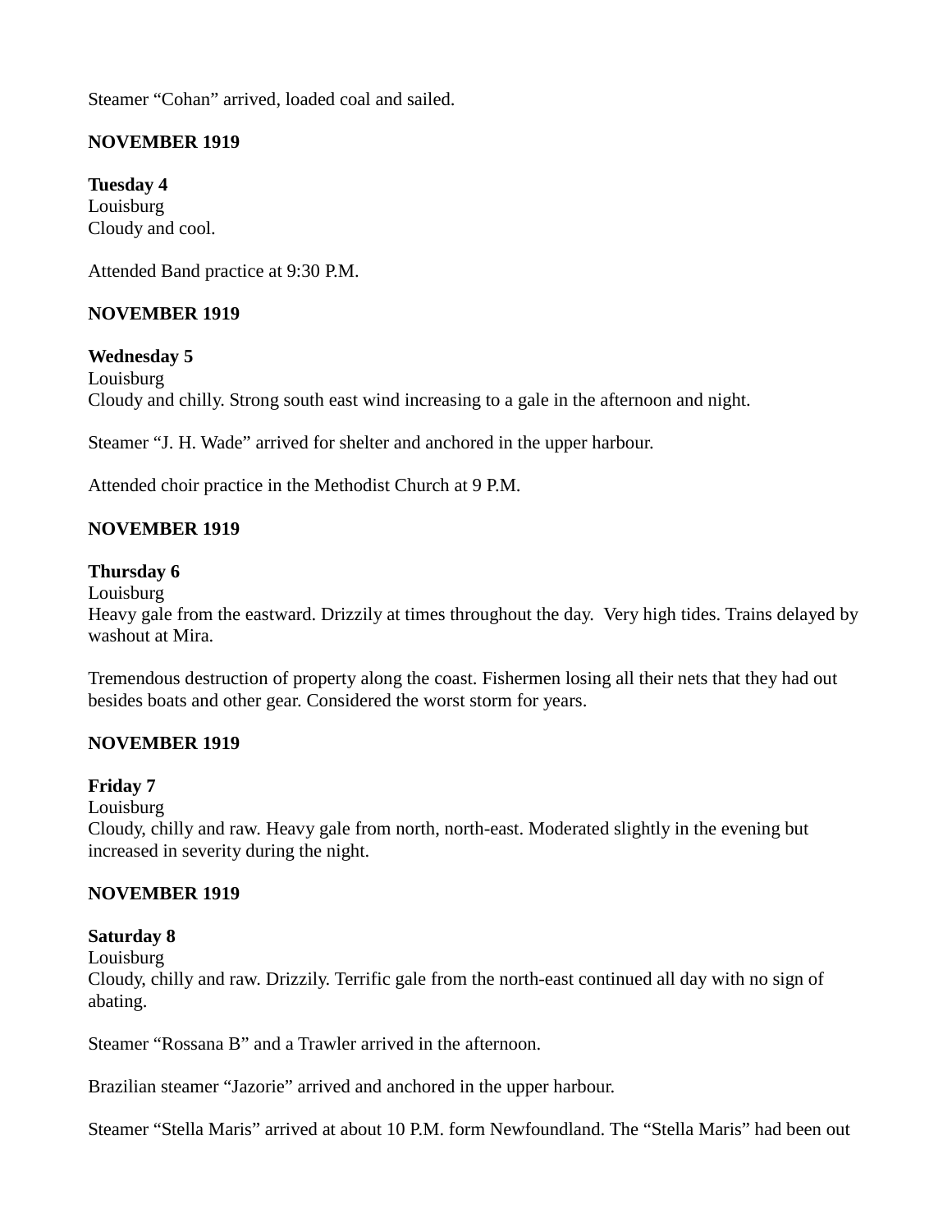Steamer “Cohan” arrived, loaded coal and sailed.

**NOVEMBER 1919**

**Tuesday 4**
Louisburg
Cloudy and cool.

Attended Band practice at 9:30 P.M.

**NOVEMBER 1919**

**Wednesday 5**
Louisburg
Cloudy and chilly. Strong south east wind increasing to a gale in the afternoon and night.

Steamer “J. H. Wade” arrived for shelter and anchored in the upper harbour.

Attended choir practice in the Methodist Church at 9 P.M.

**NOVEMBER 1919**

**Thursday 6**
Louisburg
Heavy gale from the eastward. Drizzily at times throughout the day.  Very high tides. Trains delayed by washout at Mira.

Tremendous destruction of property along the coast. Fishermen losing all their nets that they had out besides boats and other gear. Considered the worst storm for years.

**NOVEMBER 1919**

**Friday 7**
Louisburg
Cloudy, chilly and raw. Heavy gale from north, north-east. Moderated slightly in the evening but increased in severity during the night.

**NOVEMBER 1919**

**Saturday 8**
Louisburg
Cloudy, chilly and raw. Drizzily. Terrific gale from the north-east continued all day with no sign of abating.

Steamer “Rossana B” and a Trawler arrived in the afternoon.

Brazilian steamer “Jazorie” arrived and anchored in the upper harbour.

Steamer “Stella Maris” arrived at about 10 P.M. form Newfoundland. The “Stella Maris” had been out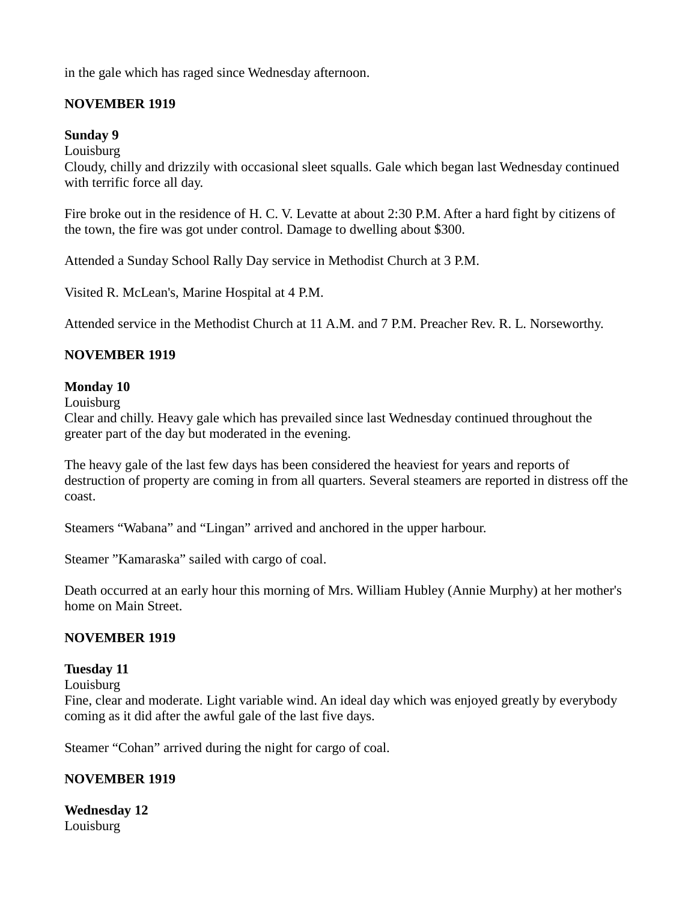in the gale which has raged since Wednesday afternoon.

**NOVEMBER 1919**

**Sunday 9**
Louisburg
Cloudy, chilly and drizzily with occasional sleet squalls. Gale which began last Wednesday continued with terrific force all day.

Fire broke out in the residence of H. C. V. Levatte at about 2:30 P.M. After a hard fight by citizens of the town, the fire was got under control. Damage to dwelling about $300.

Attended a Sunday School Rally Day service in Methodist Church at 3 P.M.

Visited R. McLean's, Marine Hospital at 4 P.M.

Attended service in the Methodist Church at 11 A.M. and 7 P.M. Preacher Rev. R. L. Norseworthy.

**NOVEMBER 1919**

**Monday 10**
Louisburg
Clear and chilly. Heavy gale which has prevailed since last Wednesday continued throughout the greater part of the day but moderated in the evening.

The heavy gale of the last few days has been considered the heaviest for years and reports of destruction of property are coming in from all quarters. Several steamers are reported in distress off the coast.

Steamers "Wabana" and "Lingan" arrived and anchored in the upper harbour.

Steamer "Kamaraska" sailed with cargo of coal.

Death occurred at an early hour this morning of Mrs. William Hubley (Annie Murphy) at her mother's home on Main Street.

**NOVEMBER 1919**

**Tuesday 11**
Louisburg
Fine, clear and moderate. Light variable wind. An ideal day which was enjoyed greatly by everybody coming as it did after the awful gale of the last five days.

Steamer "Cohan" arrived during the night for cargo of coal.

**NOVEMBER 1919**

**Wednesday 12**
Louisburg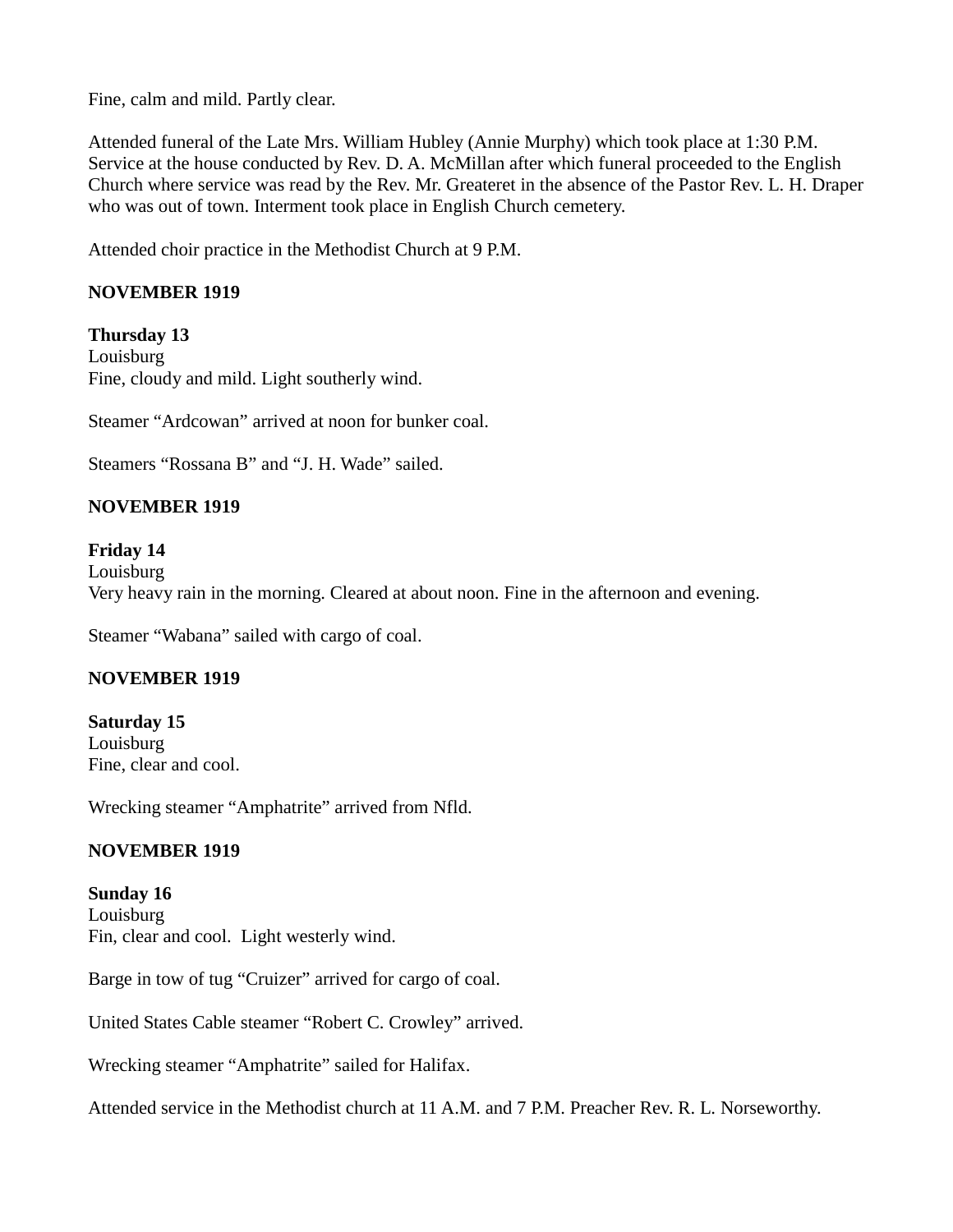Fine, calm and mild. Partly clear.

Attended funeral of the Late Mrs. William Hubley (Annie Murphy) which took place at 1:30 P.M. Service at the house conducted by Rev. D. A. McMillan after which funeral proceeded to the English Church where service was read by the Rev. Mr. Greateret in the absence of the Pastor Rev. L. H. Draper who was out of town. Interment took place in English Church cemetery.

Attended choir practice in the Methodist Church at 9 P.M.

**NOVEMBER 1919**

**Thursday 13**
Louisburg
Fine, cloudy and mild. Light southerly wind.

Steamer "Ardcowan" arrived at noon for bunker coal.

Steamers "Rossana B" and "J. H. Wade" sailed.

**NOVEMBER 1919**

**Friday 14**
Louisburg
Very heavy rain in the morning. Cleared at about noon. Fine in the afternoon and evening.

Steamer "Wabana" sailed with cargo of coal.

**NOVEMBER 1919**

**Saturday 15**
Louisburg
Fine, clear and cool.

Wrecking steamer "Amphatrite" arrived from Nfld.

**NOVEMBER 1919**

**Sunday 16**
Louisburg
Fin, clear and cool. Light westerly wind.

Barge in tow of tug "Cruizer" arrived for cargo of coal.

United States Cable steamer "Robert C. Crowley" arrived.

Wrecking steamer "Amphatrite" sailed for Halifax.

Attended service in the Methodist church at 11 A.M. and 7 P.M. Preacher Rev. R. L. Norseworthy.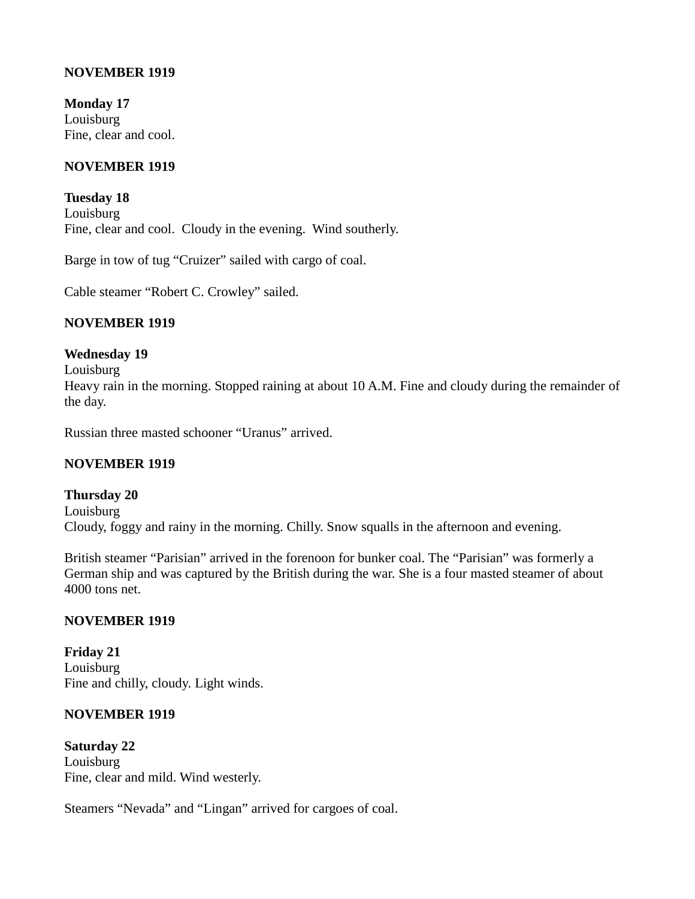**NOVEMBER 1919**

**Monday 17**
Louisburg
Fine, clear and cool.

**NOVEMBER 1919**

**Tuesday 18**
Louisburg
Fine, clear and cool. Cloudy in the evening. Wind southerly.

Barge in tow of tug “Cruizer” sailed with cargo of coal.

Cable steamer “Robert C. Crowley” sailed.

**NOVEMBER 1919**

**Wednesday 19**
Louisburg
Heavy rain in the morning. Stopped raining at about 10 A.M. Fine and cloudy during the remainder of the day.

Russian three masted schooner “Uranus” arrived.

**NOVEMBER 1919**

**Thursday 20**
Louisburg
Cloudy, foggy and rainy in the morning. Chilly. Snow squalls in the afternoon and evening.

British steamer “Parisian” arrived in the forenoon for bunker coal. The “Parisian” was formerly a German ship and was captured by the British during the war. She is a four masted steamer of about 4000 tons net.

**NOVEMBER 1919**

**Friday 21**
Louisburg
Fine and chilly, cloudy. Light winds.

**NOVEMBER 1919**

**Saturday 22**
Louisburg
Fine, clear and mild. Wind westerly.

Steamers “Nevada” and “Lingan” arrived for cargoes of coal.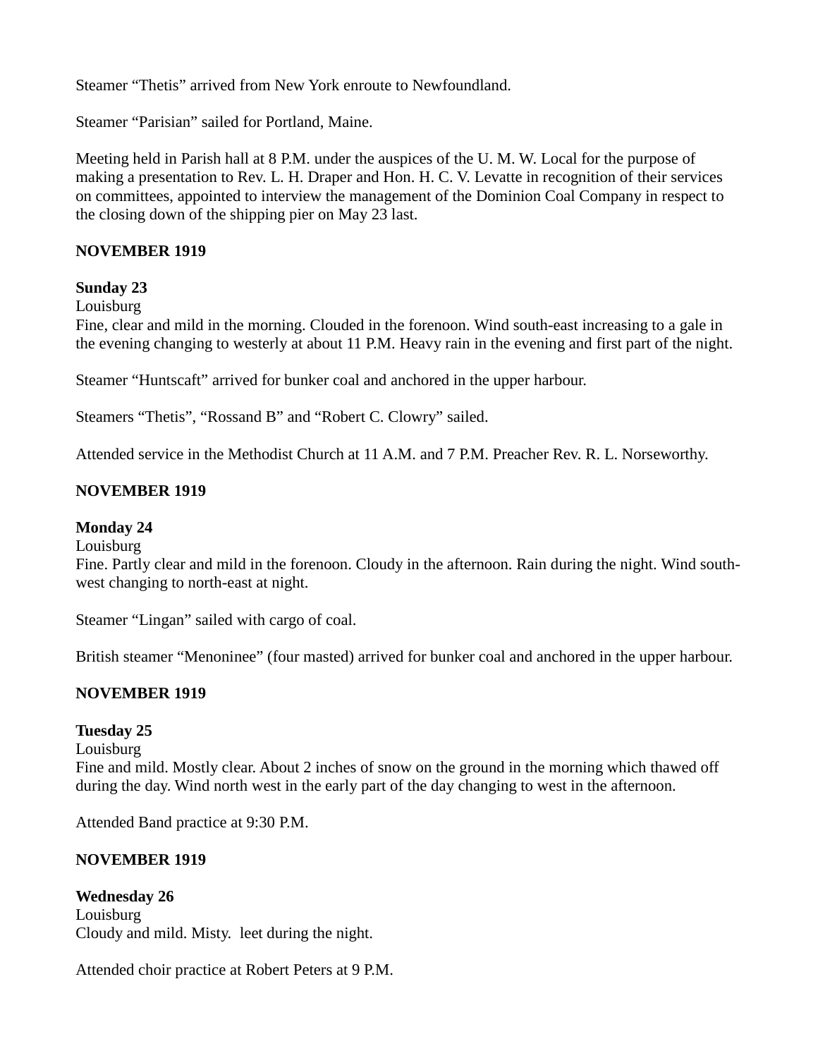Steamer “Thetis” arrived from New York enroute to Newfoundland.

Steamer “Parisian” sailed for Portland, Maine.

Meeting held in Parish hall at 8 P.M. under the auspices of the U. M. W. Local for the purpose of making a presentation to Rev. L. H. Draper and Hon. H. C. V. Levatte in recognition of their services on committees, appointed to interview the management of the Dominion Coal Company in respect to the closing down of the shipping pier on May 23 last.

**NOVEMBER 1919**

**Sunday 23**
Louisburg
Fine, clear and mild in the morning. Clouded in the forenoon. Wind south-east increasing to a gale in the evening changing to westerly at about 11 P.M. Heavy rain in the evening and first part of the night.

Steamer “Huntscaft” arrived for bunker coal and anchored in the upper harbour.

Steamers “Thetis”, “Rossand B” and “Robert C. Clowry” sailed.

Attended service in the Methodist Church at 11 A.M. and 7 P.M. Preacher Rev. R. L. Norseworthy.

**NOVEMBER 1919**

**Monday 24**
Louisburg
Fine. Partly clear and mild in the forenoon. Cloudy in the afternoon. Rain during the night. Wind south-west changing to north-east at night.

Steamer “Lingan” sailed with cargo of coal.

British steamer “Menoninee” (four masted) arrived for bunker coal and anchored in the upper harbour.

**NOVEMBER 1919**

**Tuesday 25**
Louisburg
Fine and mild. Mostly clear. About 2 inches of snow on the ground in the morning which thawed off during the day. Wind north west in the early part of the day changing to west in the afternoon.

Attended Band practice at 9:30 P.M.

**NOVEMBER 1919**

**Wednesday 26**
Louisburg
Cloudy and mild. Misty. leet during the night.

Attended choir practice at Robert Peters at 9 P.M.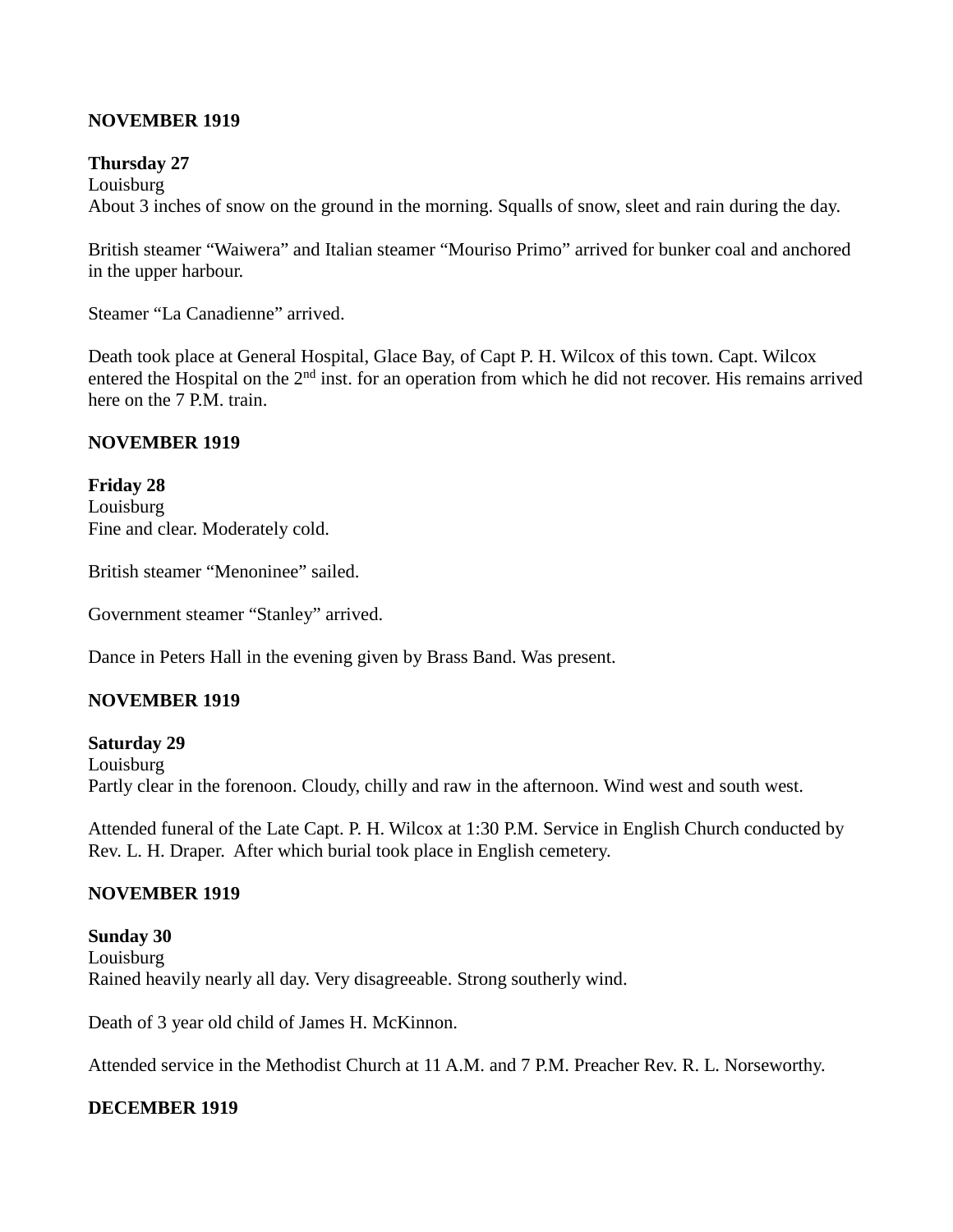**NOVEMBER 1919**

**Thursday 27**
Louisburg
About 3 inches of snow on the ground in the morning. Squalls of snow, sleet and rain during the day.

British steamer "Waiwera" and Italian steamer "Mouriso Primo" arrived for bunker coal and anchored in the upper harbour.

Steamer "La Canadienne" arrived.

Death took place at General Hospital, Glace Bay, of Capt P. H. Wilcox of this town. Capt. Wilcox entered the Hospital on the 2nd inst. for an operation from which he did not recover. His remains arrived here on the 7 P.M. train.

**NOVEMBER 1919**

**Friday 28**
Louisburg
Fine and clear. Moderately cold.

British steamer "Menoninee" sailed.

Government steamer "Stanley" arrived.

Dance in Peters Hall in the evening given by Brass Band. Was present.

**NOVEMBER 1919**

**Saturday 29**
Louisburg
Partly clear in the forenoon. Cloudy, chilly and raw in the afternoon. Wind west and south west.

Attended funeral of the Late Capt. P. H. Wilcox at 1:30 P.M. Service in English Church conducted by Rev. L. H. Draper. After which burial took place in English cemetery.

**NOVEMBER 1919**

**Sunday 30**
Louisburg
Rained heavily nearly all day. Very disagreeable. Strong southerly wind.

Death of 3 year old child of James H. McKinnon.

Attended service in the Methodist Church at 11 A.M. and 7 P.M. Preacher Rev. R. L. Norseworthy.

**DECEMBER 1919**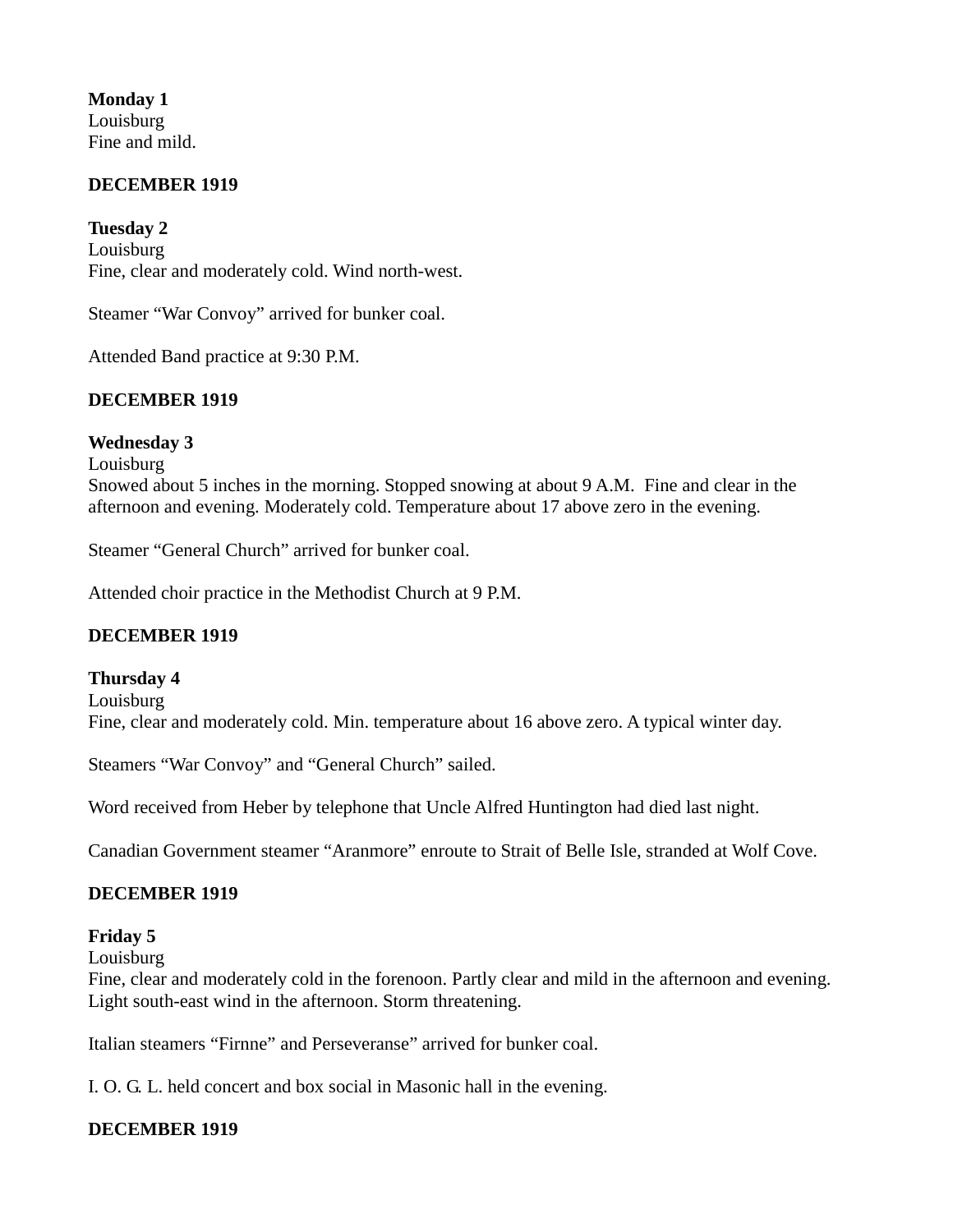**Monday 1**
Louisburg
Fine and mild.

**DECEMBER 1919**

**Tuesday 2**
Louisburg
Fine, clear and moderately cold. Wind north-west.

Steamer “War Convoy” arrived for bunker coal.

Attended Band practice at 9:30 P.M.

**DECEMBER 1919**

**Wednesday 3**
Louisburg
Snowed about 5 inches in the morning. Stopped snowing at about 9 A.M. Fine and clear in the afternoon and evening. Moderately cold. Temperature about 17 above zero in the evening.

Steamer “General Church” arrived for bunker coal.

Attended choir practice in the Methodist Church at 9 P.M.

**DECEMBER 1919**

**Thursday 4**
Louisburg
Fine, clear and moderately cold. Min. temperature about 16 above zero. A typical winter day.

Steamers “War Convoy” and “General Church” sailed.

Word received from Heber by telephone that Uncle Alfred Huntington had died last night.

Canadian Government steamer “Aranmore” enroute to Strait of Belle Isle, stranded at Wolf Cove.

**DECEMBER 1919**

**Friday 5**
Louisburg
Fine, clear and moderately cold in the forenoon. Partly clear and mild in the afternoon and evening. Light south-east wind in the afternoon. Storm threatening.

Italian steamers “Firnne” and Perseveranse” arrived for bunker coal.

I. O. G. L. held concert and box social in Masonic hall in the evening.

**DECEMBER 1919**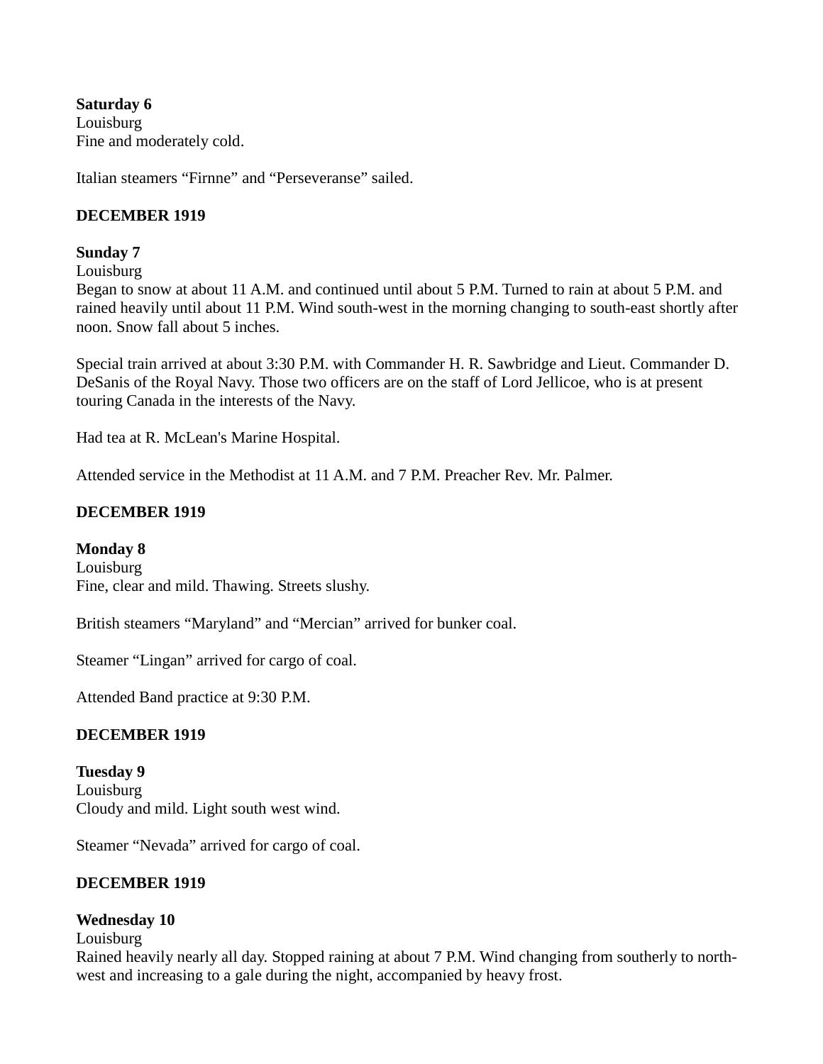**Saturday 6**
Louisburg
Fine and moderately cold.

Italian steamers “Firnne” and “Perseveranse” sailed.

**DECEMBER 1919**

**Sunday 7**
Louisburg
Began to snow at about 11 A.M. and continued until about 5 P.M. Turned to rain at about 5 P.M. and rained heavily until about 11 P.M. Wind south-west in the morning changing to south-east shortly after noon. Snow fall about 5 inches.

Special train arrived at about 3:30 P.M. with Commander H. R. Sawbridge and Lieut. Commander D. DeSanis of the Royal Navy. Those two officers are on the staff of Lord Jellicoe, who is at present touring Canada in the interests of the Navy.

Had tea at R. McLean's Marine Hospital.

Attended service in the Methodist at 11 A.M. and 7 P.M. Preacher Rev. Mr. Palmer.

**DECEMBER 1919**

**Monday 8**
Louisburg
Fine, clear and mild. Thawing. Streets slushy.

British steamers “Maryland” and “Mercian” arrived for bunker coal.

Steamer “Lingan” arrived for cargo of coal.

Attended Band practice at 9:30 P.M.

**DECEMBER 1919**

**Tuesday 9**
Louisburg
Cloudy and mild. Light south west wind.

Steamer “Nevada” arrived for cargo of coal.

**DECEMBER 1919**

**Wednesday 10**
Louisburg
Rained heavily nearly all day. Stopped raining at about 7 P.M. Wind changing from southerly to north-west and increasing to a gale during the night, accompanied by heavy frost.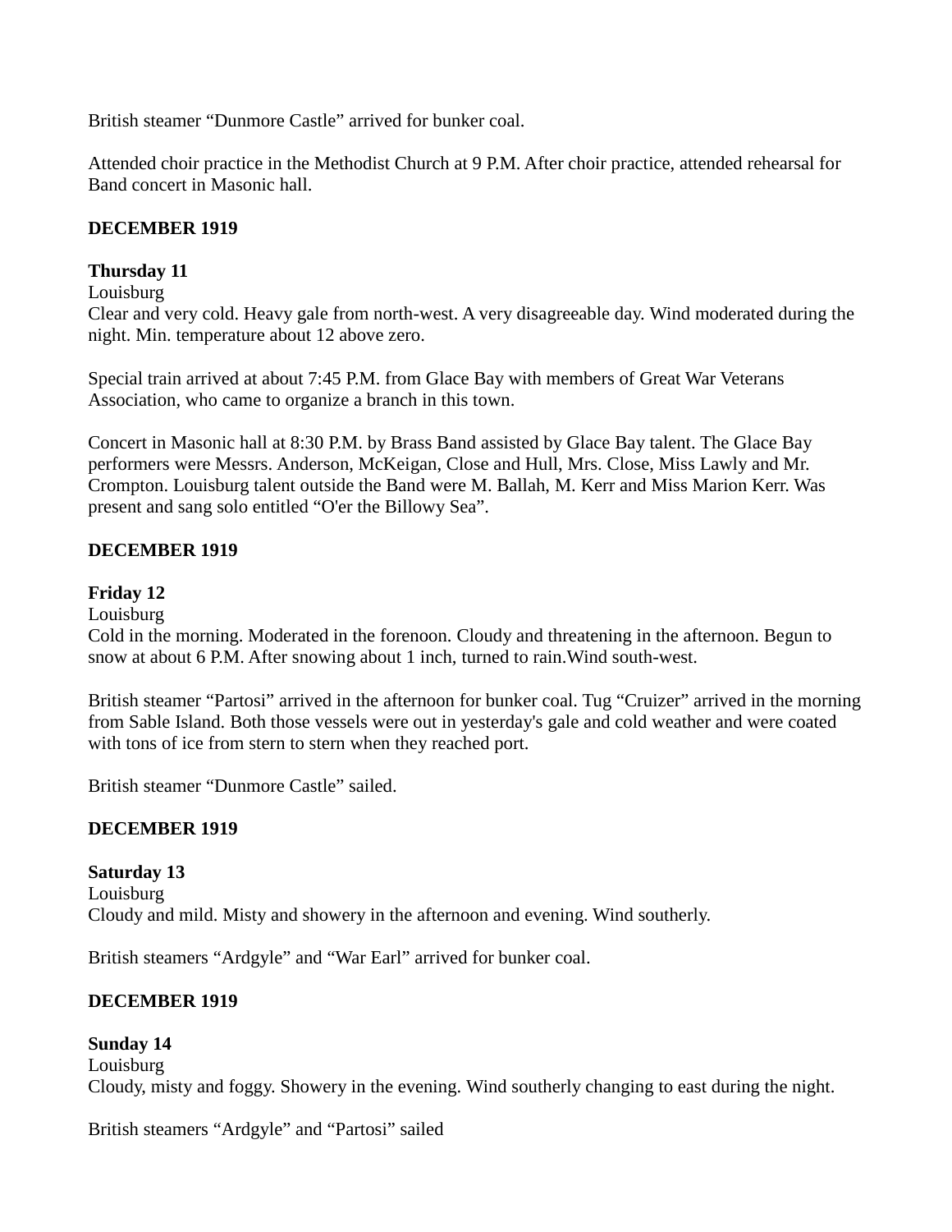British steamer “Dunmore Castle” arrived for bunker coal.

Attended choir practice in the Methodist Church at 9 P.M. After choir practice, attended rehearsal for Band concert in Masonic hall.

**DECEMBER 1919**

**Thursday 11**
Louisburg
Clear and very cold. Heavy gale from north-west. A very disagreeable day. Wind moderated during the night. Min. temperature about 12 above zero.

Special train arrived at about 7:45 P.M. from Glace Bay with members of Great War Veterans Association, who came to organize a branch in this town.

Concert in Masonic hall at 8:30 P.M. by Brass Band assisted by Glace Bay talent. The Glace Bay performers were Messrs. Anderson, McKeigan, Close and Hull, Mrs. Close, Miss Lawly and Mr. Crompton. Louisburg talent outside the Band were M. Ballah, M. Kerr and Miss Marion Kerr. Was present and sang solo entitled “O'er the Billowy Sea”.

**DECEMBER 1919**

**Friday 12**
Louisburg
Cold in the morning. Moderated in the forenoon. Cloudy and threatening in the afternoon. Begun to snow at about 6 P.M. After snowing about 1 inch, turned to rain.Wind south-west.

British steamer “Partosi” arrived in the afternoon for bunker coal. Tug “Cruizer” arrived in the morning from Sable Island. Both those vessels were out in yesterday's gale and cold weather and were coated with tons of ice from stern to stern when they reached port.

British steamer “Dunmore Castle” sailed.

**DECEMBER 1919**

**Saturday 13**
Louisburg
Cloudy and mild. Misty and showery in the afternoon and evening. Wind southerly.

British steamers “Ardgyle” and “War Earl” arrived for bunker coal.

**DECEMBER 1919**

**Sunday 14**
Louisburg
Cloudy, misty and foggy. Showery in the evening. Wind southerly changing to east during the night.

British steamers “Ardgyle” and “Partosi” sailed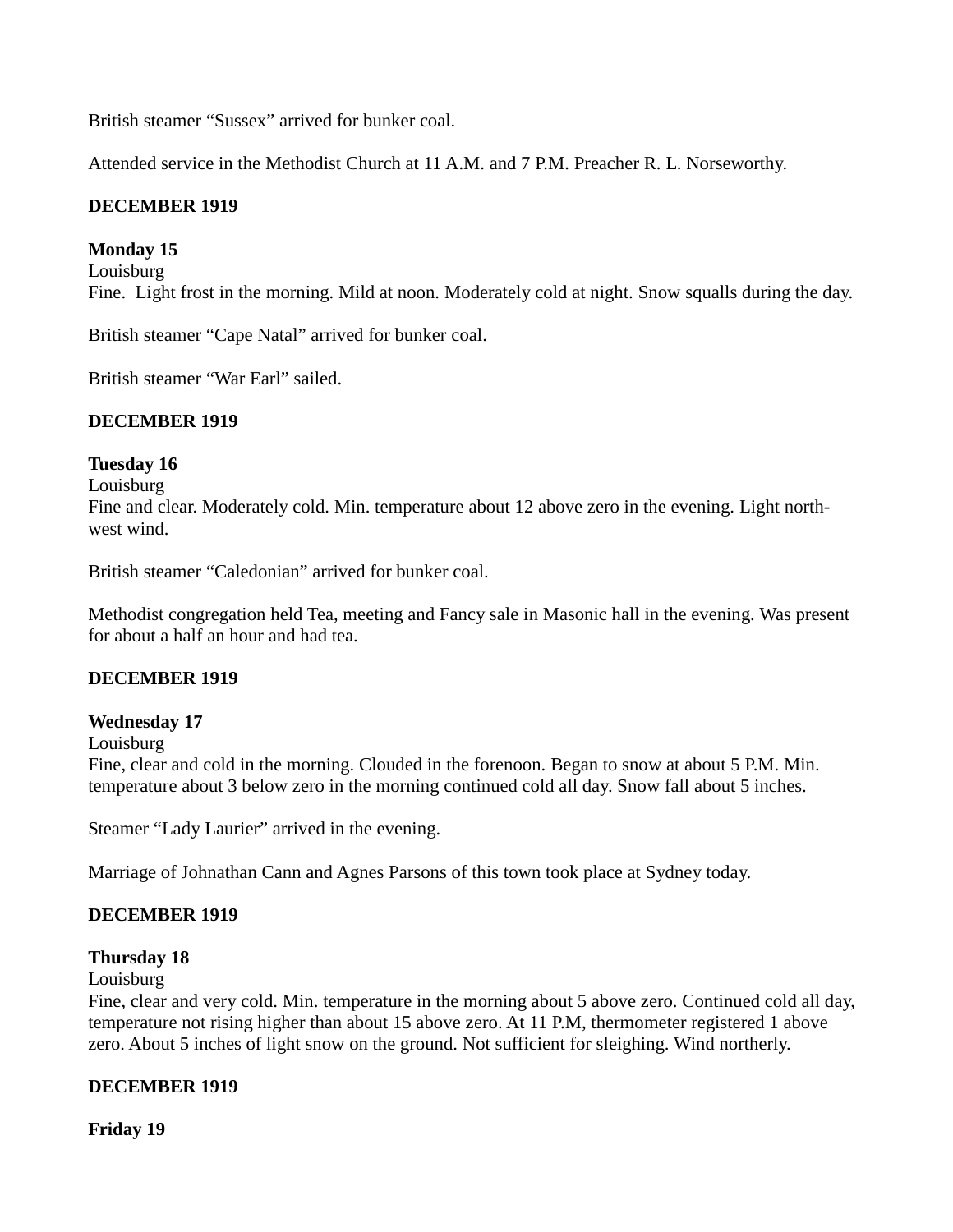British steamer “Sussex” arrived for bunker coal.

Attended service in the Methodist Church at 11 A.M. and 7 P.M. Preacher R. L. Norseworthy.

**DECEMBER 1919**

**Monday 15**
Louisburg
Fine. Light frost in the morning. Mild at noon. Moderately cold at night. Snow squalls during the day.

British steamer “Cape Natal” arrived for bunker coal.

British steamer “War Earl” sailed.

**DECEMBER 1919**

**Tuesday 16**
Louisburg
Fine and clear. Moderately cold. Min. temperature about 12 above zero in the evening. Light north-west wind.

British steamer “Caledonian” arrived for bunker coal.

Methodist congregation held Tea, meeting and Fancy sale in Masonic hall in the evening. Was present for about a half an hour and had tea.

**DECEMBER 1919**

**Wednesday 17**
Louisburg
Fine, clear and cold in the morning. Clouded in the forenoon. Began to snow at about 5 P.M. Min. temperature about 3 below zero in the morning continued cold all day. Snow fall about 5 inches.

Steamer “Lady Laurier” arrived in the evening.

Marriage of Johnathan Cann and Agnes Parsons of this town took place at Sydney today.

**DECEMBER 1919**

**Thursday 18**
Louisburg
Fine, clear and very cold. Min. temperature in the morning about 5 above zero. Continued cold all day, temperature not rising higher than about 15 above zero. At 11 P.M, thermometer registered 1 above zero. About 5 inches of light snow on the ground. Not sufficient for sleighing. Wind northerly.

**DECEMBER 1919**

**Friday 19**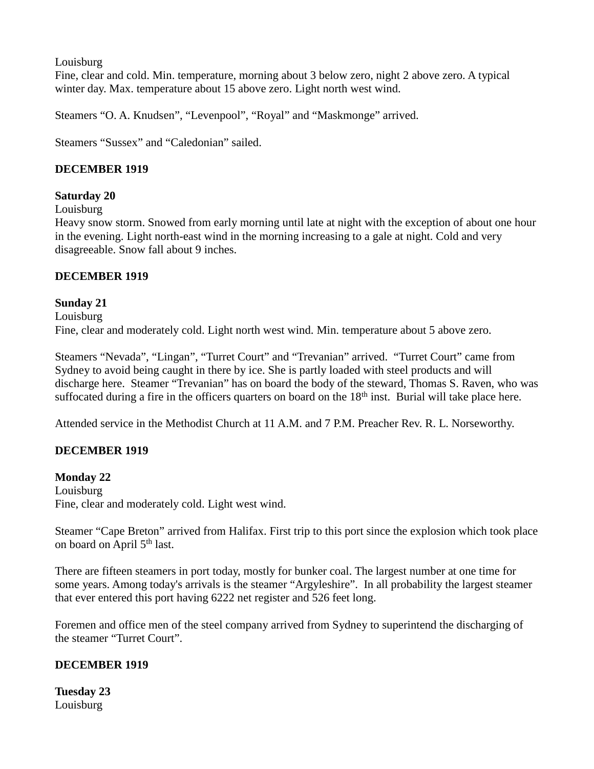Louisburg
Fine, clear and cold. Min. temperature, morning about 3 below zero, night 2 above zero. A typical winter day. Max. temperature about 15 above zero. Light north west wind.

Steamers “O. A. Knudsen”, “Levenpool”, “Royal” and “Maskmonge” arrived.

Steamers “Sussex” and “Caledonian” sailed.

**DECEMBER 1919**

**Saturday 20**
Louisburg
Heavy snow storm. Snowed from early morning until late at night with the exception of about one hour in the evening. Light north-east wind in the morning increasing to a gale at night. Cold and very disagreeable. Snow fall about 9 inches.

**DECEMBER 1919**

**Sunday 21**
Louisburg
Fine, clear and moderately cold. Light north west wind. Min. temperature about 5 above zero.

Steamers “Nevada”, “Lingan”, “Turret Court” and “Trevanian” arrived. “Turret Court” came from Sydney to avoid being caught in there by ice. She is partly loaded with steel products and will discharge here. Steamer “Trevanian” has on board the body of the steward, Thomas S. Raven, who was suffocated during a fire in the officers quarters on board on the 18th inst. Burial will take place here.

Attended service in the Methodist Church at 11 A.M. and 7 P.M. Preacher Rev. R. L. Norseworthy.

**DECEMBER 1919**

**Monday 22**
Louisburg
Fine, clear and moderately cold. Light west wind.

Steamer “Cape Breton” arrived from Halifax. First trip to this port since the explosion which took place on board on April 5th last.

There are fifteen steamers in port today, mostly for bunker coal. The largest number at one time for some years. Among today's arrivals is the steamer “Argyleshire”. In all probability the largest steamer that ever entered this port having 6222 net register and 526 feet long.

Foremen and office men of the steel company arrived from Sydney to superintend the discharging of the steamer “Turret Court”.

**DECEMBER 1919**

**Tuesday 23**
Louisburg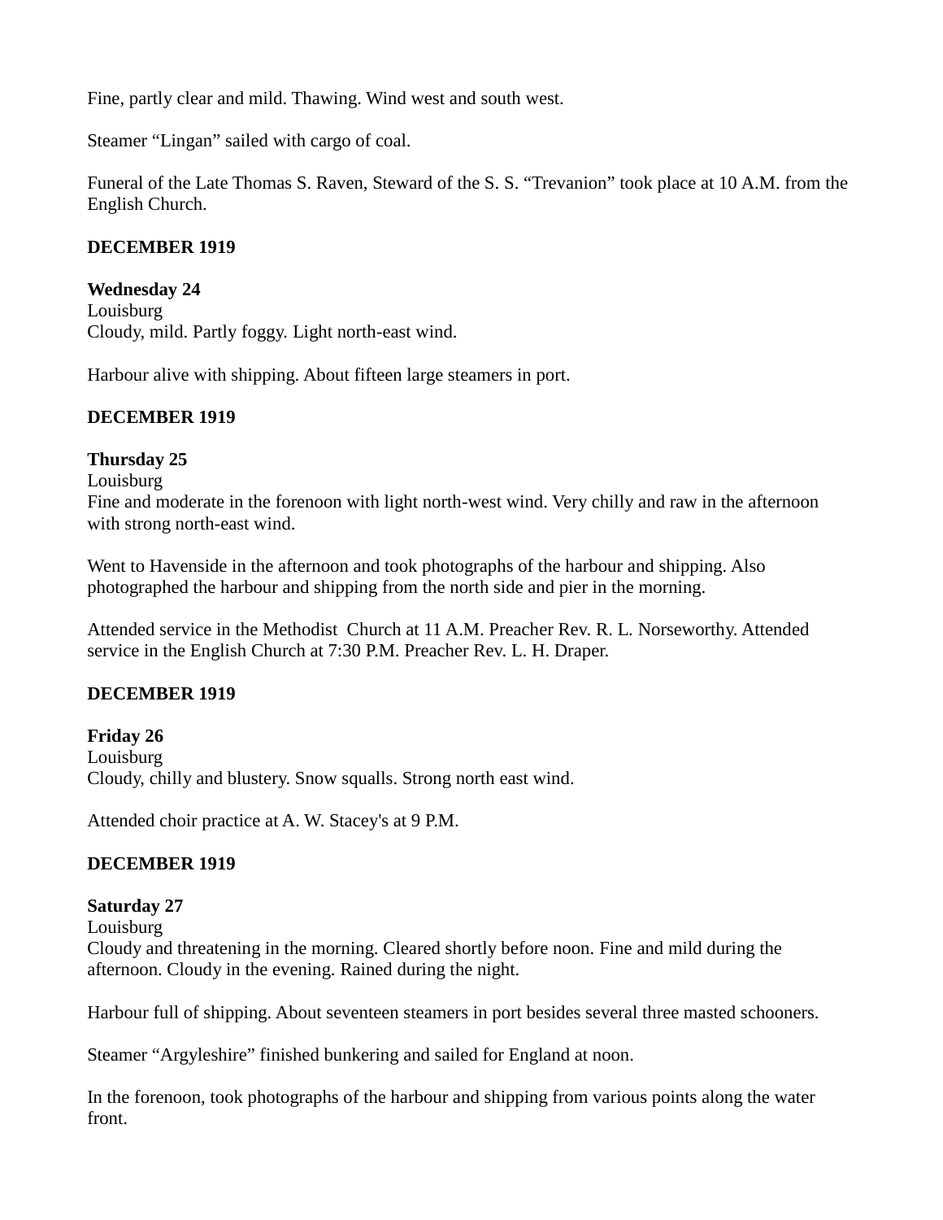Fine, partly clear and mild. Thawing. Wind west and south west.

Steamer "Lingan" sailed with cargo of coal.

Funeral of the Late Thomas S. Raven, Steward of the S. S. "Trevanion" took place at 10 A.M. from the English Church.

**DECEMBER 1919**

**Wednesday 24**
Louisburg
Cloudy, mild. Partly foggy. Light north-east wind.

Harbour alive with shipping. About fifteen large steamers in port.

**DECEMBER 1919**

**Thursday 25**
Louisburg
Fine and moderate in the forenoon with light north-west wind. Very chilly and raw in the afternoon with strong north-east wind.

Went to Havenside in the afternoon and took photographs of the harbour and shipping. Also photographed the harbour and shipping from the north side and pier in the morning.

Attended service in the Methodist  Church at 11 A.M. Preacher Rev. R. L. Norseworthy. Attended service in the English Church at 7:30 P.M. Preacher Rev. L. H. Draper.

**DECEMBER 1919**

**Friday 26**
Louisburg
Cloudy, chilly and blustery. Snow squalls. Strong north east wind.

Attended choir practice at A. W. Stacey's at 9 P.M.

**DECEMBER 1919**

**Saturday 27**
Louisburg
Cloudy and threatening in the morning. Cleared shortly before noon. Fine and mild during the afternoon. Cloudy in the evening. Rained during the night.

Harbour full of shipping. About seventeen steamers in port besides several three masted schooners.

Steamer "Argyleshire" finished bunkering and sailed for England at noon.

In the forenoon, took photographs of the harbour and shipping from various points along the water front.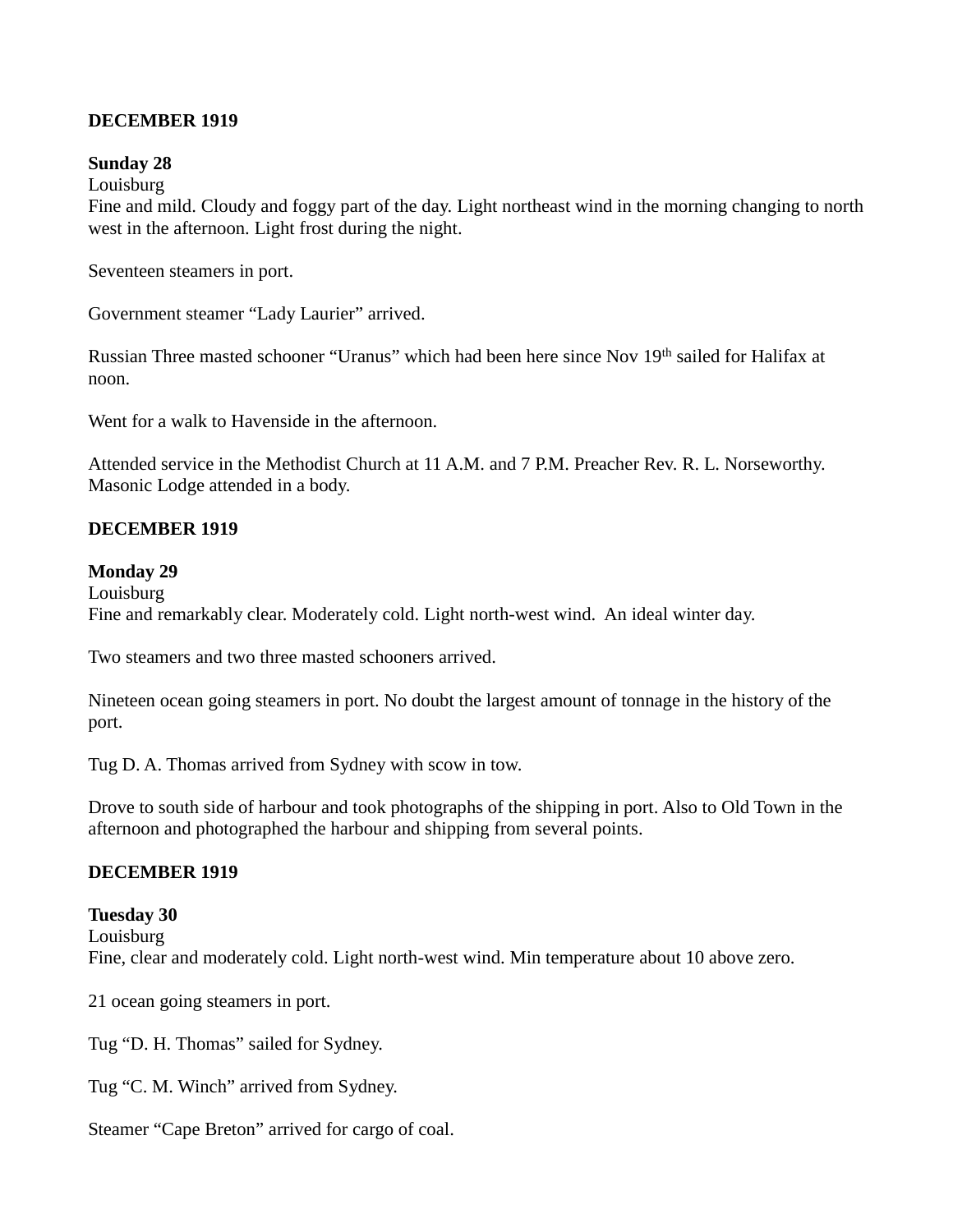**DECEMBER 1919**

**Sunday 28**
Louisburg
Fine and mild. Cloudy and foggy part of the day. Light northeast wind in the morning changing to north west in the afternoon. Light frost during the night.

Seventeen steamers in port.

Government steamer "Lady Laurier" arrived.

Russian Three masted schooner "Uranus" which had been here since Nov 19th sailed for Halifax at noon.

Went for a walk to Havenside in the afternoon.

Attended service in the Methodist Church at 11 A.M. and 7 P.M. Preacher Rev. R. L. Norseworthy. Masonic Lodge attended in a body.

**DECEMBER 1919**

**Monday 29**
Louisburg
Fine and remarkably clear. Moderately cold. Light north-west wind. An ideal winter day.

Two steamers and two three masted schooners arrived.

Nineteen ocean going steamers in port. No doubt the largest amount of tonnage in the history of the port.

Tug D. A. Thomas arrived from Sydney with scow in tow.

Drove to south side of harbour and took photographs of the shipping in port. Also to Old Town in the afternoon and photographed the harbour and shipping from several points.

**DECEMBER 1919**

**Tuesday 30**
Louisburg
Fine, clear and moderately cold. Light north-west wind. Min temperature about 10 above zero.

21 ocean going steamers in port.

Tug "D. H. Thomas" sailed for Sydney.

Tug "C. M. Winch" arrived from Sydney.

Steamer "Cape Breton" arrived for cargo of coal.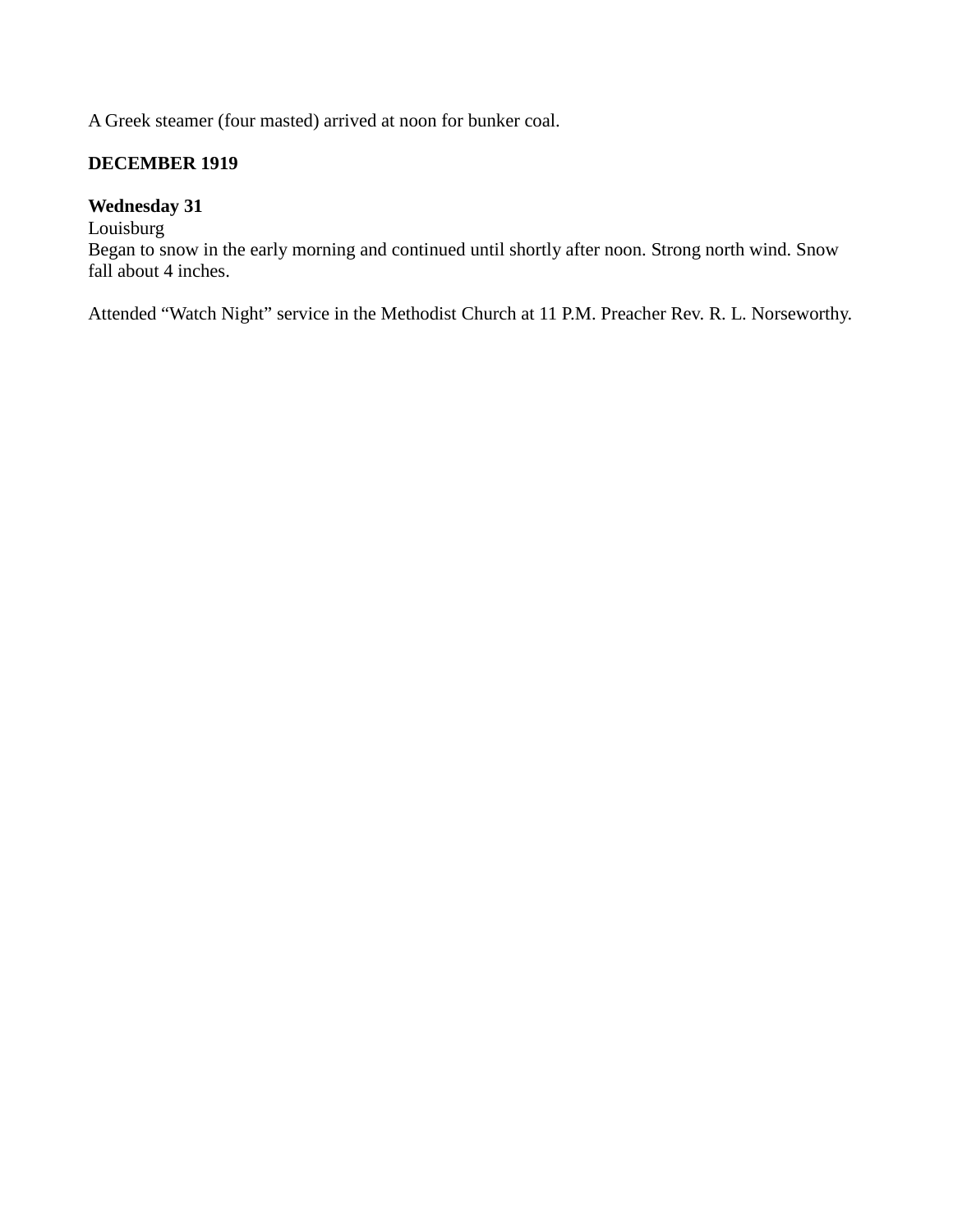A Greek steamer (four masted) arrived at noon for bunker coal.

**DECEMBER 1919**

**Wednesday 31**
Louisburg
Began to snow in the early morning and continued until shortly after noon. Strong north wind. Snow fall about 4 inches.

Attended "Watch Night" service in the Methodist Church at 11 P.M. Preacher Rev. R. L. Norseworthy.